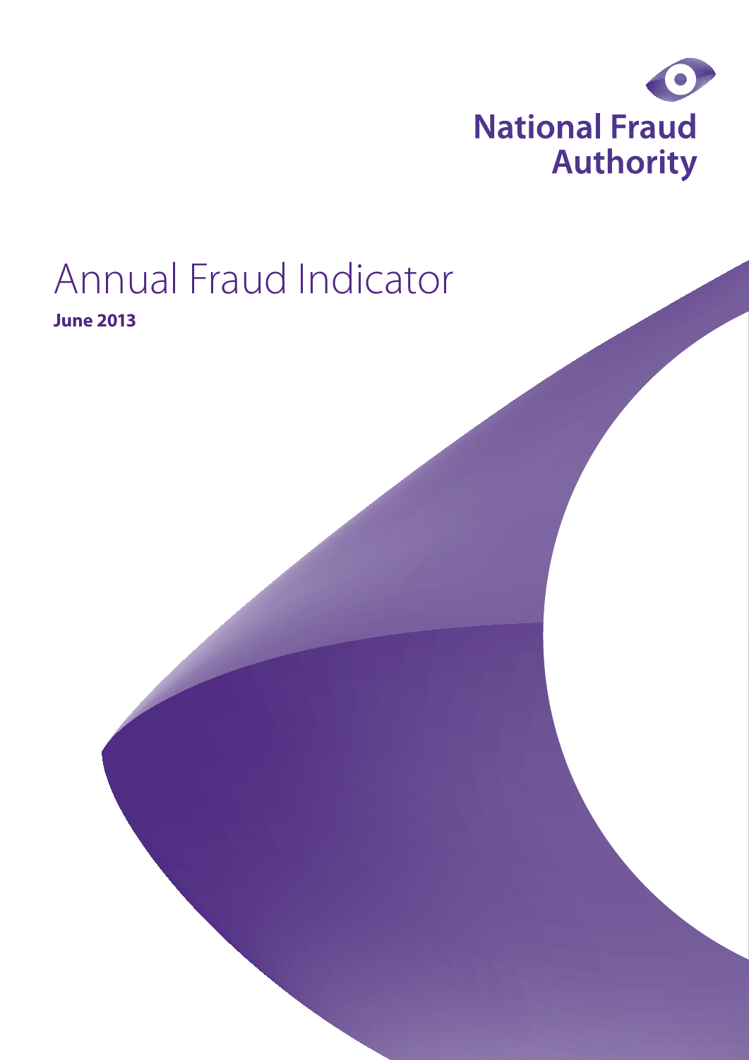National Fraud Authority

# Annual Fraud Indicator

**June 2013**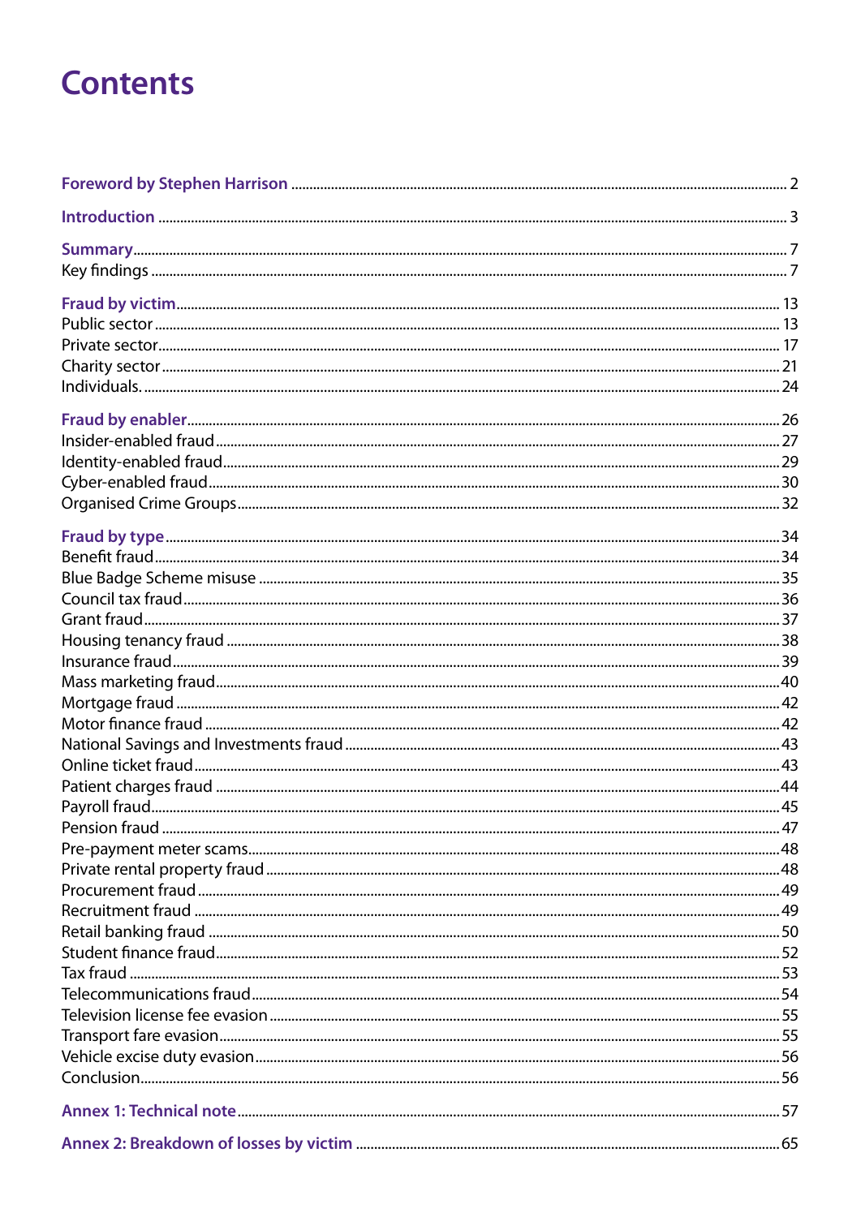# Contents

**Foreword by Stephen Harrison** ... 2

**Introduction** ... 3

**Summary** ... 7
Key findings ... 7

**Fraud by victim** ... 13
Public sector ... 13
Private sector ... 17
Charity sector ... 21
Individuals. ... 24

**Fraud by enabler** ... 26
Insider-enabled fraud ... 27
Identity-enabled fraud ... 29
Cyber-enabled fraud ... 30
Organised Crime Groups ... 32

**Fraud by type** ... 34
Benefit fraud ... 34
Blue Badge Scheme misuse ... 35
Council tax fraud ... 36
Grant fraud ... 37
Housing tenancy fraud ... 38
Insurance fraud ... 39
Mass marketing fraud ... 40
Mortgage fraud ... 42
Motor finance fraud ... 42
National Savings and Investments fraud ... 43
Online ticket fraud ... 43
Patient charges fraud ... 44
Payroll fraud ... 45
Pension fraud ... 47
Pre-payment meter scams ... 48
Private rental property fraud ... 48
Procurement fraud ... 49
Recruitment fraud ... 49
Retail banking fraud ... 50
Student finance fraud ... 52
Tax fraud ... 53
Telecommunications fraud ... 54
Television license fee evasion ... 55
Transport fare evasion ... 55
Vehicle excise duty evasion ... 56
Conclusion ... 56

**Annex 1: Technical note** ... 57

**Annex 2: Breakdown of losses by victim** ... 65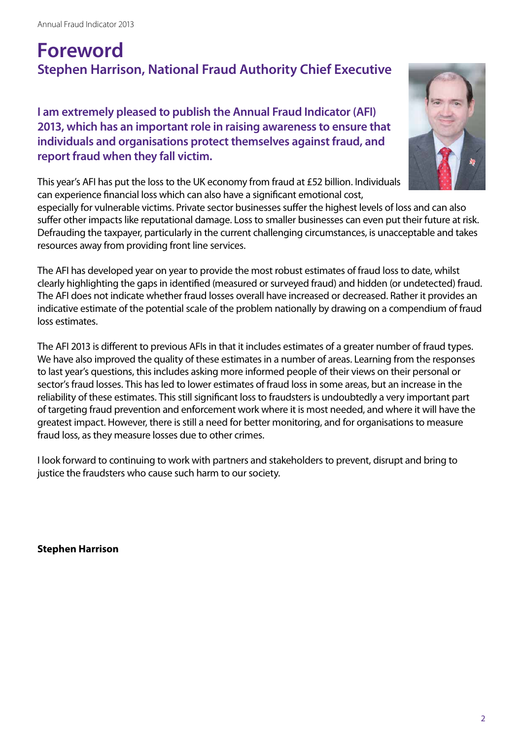# Foreword

## Stephen Harrison, National Fraud Authority Chief Executive

**I am extremely pleased to publish the Annual Fraud Indicator (AFI) 2013, which has an important role in raising awareness to ensure that individuals and organisations protect themselves against fraud, and report fraud when they fall victim.**

This year's AFI has put the loss to the UK economy from fraud at £52 billion. Individuals can experience financial loss which can also have a significant emotional cost, especially for vulnerable victims. Private sector businesses suffer the highest levels of loss and can also suffer other impacts like reputational damage. Loss to smaller businesses can even put their future at risk. Defrauding the taxpayer, particularly in the current challenging circumstances, is unacceptable and takes resources away from providing front line services.

The AFI has developed year on year to provide the most robust estimates of fraud loss to date, whilst clearly highlighting the gaps in identified (measured or surveyed fraud) and hidden (or undetected) fraud. The AFI does not indicate whether fraud losses overall have increased or decreased. Rather it provides an indicative estimate of the potential scale of the problem nationally by drawing on a compendium of fraud loss estimates.

The AFI 2013 is different to previous AFIs in that it includes estimates of a greater number of fraud types. We have also improved the quality of these estimates in a number of areas. Learning from the responses to last year's questions, this includes asking more informed people of their views on their personal or sector's fraud losses. This has led to lower estimates of fraud loss in some areas, but an increase in the reliability of these estimates. This still significant loss to fraudsters is undoubtedly a very important part of targeting fraud prevention and enforcement work where it is most needed, and where it will have the greatest impact. However, there is still a need for better monitoring, and for organisations to measure fraud loss, as they measure losses due to other crimes.

I look forward to continuing to work with partners and stakeholders to prevent, disrupt and bring to justice the fraudsters who cause such harm to our society.

**Stephen Harrison**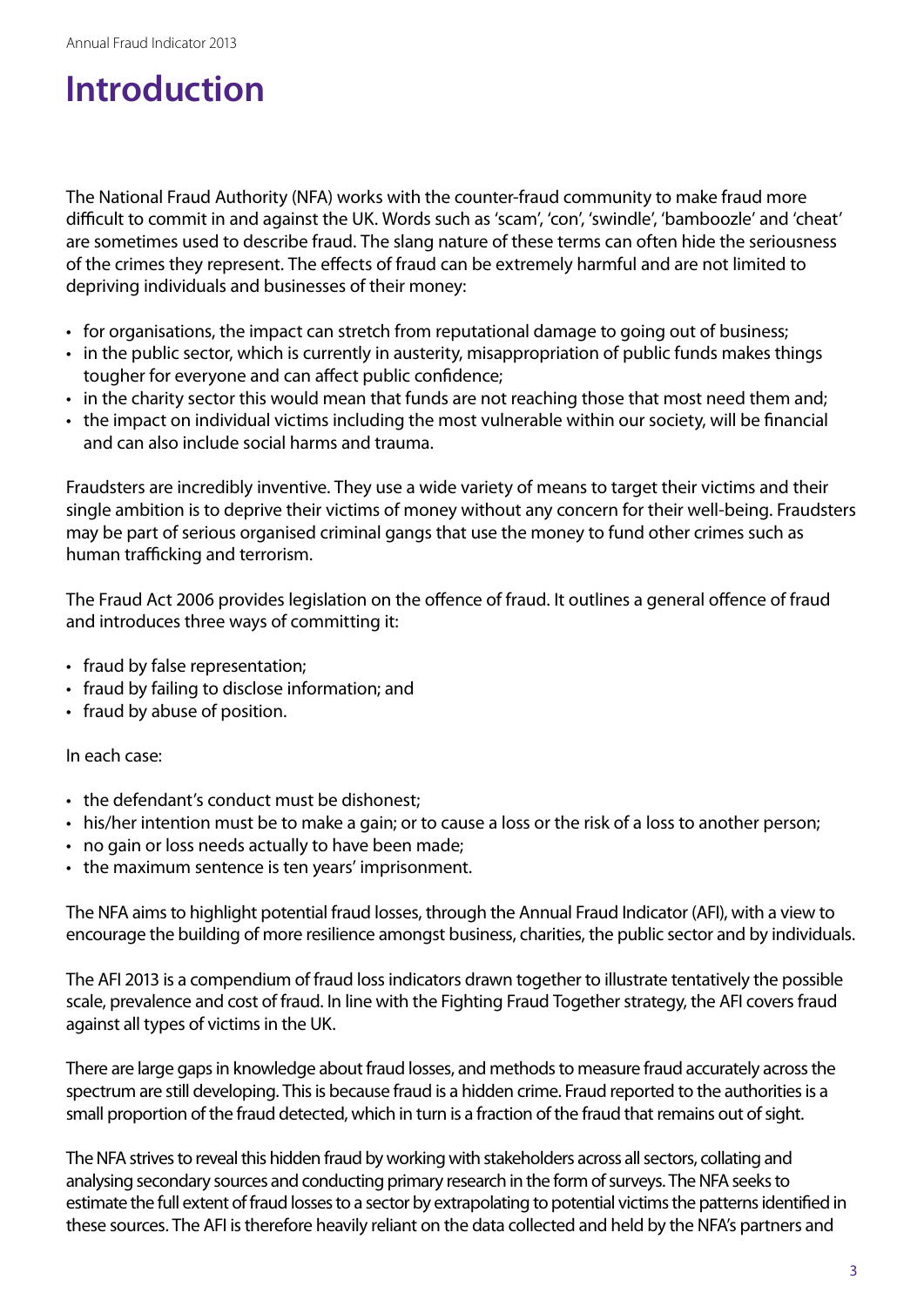# Introduction

The National Fraud Authority (NFA) works with the counter-fraud community to make fraud more difficult to commit in and against the UK. Words such as 'scam', 'con', 'swindle', 'bamboozle' and 'cheat' are sometimes used to describe fraud. The slang nature of these terms can often hide the seriousness of the crimes they represent. The effects of fraud can be extremely harmful and are not limited to depriving individuals and businesses of their money:

- for organisations, the impact can stretch from reputational damage to going out of business;
- in the public sector, which is currently in austerity, misappropriation of public funds makes things tougher for everyone and can affect public confidence;
- in the charity sector this would mean that funds are not reaching those that most need them and;
- the impact on individual victims including the most vulnerable within our society, will be financial and can also include social harms and trauma.

Fraudsters are incredibly inventive. They use a wide variety of means to target their victims and their single ambition is to deprive their victims of money without any concern for their well-being. Fraudsters may be part of serious organised criminal gangs that use the money to fund other crimes such as human trafficking and terrorism.

The Fraud Act 2006 provides legislation on the offence of fraud. It outlines a general offence of fraud and introduces three ways of committing it:

- fraud by false representation;
- fraud by failing to disclose information; and
- fraud by abuse of position.

In each case:

- the defendant's conduct must be dishonest;
- his/her intention must be to make a gain; or to cause a loss or the risk of a loss to another person;
- no gain or loss needs actually to have been made;
- the maximum sentence is ten years' imprisonment.

The NFA aims to highlight potential fraud losses, through the Annual Fraud Indicator (AFI), with a view to encourage the building of more resilience amongst business, charities, the public sector and by individuals.

The AFI 2013 is a compendium of fraud loss indicators drawn together to illustrate tentatively the possible scale, prevalence and cost of fraud. In line with the Fighting Fraud Together strategy, the AFI covers fraud against all types of victims in the UK.

There are large gaps in knowledge about fraud losses, and methods to measure fraud accurately across the spectrum are still developing. This is because fraud is a hidden crime. Fraud reported to the authorities is a small proportion of the fraud detected, which in turn is a fraction of the fraud that remains out of sight.

The NFA strives to reveal this hidden fraud by working with stakeholders across all sectors, collating and analysing secondary sources and conducting primary research in the form of surveys. The NFA seeks to estimate the full extent of fraud losses to a sector by extrapolating to potential victims the patterns identified in these sources. The AFI is therefore heavily reliant on the data collected and held by the NFA's partners and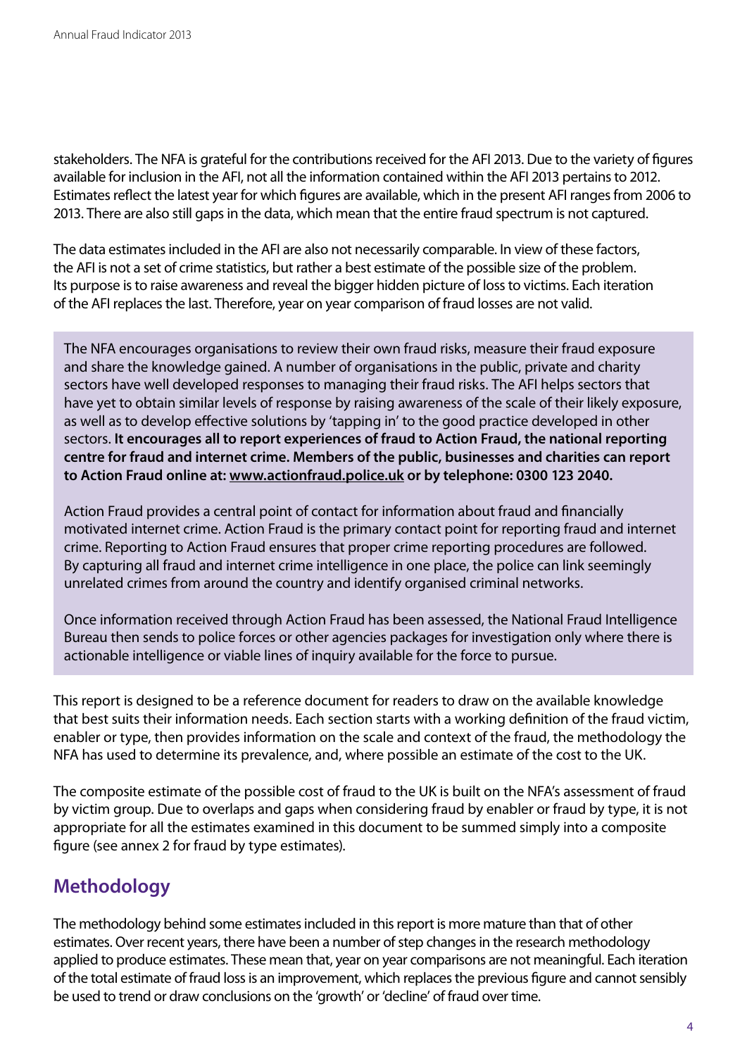stakeholders. The NFA is grateful for the contributions received for the AFI 2013. Due to the variety of figures available for inclusion in the AFI, not all the information contained within the AFI 2013 pertains to 2012. Estimates reflect the latest year for which figures are available, which in the present AFI ranges from 2006 to 2013. There are also still gaps in the data, which mean that the entire fraud spectrum is not captured.

The data estimates included in the AFI are also not necessarily comparable. In view of these factors, the AFI is not a set of crime statistics, but rather a best estimate of the possible size of the problem. Its purpose is to raise awareness and reveal the bigger hidden picture of loss to victims. Each iteration of the AFI replaces the last. Therefore, year on year comparison of fraud losses are not valid.

The NFA encourages organisations to review their own fraud risks, measure their fraud exposure and share the knowledge gained. A number of organisations in the public, private and charity sectors have well developed responses to managing their fraud risks. The AFI helps sectors that have yet to obtain similar levels of response by raising awareness of the scale of their likely exposure, as well as to develop effective solutions by 'tapping in' to the good practice developed in other sectors. **It encourages all to report experiences of fraud to Action Fraud, the national reporting centre for fraud and internet crime. Members of the public, businesses and charities can report to Action Fraud online at: www.actionfraud.police.uk or by telephone: 0300 123 2040.**

Action Fraud provides a central point of contact for information about fraud and financially motivated internet crime. Action Fraud is the primary contact point for reporting fraud and internet crime. Reporting to Action Fraud ensures that proper crime reporting procedures are followed. By capturing all fraud and internet crime intelligence in one place, the police can link seemingly unrelated crimes from around the country and identify organised criminal networks.

Once information received through Action Fraud has been assessed, the National Fraud Intelligence Bureau then sends to police forces or other agencies packages for investigation only where there is actionable intelligence or viable lines of inquiry available for the force to pursue.

This report is designed to be a reference document for readers to draw on the available knowledge that best suits their information needs. Each section starts with a working definition of the fraud victim, enabler or type, then provides information on the scale and context of the fraud, the methodology the NFA has used to determine its prevalence, and, where possible an estimate of the cost to the UK.

The composite estimate of the possible cost of fraud to the UK is built on the NFA's assessment of fraud by victim group. Due to overlaps and gaps when considering fraud by enabler or fraud by type, it is not appropriate for all the estimates examined in this document to be summed simply into a composite figure (see annex 2 for fraud by type estimates).

## Methodology

The methodology behind some estimates included in this report is more mature than that of other estimates. Over recent years, there have been a number of step changes in the research methodology applied to produce estimates. These mean that, year on year comparisons are not meaningful. Each iteration of the total estimate of fraud loss is an improvement, which replaces the previous figure and cannot sensibly be used to trend or draw conclusions on the 'growth' or 'decline' of fraud over time.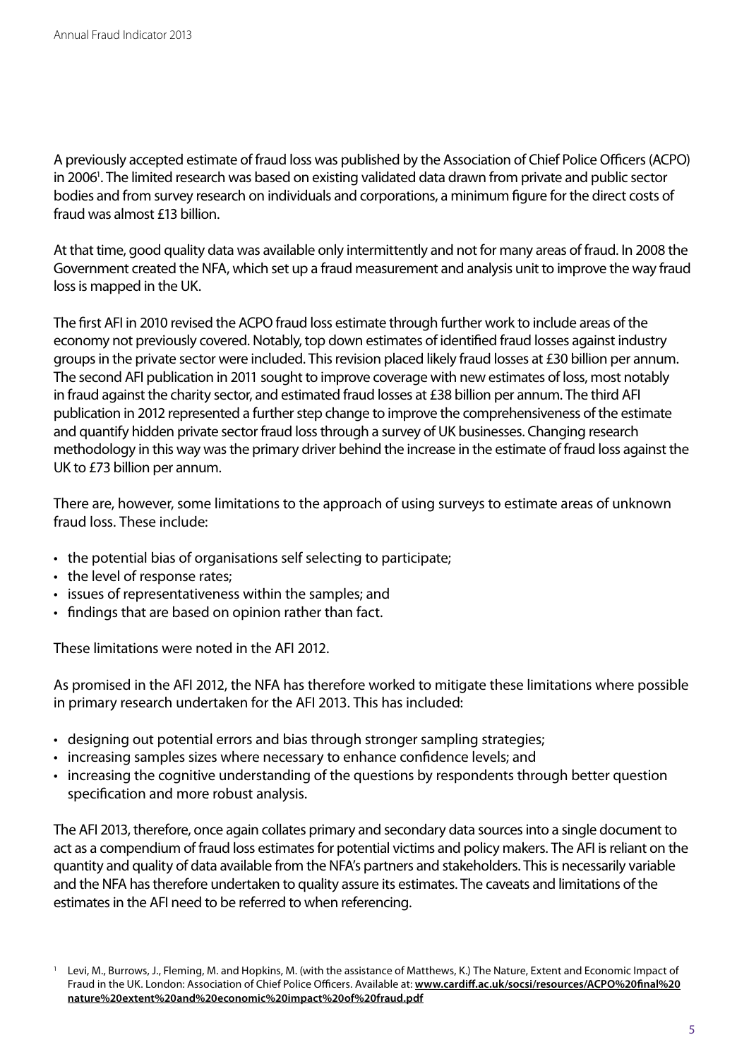A previously accepted estimate of fraud loss was published by the Association of Chief Police Officers (ACPO) in 2006[1]. The limited research was based on existing validated data drawn from private and public sector bodies and from survey research on individuals and corporations, a minimum figure for the direct costs of fraud was almost £13 billion.

At that time, good quality data was available only intermittently and not for many areas of fraud. In 2008 the Government created the NFA, which set up a fraud measurement and analysis unit to improve the way fraud loss is mapped in the UK.

The first AFI in 2010 revised the ACPO fraud loss estimate through further work to include areas of the economy not previously covered. Notably, top down estimates of identified fraud losses against industry groups in the private sector were included. This revision placed likely fraud losses at £30 billion per annum. The second AFI publication in 2011 sought to improve coverage with new estimates of loss, most notably in fraud against the charity sector, and estimated fraud losses at £38 billion per annum. The third AFI publication in 2012 represented a further step change to improve the comprehensiveness of the estimate and quantify hidden private sector fraud loss through a survey of UK businesses. Changing research methodology in this way was the primary driver behind the increase in the estimate of fraud loss against the UK to £73 billion per annum.

There are, however, some limitations to the approach of using surveys to estimate areas of unknown fraud loss. These include:

- the potential bias of organisations self selecting to participate;
- the level of response rates;
- issues of representativeness within the samples; and
- findings that are based on opinion rather than fact.

These limitations were noted in the AFI 2012.

As promised in the AFI 2012, the NFA has therefore worked to mitigate these limitations where possible in primary research undertaken for the AFI 2013. This has included:

- designing out potential errors and bias through stronger sampling strategies;
- increasing samples sizes where necessary to enhance confidence levels; and
- increasing the cognitive understanding of the questions by respondents through better question specification and more robust analysis.

The AFI 2013, therefore, once again collates primary and secondary data sources into a single document to act as a compendium of fraud loss estimates for potential victims and policy makers. The AFI is reliant on the quantity and quality of data available from the NFA's partners and stakeholders. This is necessarily variable and the NFA has therefore undertaken to quality assure its estimates. The caveats and limitations of the estimates in the AFI need to be referred to when referencing.

[1] Levi, M., Burrows, J., Fleming, M. and Hopkins, M. (with the assistance of Matthews, K.) The Nature, Extent and Economic Impact of Fraud in the UK. London: Association of Chief Police Officers. Available at: **www.cardiff.ac.uk/socsi/resources/ACPO%20final%20nature%20extent%20and%20economic%20impact%20of%20fraud.pdf**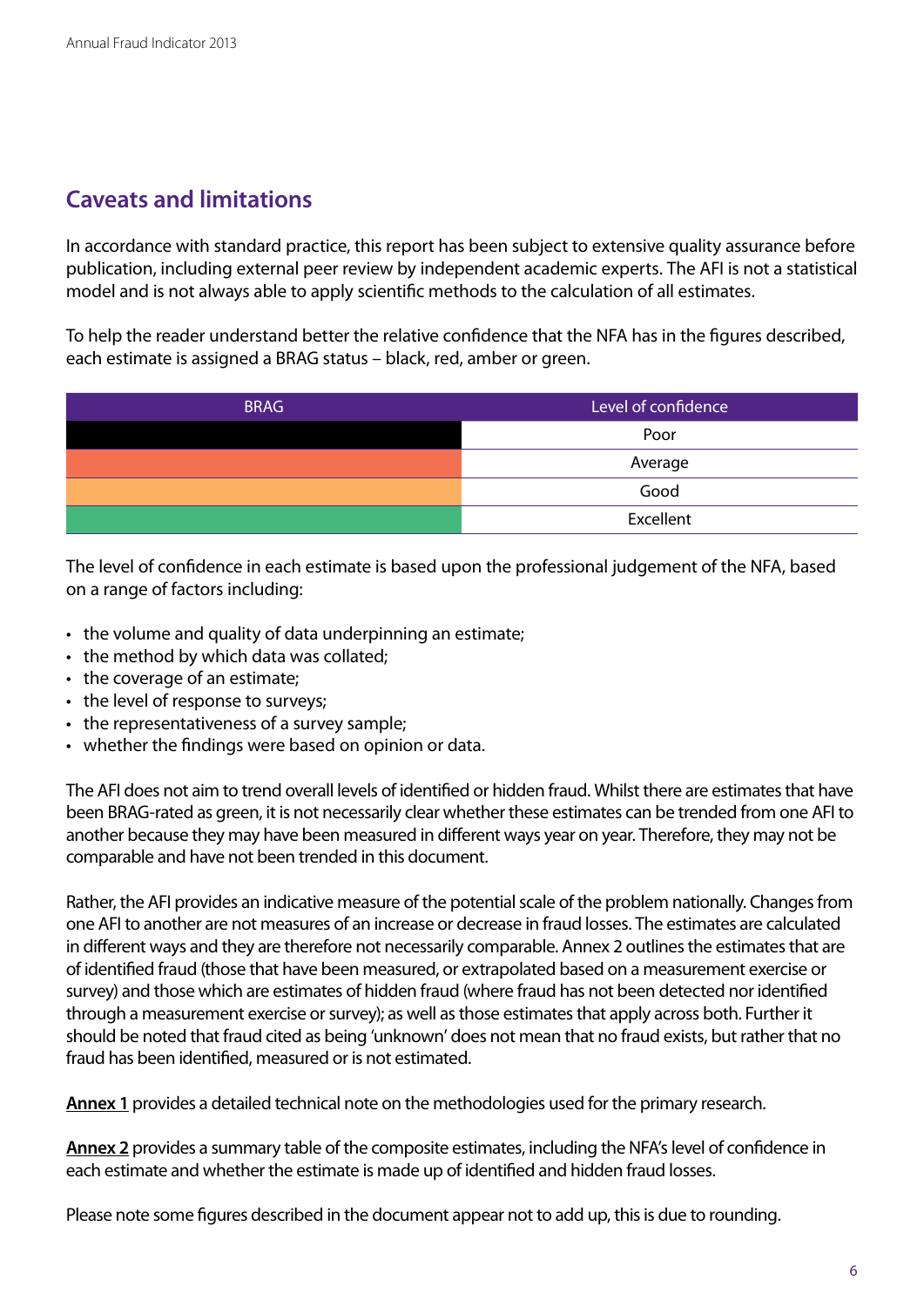## Caveats and limitations

In accordance with standard practice, this report has been subject to extensive quality assurance before publication, including external peer review by independent academic experts. The AFI is not a statistical model and is not always able to apply scientific methods to the calculation of all estimates.

To help the reader understand better the relative confidence that the NFA has in the figures described, each estimate is assigned a BRAG status – black, red, amber or green.

| BRAG | Level of confidence |
|---|---|
| Black | Poor |
| Red | Average |
| Amber | Good |
| Green | Excellent |

The level of confidence in each estimate is based upon the professional judgement of the NFA, based on a range of factors including:

- the volume and quality of data underpinning an estimate;
- the method by which data was collated;
- the coverage of an estimate;
- the level of response to surveys;
- the representativeness of a survey sample;
- whether the findings were based on opinion or data.

The AFI does not aim to trend overall levels of identified or hidden fraud. Whilst there are estimates that have been BRAG-rated as green, it is not necessarily clear whether these estimates can be trended from one AFI to another because they may have been measured in different ways year on year. Therefore, they may not be comparable and have not been trended in this document.

Rather, the AFI provides an indicative measure of the potential scale of the problem nationally. Changes from one AFI to another are not measures of an increase or decrease in fraud losses. The estimates are calculated in different ways and they are therefore not necessarily comparable. Annex 2 outlines the estimates that are of identified fraud (those that have been measured, or extrapolated based on a measurement exercise or survey) and those which are estimates of hidden fraud (where fraud has not been detected nor identified through a measurement exercise or survey); as well as those estimates that apply across both. Further it should be noted that fraud cited as being 'unknown' does not mean that no fraud exists, but rather that no fraud has been identified, measured or is not estimated.

**Annex 1** provides a detailed technical note on the methodologies used for the primary research.

**Annex 2** provides a summary table of the composite estimates, including the NFA's level of confidence in each estimate and whether the estimate is made up of identified and hidden fraud losses.

Please note some figures described in the document appear not to add up, this is due to rounding.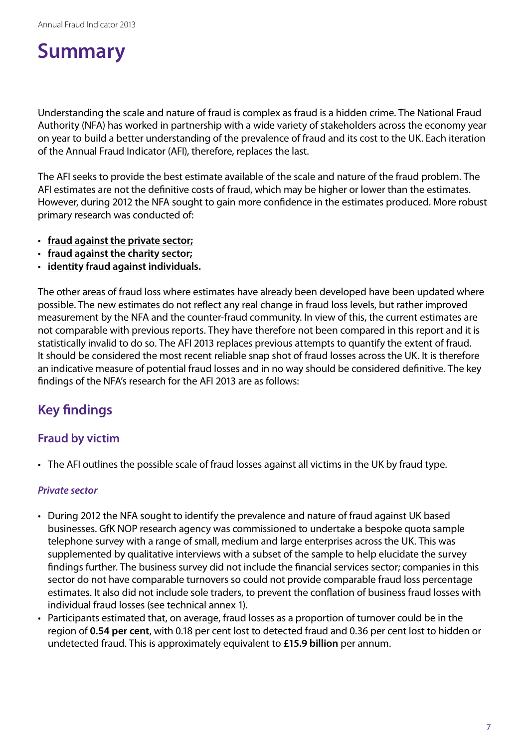# Summary

Understanding the scale and nature of fraud is complex as fraud is a hidden crime. The National Fraud Authority (NFA) has worked in partnership with a wide variety of stakeholders across the economy year on year to build a better understanding of the prevalence of fraud and its cost to the UK. Each iteration of the Annual Fraud Indicator (AFI), therefore, replaces the last.

The AFI seeks to provide the best estimate available of the scale and nature of the fraud problem. The AFI estimates are not the definitive costs of fraud, which may be higher or lower than the estimates. However, during 2012 the NFA sought to gain more confidence in the estimates produced. More robust primary research was conducted of:

- **fraud against the private sector;**
- **fraud against the charity sector;**
- **identity fraud against individuals.**

The other areas of fraud loss where estimates have already been developed have been updated where possible. The new estimates do not reflect any real change in fraud loss levels, but rather improved measurement by the NFA and the counter-fraud community. In view of this, the current estimates are not comparable with previous reports. They have therefore not been compared in this report and it is statistically invalid to do so. The AFI 2013 replaces previous attempts to quantify the extent of fraud. It should be considered the most recent reliable snap shot of fraud losses across the UK. It is therefore an indicative measure of potential fraud losses and in no way should be considered definitive. The key findings of the NFA's research for the AFI 2013 are as follows:

## Key findings

### Fraud by victim

- The AFI outlines the possible scale of fraud losses against all victims in the UK by fraud type.

#### *Private sector*

- During 2012 the NFA sought to identify the prevalence and nature of fraud against UK based businesses. GfK NOP research agency was commissioned to undertake a bespoke quota sample telephone survey with a range of small, medium and large enterprises across the UK. This was supplemented by qualitative interviews with a subset of the sample to help elucidate the survey findings further. The business survey did not include the financial services sector; companies in this sector do not have comparable turnovers so could not provide comparable fraud loss percentage estimates. It also did not include sole traders, to prevent the conflation of business fraud losses with individual fraud losses (see technical annex 1).
- Participants estimated that, on average, fraud losses as a proportion of turnover could be in the region of **0.54 per cent**, with 0.18 per cent lost to detected fraud and 0.36 per cent lost to hidden or undetected fraud. This is approximately equivalent to **£15.9 billion** per annum.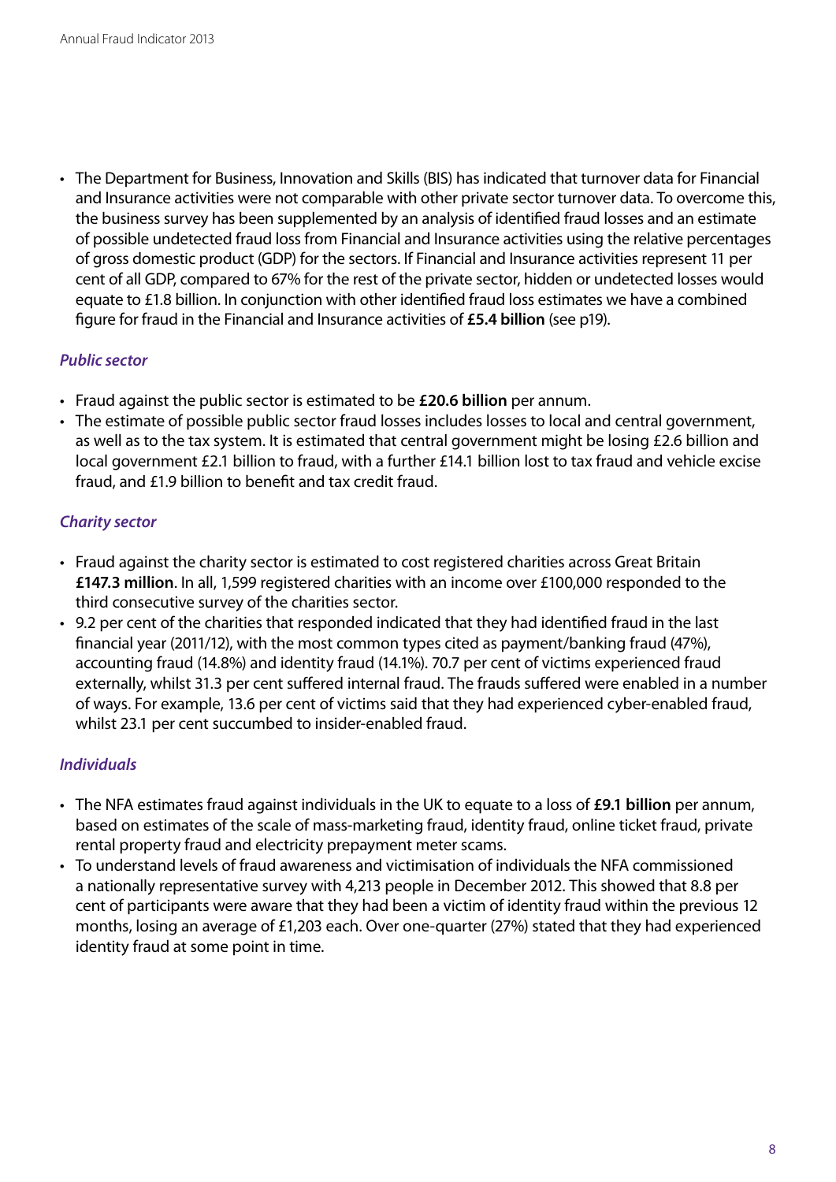- The Department for Business, Innovation and Skills (BIS) has indicated that turnover data for Financial and Insurance activities were not comparable with other private sector turnover data. To overcome this, the business survey has been supplemented by an analysis of identified fraud losses and an estimate of possible undetected fraud loss from Financial and Insurance activities using the relative percentages of gross domestic product (GDP) for the sectors. If Financial and Insurance activities represent 11 per cent of all GDP, compared to 67% for the rest of the private sector, hidden or undetected losses would equate to £1.8 billion. In conjunction with other identified fraud loss estimates we have a combined figure for fraud in the Financial and Insurance activities of **£5.4 billion** (see p19).

### *Public sector*

- Fraud against the public sector is estimated to be **£20.6 billion** per annum.
- The estimate of possible public sector fraud losses includes losses to local and central government, as well as to the tax system. It is estimated that central government might be losing £2.6 billion and local government £2.1 billion to fraud, with a further £14.1 billion lost to tax fraud and vehicle excise fraud, and £1.9 billion to benefit and tax credit fraud.

### *Charity sector*

- Fraud against the charity sector is estimated to cost registered charities across Great Britain **£147.3 million**. In all, 1,599 registered charities with an income over £100,000 responded to the third consecutive survey of the charities sector.
- 9.2 per cent of the charities that responded indicated that they had identified fraud in the last financial year (2011/12), with the most common types cited as payment/banking fraud (47%), accounting fraud (14.8%) and identity fraud (14.1%). 70.7 per cent of victims experienced fraud externally, whilst 31.3 per cent suffered internal fraud. The frauds suffered were enabled in a number of ways. For example, 13.6 per cent of victims said that they had experienced cyber-enabled fraud, whilst 23.1 per cent succumbed to insider-enabled fraud.

### *Individuals*

- The NFA estimates fraud against individuals in the UK to equate to a loss of **£9.1 billion** per annum, based on estimates of the scale of mass-marketing fraud, identity fraud, online ticket fraud, private rental property fraud and electricity prepayment meter scams.
- To understand levels of fraud awareness and victimisation of individuals the NFA commissioned a nationally representative survey with 4,213 people in December 2012. This showed that 8.8 per cent of participants were aware that they had been a victim of identity fraud within the previous 12 months, losing an average of £1,203 each. Over one-quarter (27%) stated that they had experienced identity fraud at some point in time.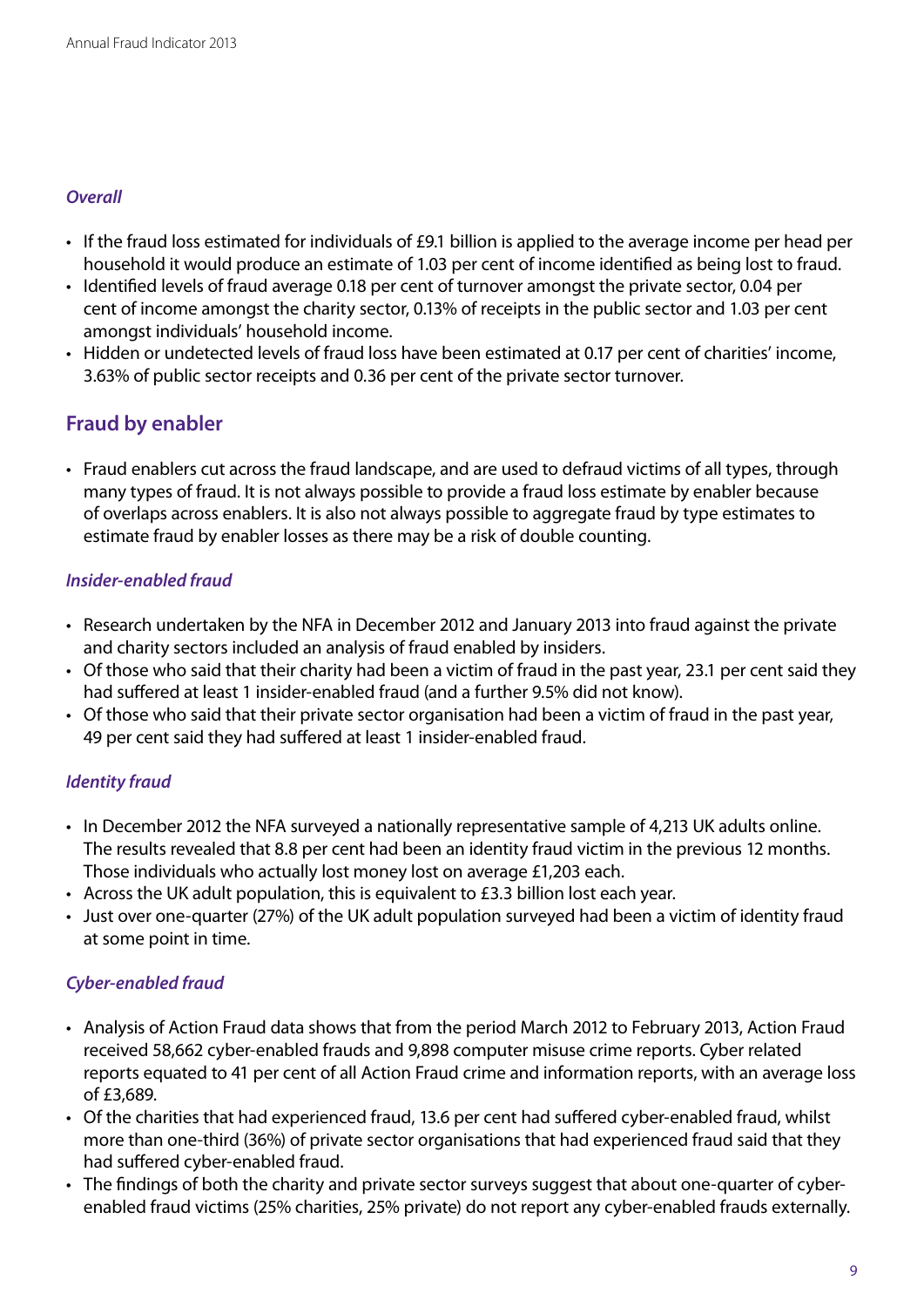### *Overall*

- If the fraud loss estimated for individuals of £9.1 billion is applied to the average income per head per household it would produce an estimate of 1.03 per cent of income identified as being lost to fraud.
- Identified levels of fraud average 0.18 per cent of turnover amongst the private sector, 0.04 per cent of income amongst the charity sector, 0.13% of receipts in the public sector and 1.03 per cent amongst individuals' household income.
- Hidden or undetected levels of fraud loss have been estimated at 0.17 per cent of charities' income, 3.63% of public sector receipts and 0.36 per cent of the private sector turnover.

## Fraud by enabler

- Fraud enablers cut across the fraud landscape, and are used to defraud victims of all types, through many types of fraud. It is not always possible to provide a fraud loss estimate by enabler because of overlaps across enablers. It is also not always possible to aggregate fraud by type estimates to estimate fraud by enabler losses as there may be a risk of double counting.

### *Insider-enabled fraud*

- Research undertaken by the NFA in December 2012 and January 2013 into fraud against the private and charity sectors included an analysis of fraud enabled by insiders.
- Of those who said that their charity had been a victim of fraud in the past year, 23.1 per cent said they had suffered at least 1 insider-enabled fraud (and a further 9.5% did not know).
- Of those who said that their private sector organisation had been a victim of fraud in the past year, 49 per cent said they had suffered at least 1 insider-enabled fraud.

### *Identity fraud*

- In December 2012 the NFA surveyed a nationally representative sample of 4,213 UK adults online. The results revealed that 8.8 per cent had been an identity fraud victim in the previous 12 months. Those individuals who actually lost money lost on average £1,203 each.
- Across the UK adult population, this is equivalent to £3.3 billion lost each year.
- Just over one-quarter (27%) of the UK adult population surveyed had been a victim of identity fraud at some point in time.

### *Cyber-enabled fraud*

- Analysis of Action Fraud data shows that from the period March 2012 to February 2013, Action Fraud received 58,662 cyber-enabled frauds and 9,898 computer misuse crime reports. Cyber related reports equated to 41 per cent of all Action Fraud crime and information reports, with an average loss of £3,689.
- Of the charities that had experienced fraud, 13.6 per cent had suffered cyber-enabled fraud, whilst more than one-third (36%) of private sector organisations that had experienced fraud said that they had suffered cyber-enabled fraud.
- The findings of both the charity and private sector surveys suggest that about one-quarter of cyber-enabled fraud victims (25% charities, 25% private) do not report any cyber-enabled frauds externally.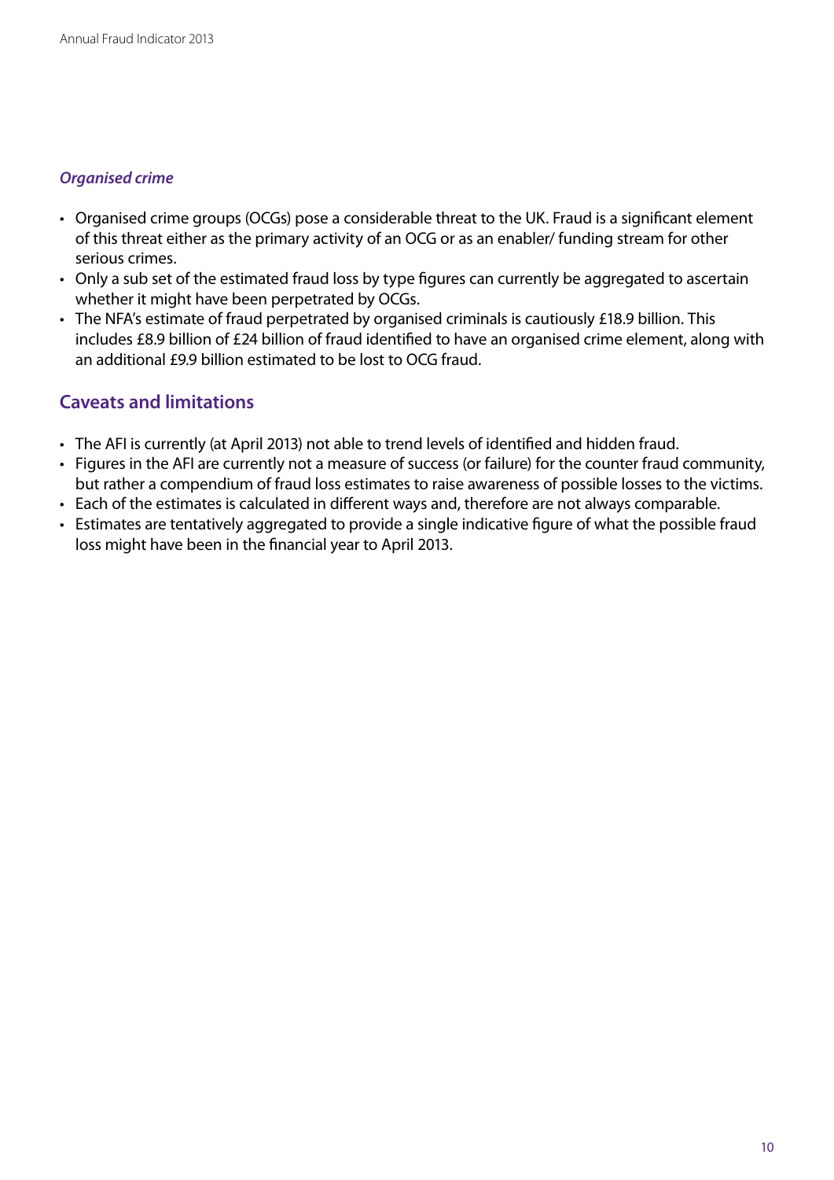### *Organised crime*

- Organised crime groups (OCGs) pose a considerable threat to the UK. Fraud is a significant element of this threat either as the primary activity of an OCG or as an enabler/ funding stream for other serious crimes.
- Only a sub set of the estimated fraud loss by type figures can currently be aggregated to ascertain whether it might have been perpetrated by OCGs.
- The NFA's estimate of fraud perpetrated by organised criminals is cautiously £18.9 billion. This includes £8.9 billion of £24 billion of fraud identified to have an organised crime element, along with an additional £9.9 billion estimated to be lost to OCG fraud.

## Caveats and limitations

- The AFI is currently (at April 2013) not able to trend levels of identified and hidden fraud.
- Figures in the AFI are currently not a measure of success (or failure) for the counter fraud community, but rather a compendium of fraud loss estimates to raise awareness of possible losses to the victims.
- Each of the estimates is calculated in different ways and, therefore are not always comparable.
- Estimates are tentatively aggregated to provide a single indicative figure of what the possible fraud loss might have been in the financial year to April 2013.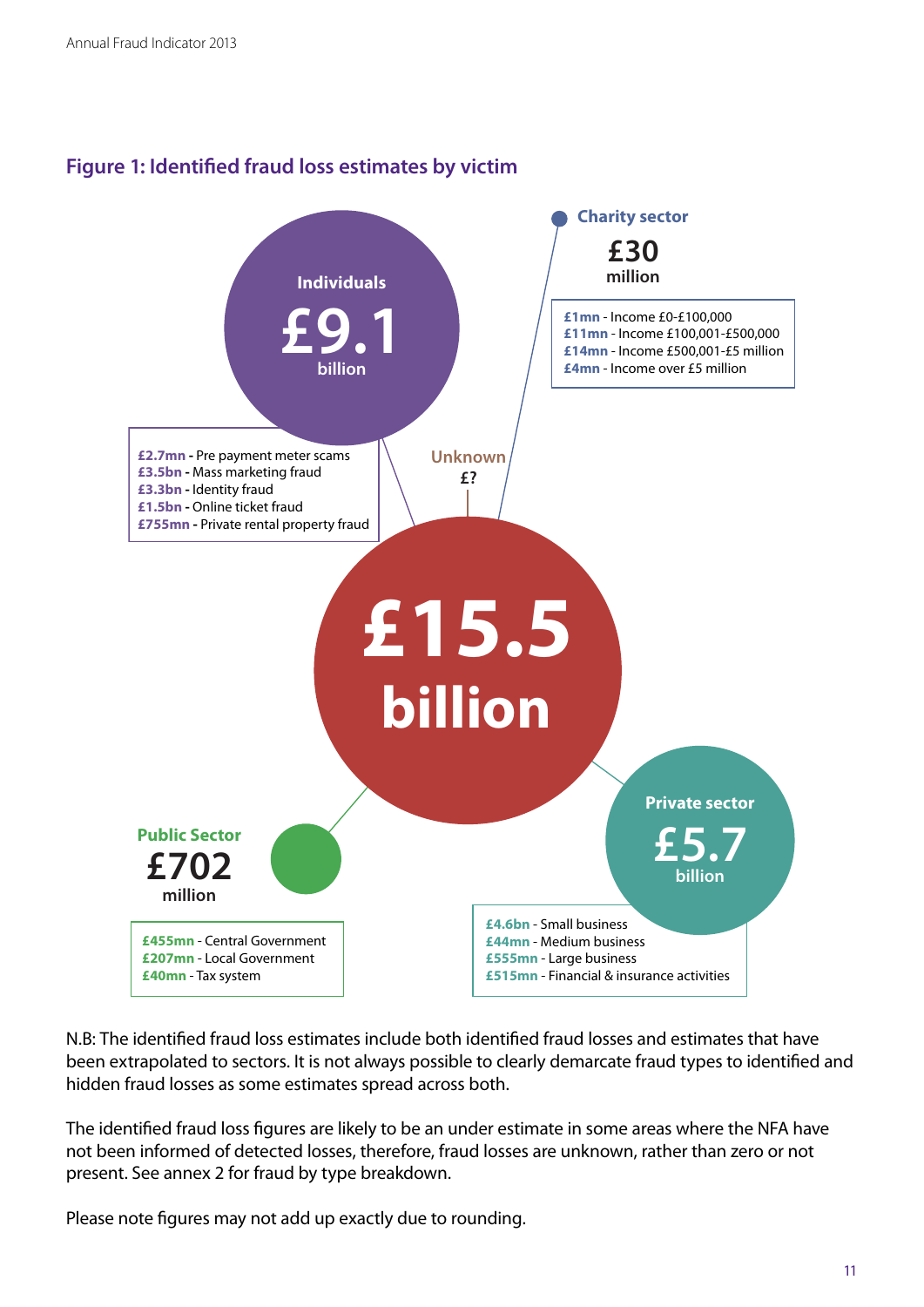## Figure 1: Identified fraud loss estimates by victim

**£15.5 billion**

**Individuals**
**£9.1 billion**

- **£2.7mn** - Pre payment meter scams
- **£3.5bn** - Mass marketing fraud
- **£3.3bn** - Identity fraud
- **£1.5bn** - Online ticket fraud
- **£755mn** - Private rental property fraud

**Charity sector**
**£30 million**

- **£1mn** - Income £0-£100,000
- **£11mn** - Income £100,001-£500,000
- **£14mn** - Income £500,001-£5 million
- **£4mn** - Income over £5 million

**Unknown**
**£?**

**Public Sector**
**£702 million**

- **£455mn** - Central Government
- **£207mn** - Local Government
- **£40mn** - Tax system

**Private sector**
**£5.7 billion**

- **£4.6bn** - Small business
- **£44mn** - Medium business
- **£555mn** - Large business
- **£515mn** - Financial & insurance activities

N.B: The identified fraud loss estimates include both identified fraud losses and estimates that have been extrapolated to sectors. It is not always possible to clearly demarcate fraud types to identified and hidden fraud losses as some estimates spread across both.

The identified fraud loss figures are likely to be an under estimate in some areas where the NFA have not been informed of detected losses, therefore, fraud losses are unknown, rather than zero or not present. See annex 2 for fraud by type breakdown.

Please note figures may not add up exactly due to rounding.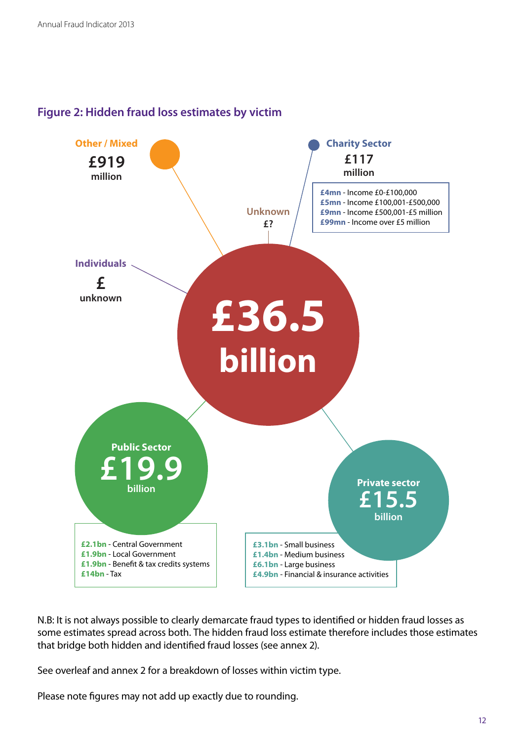## Figure 2: Hidden fraud loss estimates by victim

**£36.5 billion**

**Other / Mixed**
£919 million

**Charity Sector**
£117 million

- **£4mn** - Income £0-£100,000
- **£5mn** - Income £100,001-£500,000
- **£9mn** - Income £500,001-£5 million
- **£99mn** - Income over £5 million

**Unknown**
£?

**Individuals**
£ unknown

**Public Sector**
£19.9 billion

- **£2.1bn** - Central Government
- **£1.9bn** - Local Government
- **£1.9bn** - Benefit & tax credits systems
- **£14bn** - Tax

**Private sector**
£15.5 billion

- **£3.1bn** - Small business
- **£1.4bn** - Medium business
- **£6.1bn** - Large business
- **£4.9bn** - Financial & insurance activities

N.B: It is not always possible to clearly demarcate fraud types to identified or hidden fraud losses as some estimates spread across both. The hidden fraud loss estimate therefore includes those estimates that bridge both hidden and identified fraud losses (see annex 2).

See overleaf and annex 2 for a breakdown of losses within victim type.

Please note figures may not add up exactly due to rounding.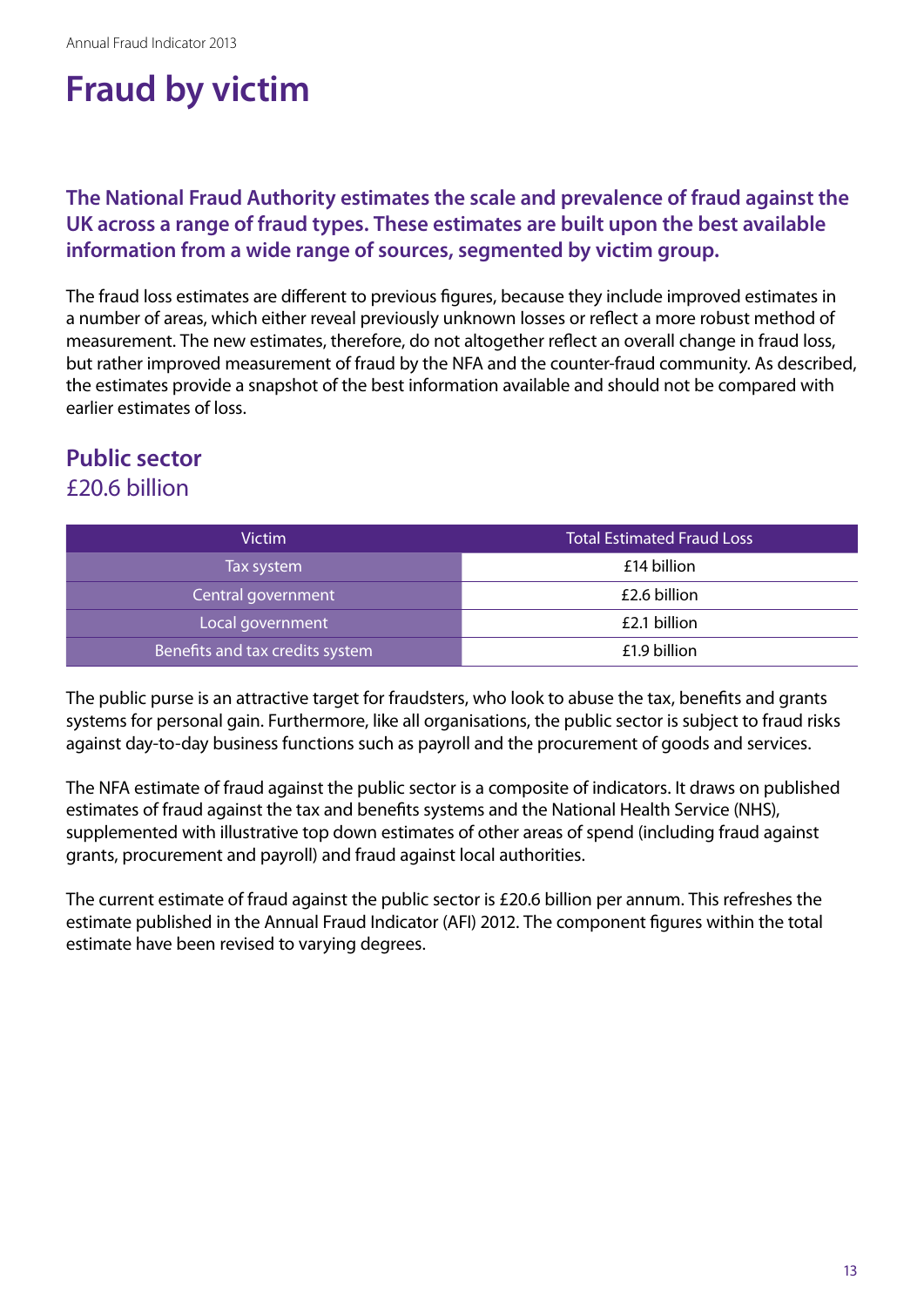# Fraud by victim

**The National Fraud Authority estimates the scale and prevalence of fraud against the UK across a range of fraud types. These estimates are built upon the best available information from a wide range of sources, segmented by victim group.**

The fraud loss estimates are different to previous figures, because they include improved estimates in a number of areas, which either reveal previously unknown losses or reflect a more robust method of measurement. The new estimates, therefore, do not altogether reflect an overall change in fraud loss, but rather improved measurement of fraud by the NFA and the counter-fraud community. As described, the estimates provide a snapshot of the best information available and should not be compared with earlier estimates of loss.

## Public sector

£20.6 billion

| Victim | Total Estimated Fraud Loss |
|---|---|
| Tax system | £14 billion |
| Central government | £2.6 billion |
| Local government | £2.1 billion |
| Benefits and tax credits system | £1.9 billion |

The public purse is an attractive target for fraudsters, who look to abuse the tax, benefits and grants systems for personal gain. Furthermore, like all organisations, the public sector is subject to fraud risks against day-to-day business functions such as payroll and the procurement of goods and services.

The NFA estimate of fraud against the public sector is a composite of indicators. It draws on published estimates of fraud against the tax and benefits systems and the National Health Service (NHS), supplemented with illustrative top down estimates of other areas of spend (including fraud against grants, procurement and payroll) and fraud against local authorities.

The current estimate of fraud against the public sector is £20.6 billion per annum. This refreshes the estimate published in the Annual Fraud Indicator (AFI) 2012. The component figures within the total estimate have been revised to varying degrees.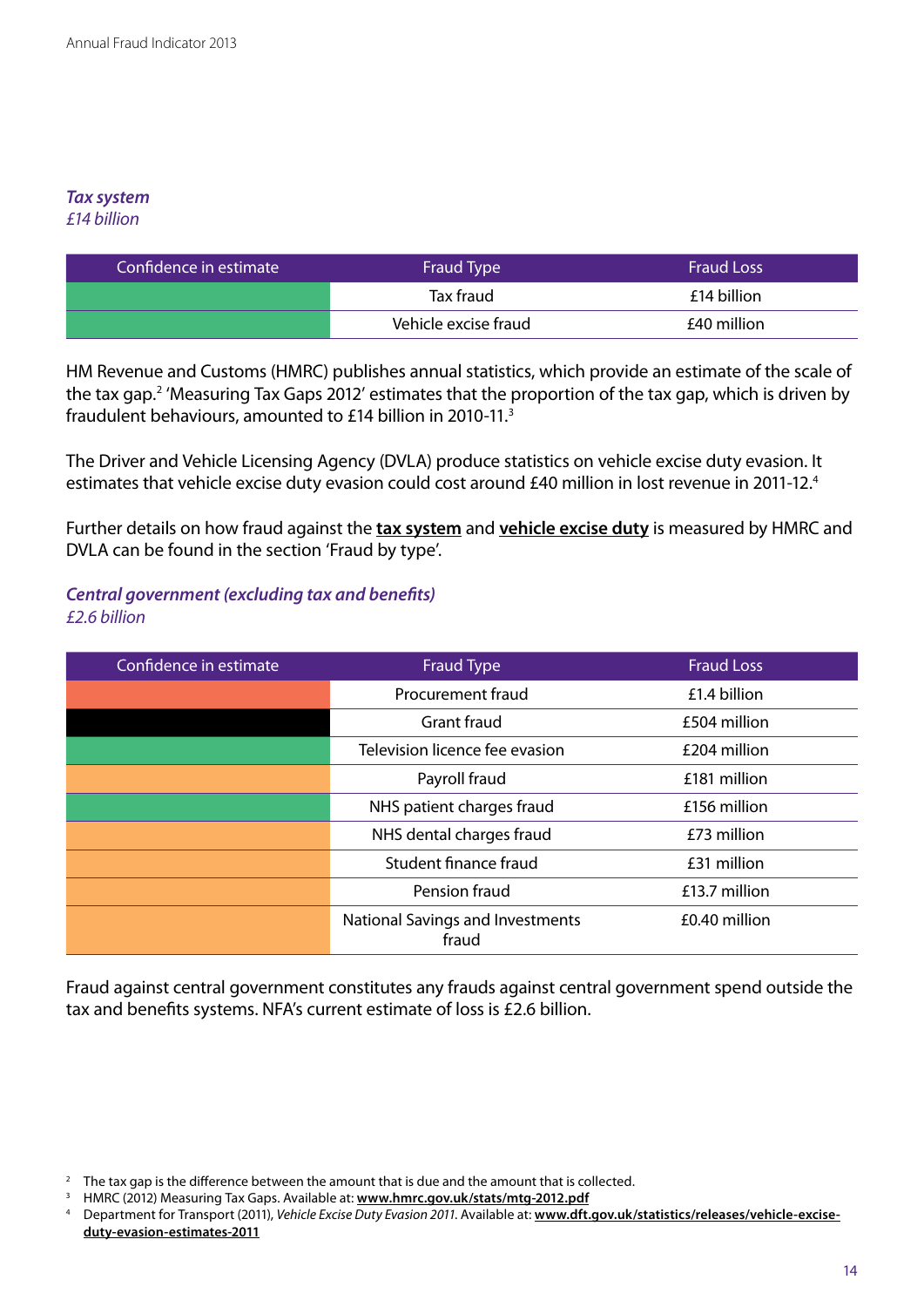*Tax system*
*£14 billion*

| Confidence in estimate | Fraud Type | Fraud Loss |
|---|---|---|
| | Tax fraud | £14 billion |
| | Vehicle excise fraud | £40 million |

HM Revenue and Customs (HMRC) publishes annual statistics, which provide an estimate of the scale of the tax gap.[2] 'Measuring Tax Gaps 2012' estimates that the proportion of the tax gap, which is driven by fraudulent behaviours, amounted to £14 billion in 2010-11.[3]

The Driver and Vehicle Licensing Agency (DVLA) produce statistics on vehicle excise duty evasion. It estimates that vehicle excise duty evasion could cost around £40 million in lost revenue in 2011-12.[4]

Further details on how fraud against the **tax system** and **vehicle excise duty** is measured by HMRC and DVLA can be found in the section 'Fraud by type'.

*Central government (excluding tax and benefits)*
*£2.6 billion*

| Confidence in estimate | Fraud Type | Fraud Loss |
|---|---|---|
| | Procurement fraud | £1.4 billion |
| | Grant fraud | £504 million |
| | Television licence fee evasion | £204 million |
| | Payroll fraud | £181 million |
| | NHS patient charges fraud | £156 million |
| | NHS dental charges fraud | £73 million |
| | Student finance fraud | £31 million |
| | Pension fraud | £13.7 million |
| | National Savings and Investments fraud | £0.40 million |

Fraud against central government constitutes any frauds against central government spend outside the tax and benefits systems. NFA's current estimate of loss is £2.6 billion.

[2] The tax gap is the difference between the amount that is due and the amount that is collected.
[3] HMRC (2012) Measuring Tax Gaps. Available at: **www.hmrc.gov.uk/stats/mtg-2012.pdf**
[4] Department for Transport (2011), *Vehicle Excise Duty Evasion 2011*. Available at: **www.dft.gov.uk/statistics/releases/vehicle-excise-duty-evasion-estimates-2011**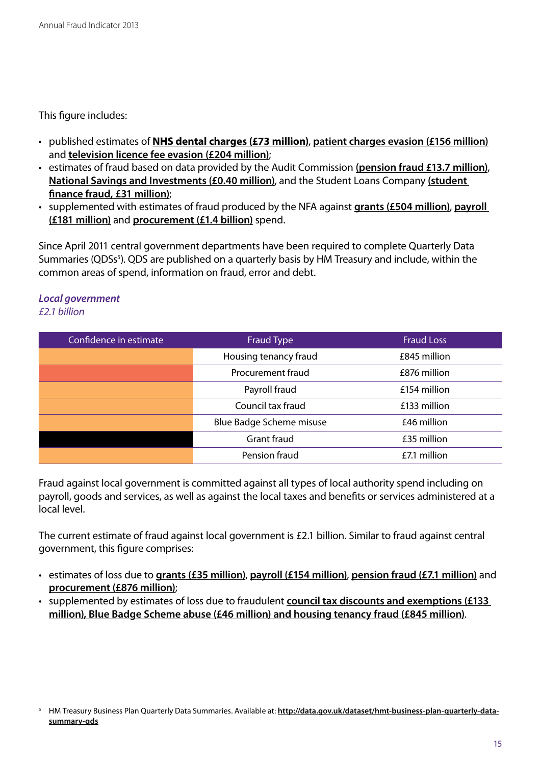This figure includes:

- published estimates of **NHS dental charges (£73 million)**, **patient charges evasion (£156 million)** and **television licence fee evasion (£204 million)**;
- estimates of fraud based on data provided by the Audit Commission **(pension fraud £13.7 million)**, **National Savings and Investments (£0.40 million)**, and the Student Loans Company **(student finance fraud, £31 million)**;
- supplemented with estimates of fraud produced by the NFA against **grants (£504 million)**, **payroll (£181 million)** and **procurement (£1.4 billion)** spend.

Since April 2011 central government departments have been required to complete Quarterly Data Summaries (QDSs[5]). QDS are published on a quarterly basis by HM Treasury and include, within the common areas of spend, information on fraud, error and debt.

### *Local government*

*£2.1 billion*

| Confidence in estimate | Fraud Type | Fraud Loss |
|---|---|---|
| | Housing tenancy fraud | £845 million |
| | Procurement fraud | £876 million |
| | Payroll fraud | £154 million |
| | Council tax fraud | £133 million |
| | Blue Badge Scheme misuse | £46 million |
| | Grant fraud | £35 million |
| | Pension fraud | £7.1 million |

Fraud against local government is committed against all types of local authority spend including on payroll, goods and services, as well as against the local taxes and benefits or services administered at a local level.

The current estimate of fraud against local government is £2.1 billion. Similar to fraud against central government, this figure comprises:

- estimates of loss due to **grants (£35 million)**, **payroll (£154 million)**, **pension fraud (£7.1 million)** and **procurement (£876 million)**;
- supplemented by estimates of loss due to fraudulent **council tax discounts and exemptions (£133 million), Blue Badge Scheme abuse (£46 million) and housing tenancy fraud (£845 million)**.

[5] HM Treasury Business Plan Quarterly Data Summaries. Available at: **http://data.gov.uk/dataset/hmt-business-plan-quarterly-data-summary-qds**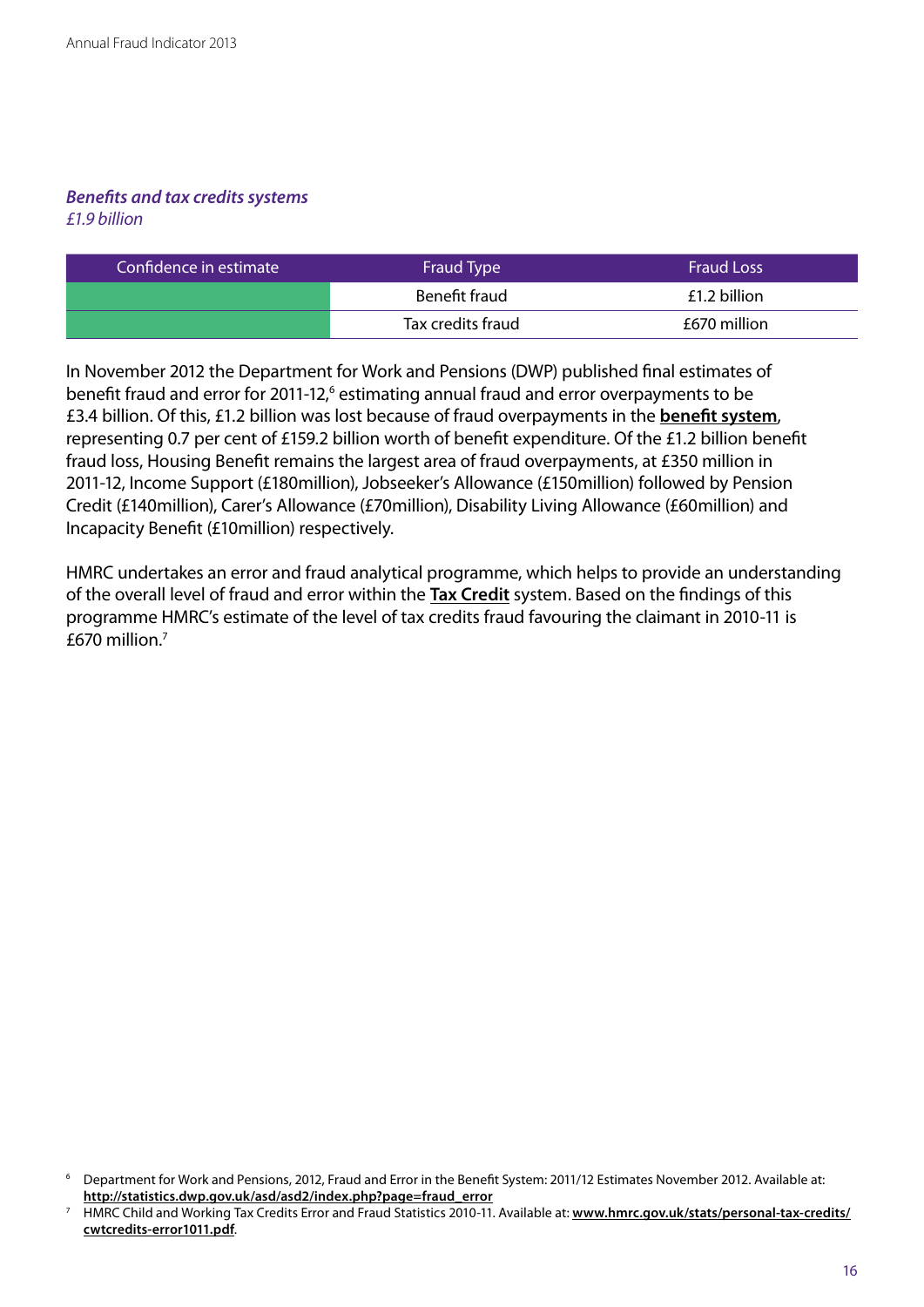***Benefits and tax credits systems***
*£1.9 billion*

| Confidence in estimate | Fraud Type | Fraud Loss |
| --- | --- | --- |
| | Benefit fraud | £1.2 billion |
| | Tax credits fraud | £670 million |

In November 2012 the Department for Work and Pensions (DWP) published final estimates of benefit fraud and error for 2011-12,[6] estimating annual fraud and error overpayments to be £3.4 billion. Of this, £1.2 billion was lost because of fraud overpayments in the **benefit system**, representing 0.7 per cent of £159.2 billion worth of benefit expenditure. Of the £1.2 billion benefit fraud loss, Housing Benefit remains the largest area of fraud overpayments, at £350 million in 2011-12, Income Support (£180million), Jobseeker's Allowance (£150million) followed by Pension Credit (£140million), Carer's Allowance (£70million), Disability Living Allowance (£60million) and Incapacity Benefit (£10million) respectively.

HMRC undertakes an error and fraud analytical programme, which helps to provide an understanding of the overall level of fraud and error within the **Tax Credit** system. Based on the findings of this programme HMRC's estimate of the level of tax credits fraud favouring the claimant in 2010-11 is £670 million.[7]

[6] Department for Work and Pensions, 2012, Fraud and Error in the Benefit System: 2011/12 Estimates November 2012. Available at: **http://statistics.dwp.gov.uk/asd/asd2/index.php?page=fraud_error**

[7] HMRC Child and Working Tax Credits Error and Fraud Statistics 2010-11. Available at: **www.hmrc.gov.uk/stats/personal-tax-credits/cwtcredits-error1011.pdf**.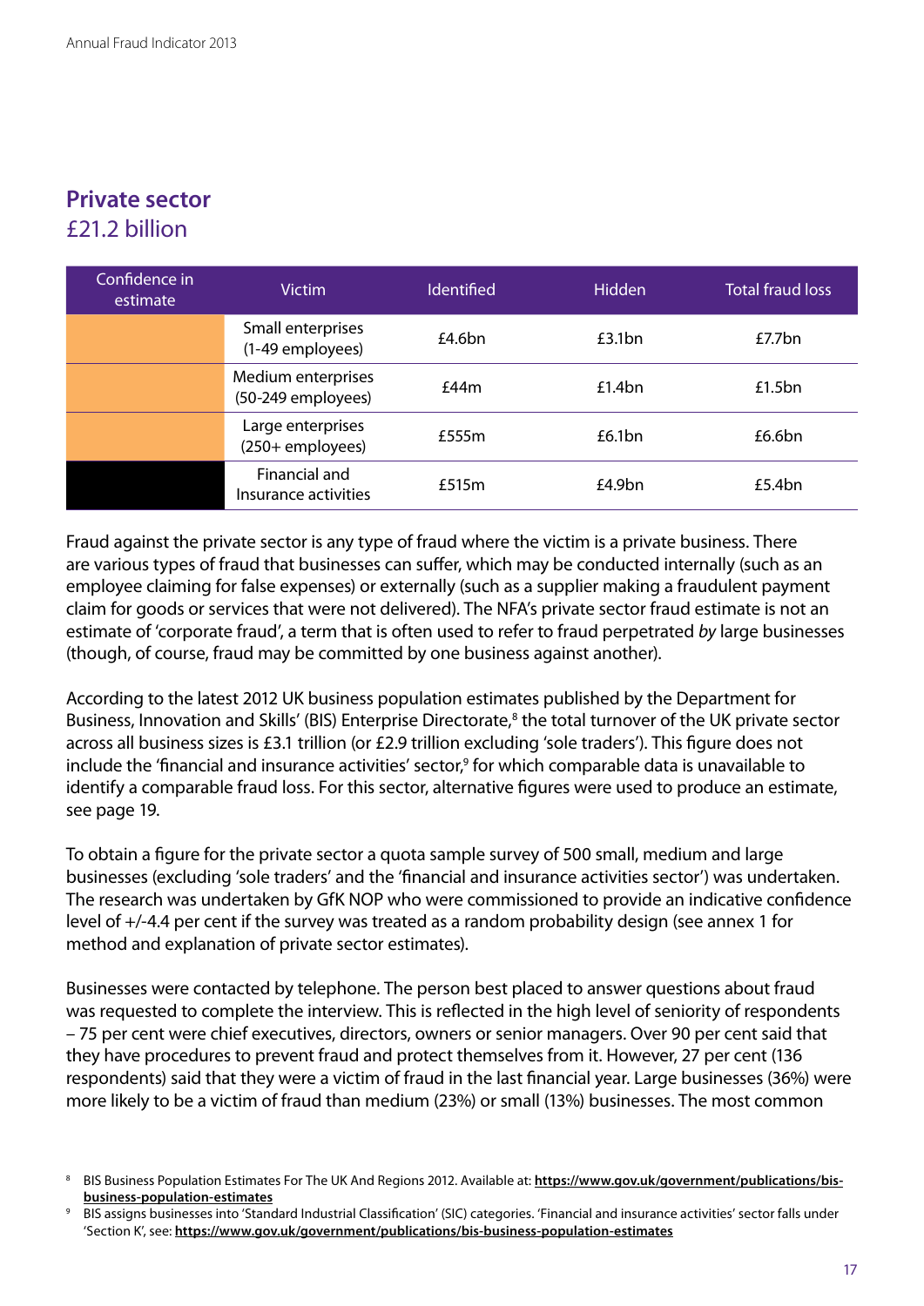## Private sector
£21.2 billion

| Confidence in estimate | Victim | Identified | Hidden | Total fraud loss |
|---|---|---|---|---|
| | Small enterprises (1-49 employees) | £4.6bn | £3.1bn | £7.7bn |
| | Medium enterprises (50-249 employees) | £44m | £1.4bn | £1.5bn |
| | Large enterprises (250+ employees) | £555m | £6.1bn | £6.6bn |
| | Financial and Insurance activities | £515m | £4.9bn | £5.4bn |

Fraud against the private sector is any type of fraud where the victim is a private business. There are various types of fraud that businesses can suffer, which may be conducted internally (such as an employee claiming for false expenses) or externally (such as a supplier making a fraudulent payment claim for goods or services that were not delivered). The NFA's private sector fraud estimate is not an estimate of 'corporate fraud', a term that is often used to refer to fraud perpetrated *by* large businesses (though, of course, fraud may be committed by one business against another).

According to the latest 2012 UK business population estimates published by the Department for Business, Innovation and Skills' (BIS) Enterprise Directorate,[8] the total turnover of the UK private sector across all business sizes is £3.1 trillion (or £2.9 trillion excluding 'sole traders'). This figure does not include the 'financial and insurance activities' sector,[9] for which comparable data is unavailable to identify a comparable fraud loss. For this sector, alternative figures were used to produce an estimate, see page 19.

To obtain a figure for the private sector a quota sample survey of 500 small, medium and large businesses (excluding 'sole traders' and the 'financial and insurance activities sector') was undertaken. The research was undertaken by GfK NOP who were commissioned to provide an indicative confidence level of +/-4.4 per cent if the survey was treated as a random probability design (see annex 1 for method and explanation of private sector estimates).

Businesses were contacted by telephone. The person best placed to answer questions about fraud was requested to complete the interview. This is reflected in the high level of seniority of respondents – 75 per cent were chief executives, directors, owners or senior managers. Over 90 per cent said that they have procedures to prevent fraud and protect themselves from it. However, 27 per cent (136 respondents) said that they were a victim of fraud in the last financial year. Large businesses (36%) were more likely to be a victim of fraud than medium (23%) or small (13%) businesses. The most common

[8] BIS Business Population Estimates For The UK And Regions 2012. Available at: **https://www.gov.uk/government/publications/bis-business-population-estimates**

[9] BIS assigns businesses into 'Standard Industrial Classification' (SIC) categories. 'Financial and insurance activities' sector falls under 'Section K', see: **https://www.gov.uk/government/publications/bis-business-population-estimates**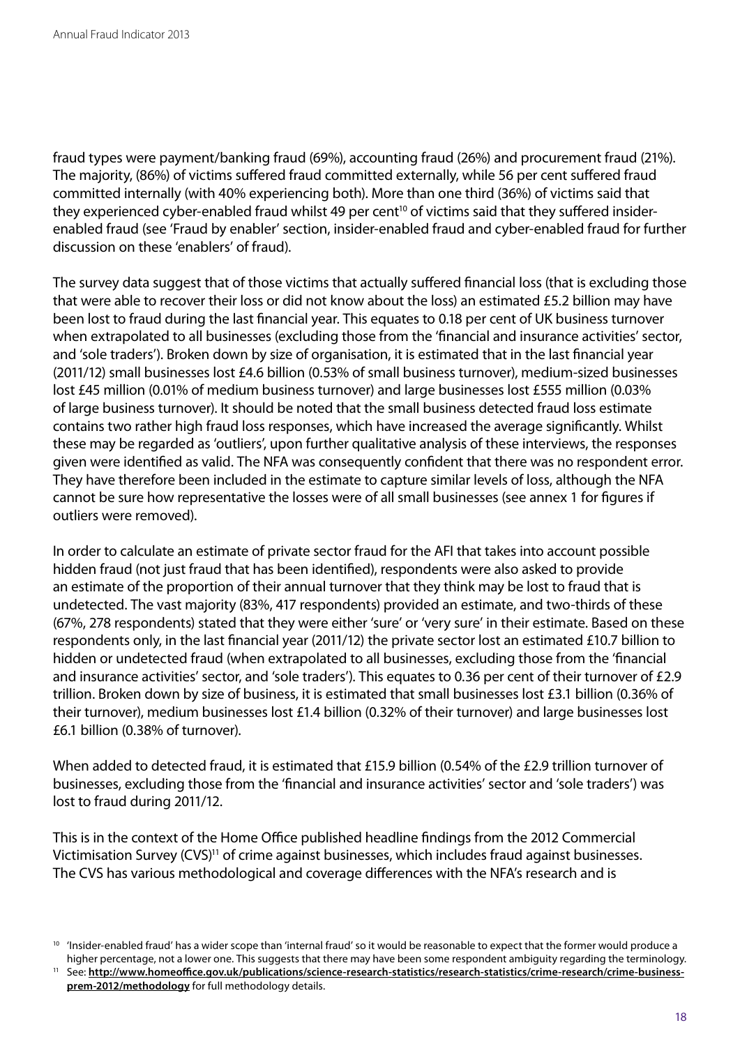fraud types were payment/banking fraud (69%), accounting fraud (26%) and procurement fraud (21%). The majority, (86%) of victims suffered fraud committed externally, while 56 per cent suffered fraud committed internally (with 40% experiencing both). More than one third (36%) of victims said that they experienced cyber-enabled fraud whilst 49 per cent[10] of victims said that they suffered insider-enabled fraud (see 'Fraud by enabler' section, insider-enabled fraud and cyber-enabled fraud for further discussion on these 'enablers' of fraud).

The survey data suggest that of those victims that actually suffered financial loss (that is excluding those that were able to recover their loss or did not know about the loss) an estimated £5.2 billion may have been lost to fraud during the last financial year. This equates to 0.18 per cent of UK business turnover when extrapolated to all businesses (excluding those from the 'financial and insurance activities' sector, and 'sole traders'). Broken down by size of organisation, it is estimated that in the last financial year (2011/12) small businesses lost £4.6 billion (0.53% of small business turnover), medium-sized businesses lost £45 million (0.01% of medium business turnover) and large businesses lost £555 million (0.03% of large business turnover). It should be noted that the small business detected fraud loss estimate contains two rather high fraud loss responses, which have increased the average significantly. Whilst these may be regarded as 'outliers', upon further qualitative analysis of these interviews, the responses given were identified as valid. The NFA was consequently confident that there was no respondent error. They have therefore been included in the estimate to capture similar levels of loss, although the NFA cannot be sure how representative the losses were of all small businesses (see annex 1 for figures if outliers were removed).

In order to calculate an estimate of private sector fraud for the AFI that takes into account possible hidden fraud (not just fraud that has been identified), respondents were also asked to provide an estimate of the proportion of their annual turnover that they think may be lost to fraud that is undetected. The vast majority (83%, 417 respondents) provided an estimate, and two-thirds of these (67%, 278 respondents) stated that they were either 'sure' or 'very sure' in their estimate. Based on these respondents only, in the last financial year (2011/12) the private sector lost an estimated £10.7 billion to hidden or undetected fraud (when extrapolated to all businesses, excluding those from the 'financial and insurance activities' sector, and 'sole traders'). This equates to 0.36 per cent of their turnover of £2.9 trillion. Broken down by size of business, it is estimated that small businesses lost £3.1 billion (0.36% of their turnover), medium businesses lost £1.4 billion (0.32% of their turnover) and large businesses lost £6.1 billion (0.38% of turnover).

When added to detected fraud, it is estimated that £15.9 billion (0.54% of the £2.9 trillion turnover of businesses, excluding those from the 'financial and insurance activities' sector and 'sole traders') was lost to fraud during 2011/12.

This is in the context of the Home Office published headline findings from the 2012 Commercial Victimisation Survey (CVS)[11] of crime against businesses, which includes fraud against businesses. The CVS has various methodological and coverage differences with the NFA's research and is

[10] 'Insider-enabled fraud' has a wider scope than 'internal fraud' so it would be reasonable to expect that the former would produce a higher percentage, not a lower one. This suggests that there may have been some respondent ambiguity regarding the terminology.

[11] See: **http://www.homeoffice.gov.uk/publications/science-research-statistics/research-statistics/crime-research/crime-business-prem-2012/methodology** for full methodology details.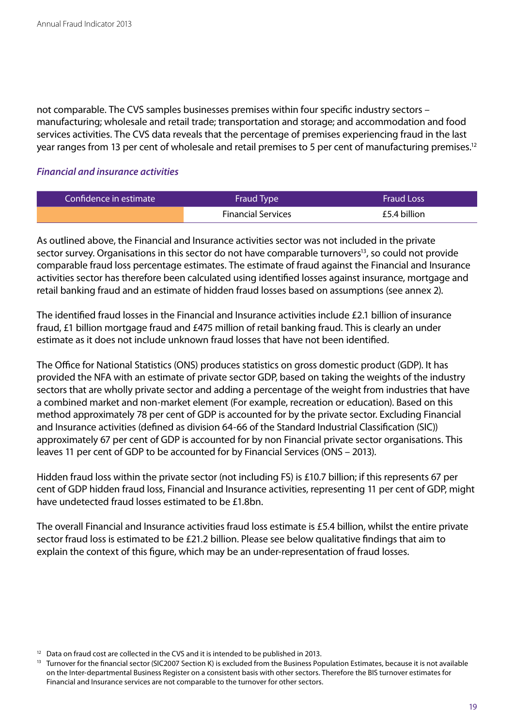not comparable. The CVS samples businesses premises within four specific industry sectors – manufacturing; wholesale and retail trade; transportation and storage; and accommodation and food services activities. The CVS data reveals that the percentage of premises experiencing fraud in the last year ranges from 13 per cent of wholesale and retail premises to 5 per cent of manufacturing premises.[12]

### *Financial and insurance activities*

| Confidence in estimate | Fraud Type | Fraud Loss |
|---|---|---|
| | Financial Services | £5.4 billion |

As outlined above, the Financial and Insurance activities sector was not included in the private sector survey. Organisations in this sector do not have comparable turnovers[13], so could not provide comparable fraud loss percentage estimates. The estimate of fraud against the Financial and Insurance activities sector has therefore been calculated using identified losses against insurance, mortgage and retail banking fraud and an estimate of hidden fraud losses based on assumptions (see annex 2).

The identified fraud losses in the Financial and Insurance activities include £2.1 billion of insurance fraud, £1 billion mortgage fraud and £475 million of retail banking fraud. This is clearly an under estimate as it does not include unknown fraud losses that have not been identified.

The Office for National Statistics (ONS) produces statistics on gross domestic product (GDP). It has provided the NFA with an estimate of private sector GDP, based on taking the weights of the industry sectors that are wholly private sector and adding a percentage of the weight from industries that have a combined market and non-market element (For example, recreation or education). Based on this method approximately 78 per cent of GDP is accounted for by the private sector. Excluding Financial and Insurance activities (defined as division 64-66 of the Standard Industrial Classification (SIC)) approximately 67 per cent of GDP is accounted for by non Financial private sector organisations. This leaves 11 per cent of GDP to be accounted for by Financial Services (ONS – 2013).

Hidden fraud loss within the private sector (not including FS) is £10.7 billion; if this represents 67 per cent of GDP hidden fraud loss, Financial and Insurance activities, representing 11 per cent of GDP, might have undetected fraud losses estimated to be £1.8bn.

The overall Financial and Insurance activities fraud loss estimate is £5.4 billion, whilst the entire private sector fraud loss is estimated to be £21.2 billion. Please see below qualitative findings that aim to explain the context of this figure, which may be an under-representation of fraud losses.

[12] Data on fraud cost are collected in the CVS and it is intended to be published in 2013.

[13] Turnover for the financial sector (SIC2007 Section K) is excluded from the Business Population Estimates, because it is not available on the Inter-departmental Business Register on a consistent basis with other sectors. Therefore the BIS turnover estimates for Financial and Insurance services are not comparable to the turnover for other sectors.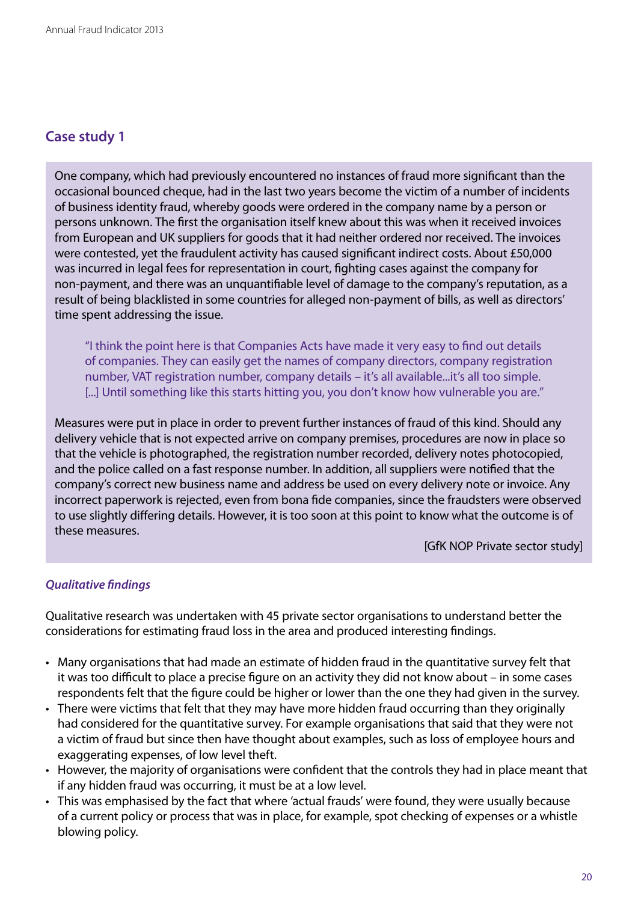## Case study 1

One company, which had previously encountered no instances of fraud more significant than the occasional bounced cheque, had in the last two years become the victim of a number of incidents of business identity fraud, whereby goods were ordered in the company name by a person or persons unknown. The first the organisation itself knew about this was when it received invoices from European and UK suppliers for goods that it had neither ordered nor received. The invoices were contested, yet the fraudulent activity has caused significant indirect costs. About £50,000 was incurred in legal fees for representation in court, fighting cases against the company for non-payment, and there was an unquantifiable level of damage to the company's reputation, as a result of being blacklisted in some countries for alleged non-payment of bills, as well as directors' time spent addressing the issue.

> "I think the point here is that Companies Acts have made it very easy to find out details of companies. They can easily get the names of company directors, company registration number, VAT registration number, company details – it's all available...it's all too simple. [...] Until something like this starts hitting you, you don't know how vulnerable you are."

Measures were put in place in order to prevent further instances of fraud of this kind. Should any delivery vehicle that is not expected arrive on company premises, procedures are now in place so that the vehicle is photographed, the registration number recorded, delivery notes photocopied, and the police called on a fast response number. In addition, all suppliers were notified that the company's correct new business name and address be used on every delivery note or invoice. Any incorrect paperwork is rejected, even from bona fide companies, since the fraudsters were observed to use slightly differing details. However, it is too soon at this point to know what the outcome is of these measures.

[GfK NOP Private sector study]

### *Qualitative findings*

Qualitative research was undertaken with 45 private sector organisations to understand better the considerations for estimating fraud loss in the area and produced interesting findings.

- Many organisations that had made an estimate of hidden fraud in the quantitative survey felt that it was too difficult to place a precise figure on an activity they did not know about – in some cases respondents felt that the figure could be higher or lower than the one they had given in the survey.
- There were victims that felt that they may have more hidden fraud occurring than they originally had considered for the quantitative survey. For example organisations that said that they were not a victim of fraud but since then have thought about examples, such as loss of employee hours and exaggerating expenses, of low level theft.
- However, the majority of organisations were confident that the controls they had in place meant that if any hidden fraud was occurring, it must be at a low level.
- This was emphasised by the fact that where 'actual frauds' were found, they were usually because of a current policy or process that was in place, for example, spot checking of expenses or a whistle blowing policy.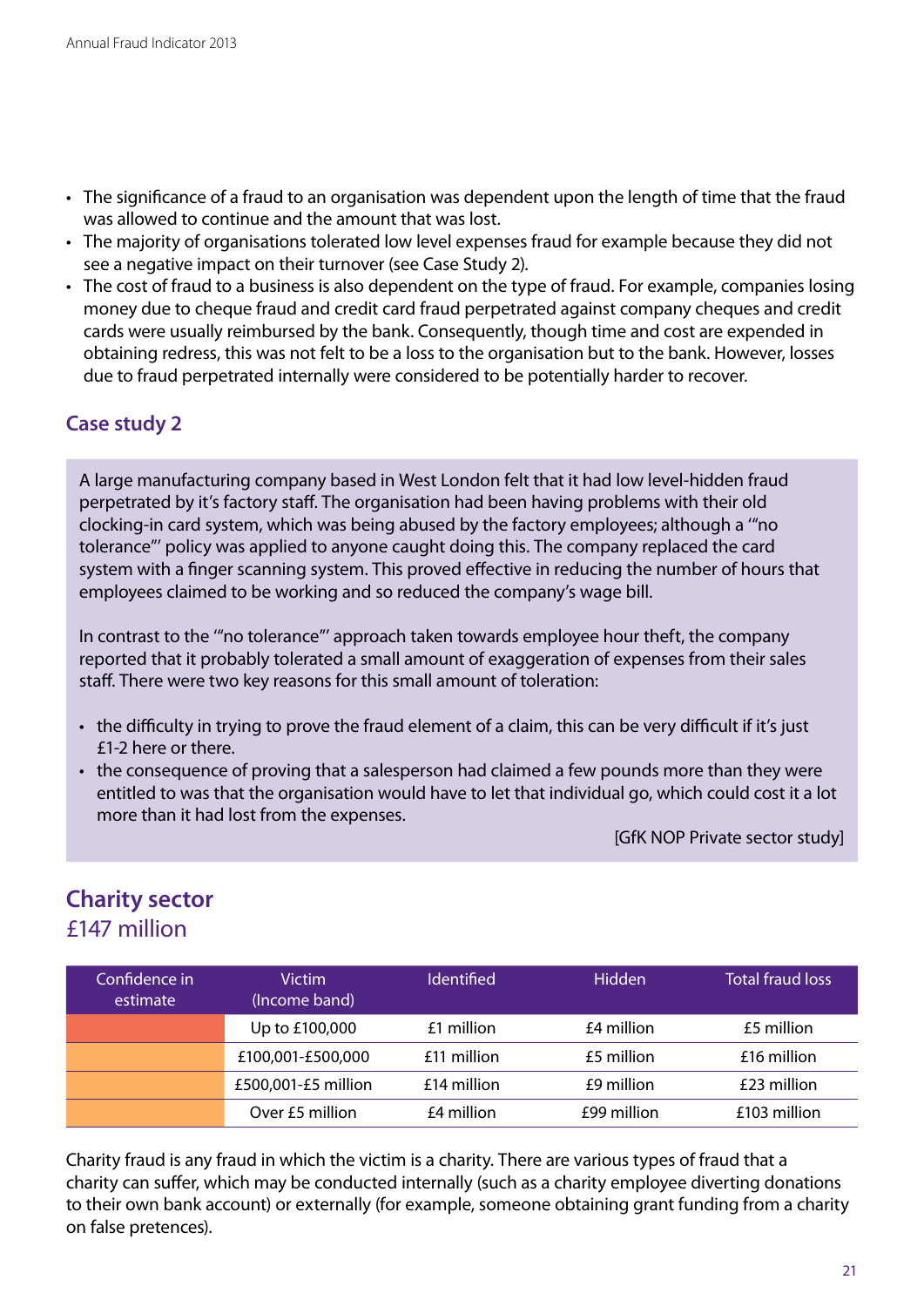- The significance of a fraud to an organisation was dependent upon the length of time that the fraud was allowed to continue and the amount that was lost.
- The majority of organisations tolerated low level expenses fraud for example because they did not see a negative impact on their turnover (see Case Study 2).
- The cost of fraud to a business is also dependent on the type of fraud. For example, companies losing money due to cheque fraud and credit card fraud perpetrated against company cheques and credit cards were usually reimbursed by the bank. Consequently, though time and cost are expended in obtaining redress, this was not felt to be a loss to the organisation but to the bank. However, losses due to fraud perpetrated internally were considered to be potentially harder to recover.

### Case study 2

A large manufacturing company based in West London felt that it had low level-hidden fraud perpetrated by it's factory staff. The organisation had been having problems with their old clocking-in card system, which was being abused by the factory employees; although a '"no tolerance"' policy was applied to anyone caught doing this. The company replaced the card system with a finger scanning system. This proved effective in reducing the number of hours that employees claimed to be working and so reduced the company's wage bill.

In contrast to the '"no tolerance"' approach taken towards employee hour theft, the company reported that it probably tolerated a small amount of exaggeration of expenses from their sales staff. There were two key reasons for this small amount of toleration:

- the difficulty in trying to prove the fraud element of a claim, this can be very difficult if it's just £1-2 here or there.
- the consequence of proving that a salesperson had claimed a few pounds more than they were entitled to was that the organisation would have to let that individual go, which could cost it a lot more than it had lost from the expenses.

[GfK NOP Private sector study]

## Charity sector
£147 million

| Confidence in estimate | Victim (Income band) | Identified | Hidden | Total fraud loss |
|---|---|---|---|---|
| | Up to £100,000 | £1 million | £4 million | £5 million |
| | £100,001-£500,000 | £11 million | £5 million | £16 million |
| | £500,001-£5 million | £14 million | £9 million | £23 million |
| | Over £5 million | £4 million | £99 million | £103 million |

Charity fraud is any fraud in which the victim is a charity. There are various types of fraud that a charity can suffer, which may be conducted internally (such as a charity employee diverting donations to their own bank account) or externally (for example, someone obtaining grant funding from a charity on false pretences).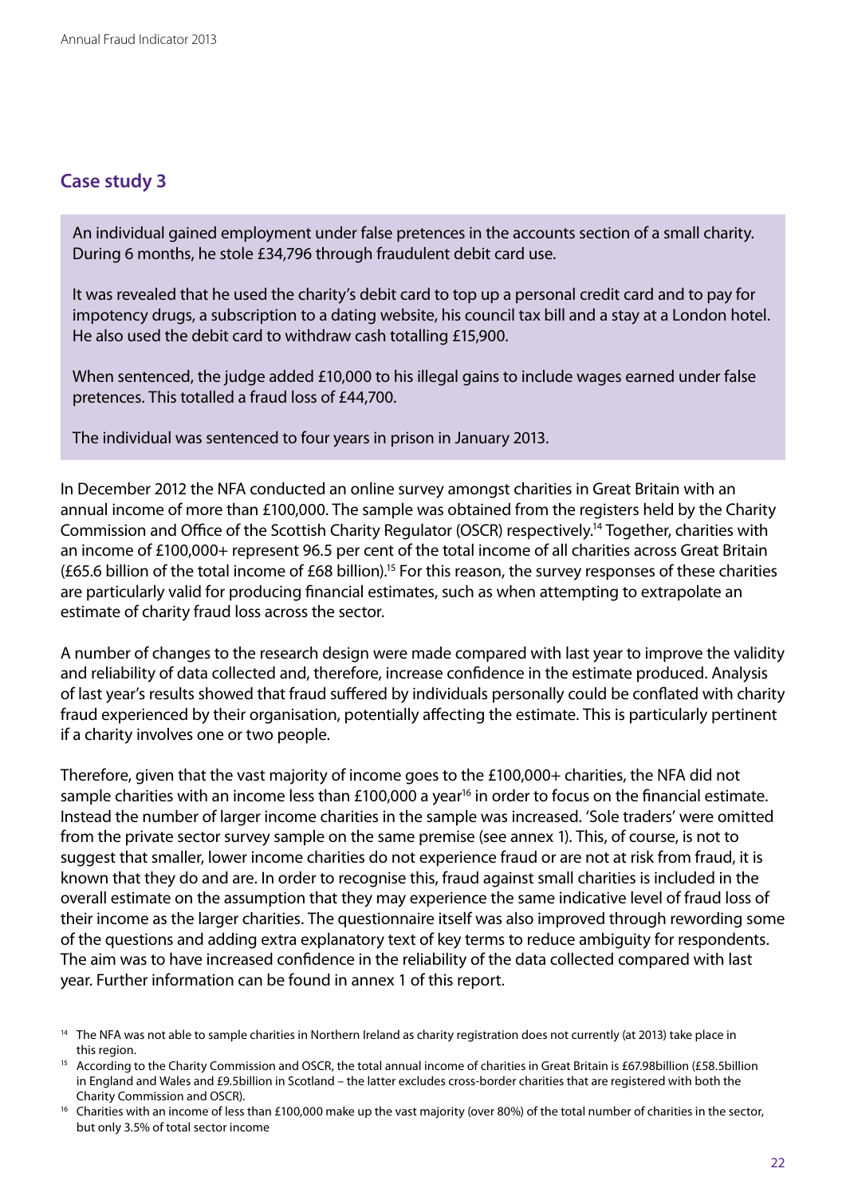## Case study 3

> An individual gained employment under false pretences in the accounts section of a small charity. During 6 months, he stole £34,796 through fraudulent debit card use.
>
> It was revealed that he used the charity's debit card to top up a personal credit card and to pay for impotency drugs, a subscription to a dating website, his council tax bill and a stay at a London hotel. He also used the debit card to withdraw cash totalling £15,900.
>
> When sentenced, the judge added £10,000 to his illegal gains to include wages earned under false pretences. This totalled a fraud loss of £44,700.
>
> The individual was sentenced to four years in prison in January 2013.

In December 2012 the NFA conducted an online survey amongst charities in Great Britain with an annual income of more than £100,000. The sample was obtained from the registers held by the Charity Commission and Office of the Scottish Charity Regulator (OSCR) respectively.[14] Together, charities with an income of £100,000+ represent 96.5 per cent of the total income of all charities across Great Britain (£65.6 billion of the total income of £68 billion).[15] For this reason, the survey responses of these charities are particularly valid for producing financial estimates, such as when attempting to extrapolate an estimate of charity fraud loss across the sector.

A number of changes to the research design were made compared with last year to improve the validity and reliability of data collected and, therefore, increase confidence in the estimate produced. Analysis of last year's results showed that fraud suffered by individuals personally could be conflated with charity fraud experienced by their organisation, potentially affecting the estimate. This is particularly pertinent if a charity involves one or two people.

Therefore, given that the vast majority of income goes to the £100,000+ charities, the NFA did not sample charities with an income less than £100,000 a year[16] in order to focus on the financial estimate. Instead the number of larger income charities in the sample was increased. 'Sole traders' were omitted from the private sector survey sample on the same premise (see annex 1). This, of course, is not to suggest that smaller, lower income charities do not experience fraud or are not at risk from fraud, it is known that they do and are. In order to recognise this, fraud against small charities is included in the overall estimate on the assumption that they may experience the same indicative level of fraud loss of their income as the larger charities. The questionnaire itself was also improved through rewording some of the questions and adding extra explanatory text of key terms to reduce ambiguity for respondents. The aim was to have increased confidence in the reliability of the data collected compared with last year. Further information can be found in annex 1 of this report.

[14] The NFA was not able to sample charities in Northern Ireland as charity registration does not currently (at 2013) take place in this region.

[15] According to the Charity Commission and OSCR, the total annual income of charities in Great Britain is £67.98billion (£58.5billion in England and Wales and £9.5billion in Scotland – the latter excludes cross-border charities that are registered with both the Charity Commission and OSCR).

[16] Charities with an income of less than £100,000 make up the vast majority (over 80%) of the total number of charities in the sector, but only 3.5% of total sector income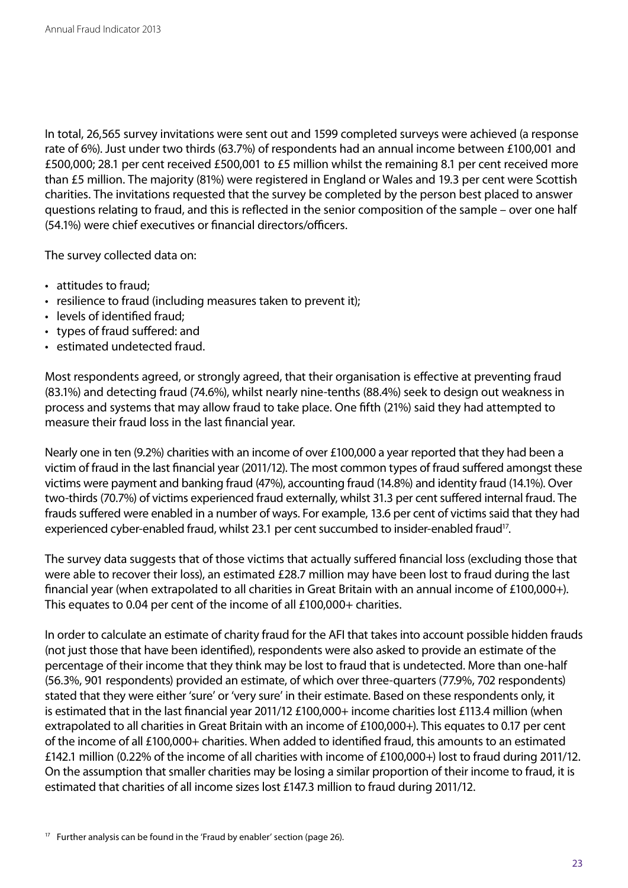In total, 26,565 survey invitations were sent out and 1599 completed surveys were achieved (a response rate of 6%). Just under two thirds (63.7%) of respondents had an annual income between £100,001 and £500,000; 28.1 per cent received £500,001 to £5 million whilst the remaining 8.1 per cent received more than £5 million. The majority (81%) were registered in England or Wales and 19.3 per cent were Scottish charities. The invitations requested that the survey be completed by the person best placed to answer questions relating to fraud, and this is reflected in the senior composition of the sample – over one half (54.1%) were chief executives or financial directors/officers.

The survey collected data on:

- attitudes to fraud;
- resilience to fraud (including measures taken to prevent it);
- levels of identified fraud;
- types of fraud suffered: and
- estimated undetected fraud.

Most respondents agreed, or strongly agreed, that their organisation is effective at preventing fraud (83.1%) and detecting fraud (74.6%), whilst nearly nine-tenths (88.4%) seek to design out weakness in process and systems that may allow fraud to take place. One fifth (21%) said they had attempted to measure their fraud loss in the last financial year.

Nearly one in ten (9.2%) charities with an income of over £100,000 a year reported that they had been a victim of fraud in the last financial year (2011/12). The most common types of fraud suffered amongst these victims were payment and banking fraud (47%), accounting fraud (14.8%) and identity fraud (14.1%). Over two-thirds (70.7%) of victims experienced fraud externally, whilst 31.3 per cent suffered internal fraud. The frauds suffered were enabled in a number of ways. For example, 13.6 per cent of victims said that they had experienced cyber-enabled fraud, whilst 23.1 per cent succumbed to insider-enabled fraud[17].

The survey data suggests that of those victims that actually suffered financial loss (excluding those that were able to recover their loss), an estimated £28.7 million may have been lost to fraud during the last financial year (when extrapolated to all charities in Great Britain with an annual income of £100,000+). This equates to 0.04 per cent of the income of all £100,000+ charities.

In order to calculate an estimate of charity fraud for the AFI that takes into account possible hidden frauds (not just those that have been identified), respondents were also asked to provide an estimate of the percentage of their income that they think may be lost to fraud that is undetected. More than one-half (56.3%, 901 respondents) provided an estimate, of which over three-quarters (77.9%, 702 respondents) stated that they were either 'sure' or 'very sure' in their estimate. Based on these respondents only, it is estimated that in the last financial year 2011/12 £100,000+ income charities lost £113.4 million (when extrapolated to all charities in Great Britain with an income of £100,000+). This equates to 0.17 per cent of the income of all £100,000+ charities. When added to identified fraud, this amounts to an estimated £142.1 million (0.22% of the income of all charities with income of £100,000+) lost to fraud during 2011/12. On the assumption that smaller charities may be losing a similar proportion of their income to fraud, it is estimated that charities of all income sizes lost £147.3 million to fraud during 2011/12.

[17] Further analysis can be found in the 'Fraud by enabler' section (page 26).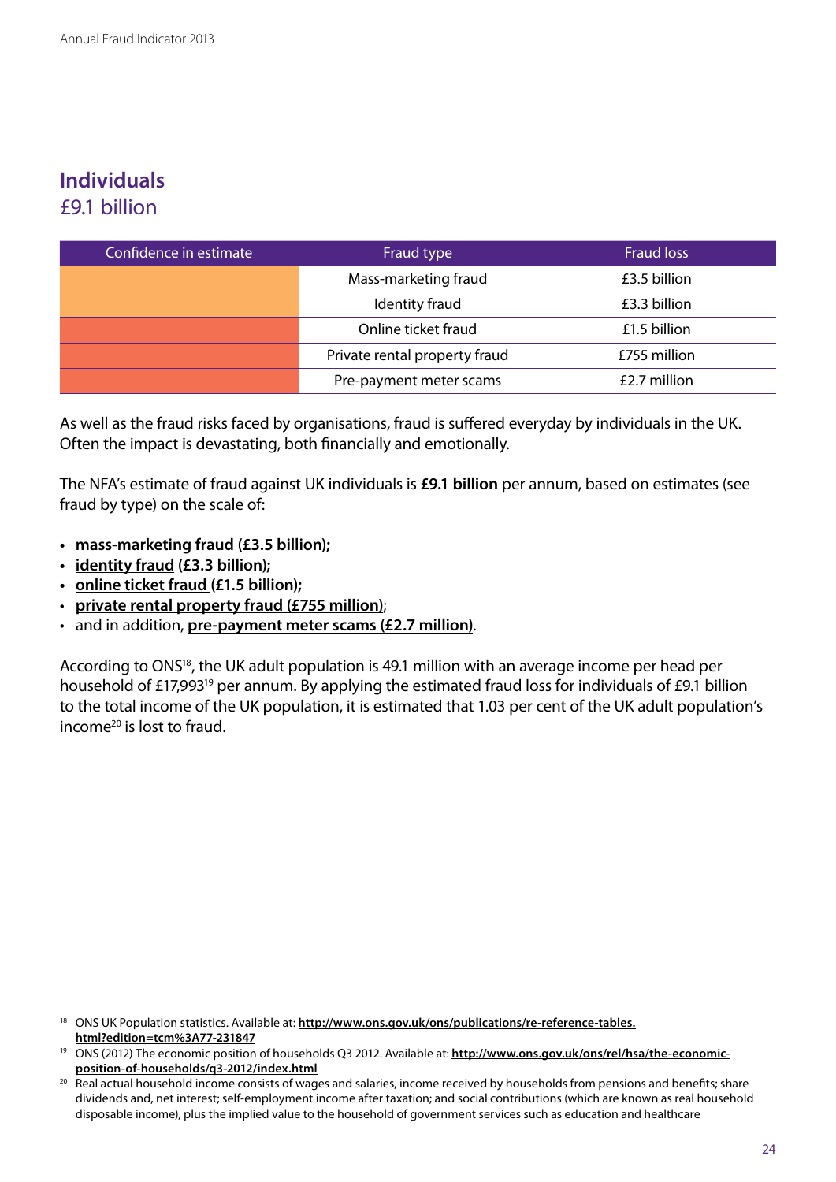## Individuals
£9.1 billion

| Confidence in estimate | Fraud type | Fraud loss |
|---|---|---|
| | Mass-marketing fraud | £3.5 billion |
| | Identity fraud | £3.3 billion |
| | Online ticket fraud | £1.5 billion |
| | Private rental property fraud | £755 million |
| | Pre-payment meter scams | £2.7 million |

As well as the fraud risks faced by organisations, fraud is suffered everyday by individuals in the UK. Often the impact is devastating, both financially and emotionally.

The NFA's estimate of fraud against UK individuals is **£9.1 billion** per annum, based on estimates (see fraud by type) on the scale of:

- **mass-marketing fraud (£3.5 billion);**
- **identity fraud (£3.3 billion);**
- **online ticket fraud (£1.5 billion);**
- **private rental property fraud (£755 million)**;
- and in addition, **pre-payment meter scams (£2.7 million)**.

According to ONS[18], the UK adult population is 49.1 million with an average income per head per household of £17,993[19] per annum. By applying the estimated fraud loss for individuals of £9.1 billion to the total income of the UK population, it is estimated that 1.03 per cent of the UK adult population's income[20] is lost to fraud.

[18] ONS UK Population statistics. Available at: **http://www.ons.gov.uk/ons/publications/re-reference-tables.html?edition=tcm%3A77-231847**

[19] ONS (2012) The economic position of households Q3 2012. Available at: **http://www.ons.gov.uk/ons/rel/hsa/the-economic-position-of-households/q3-2012/index.html**

[20] Real actual household income consists of wages and salaries, income received by households from pensions and benefits; share dividends and, net interest; self-employment income after taxation; and social contributions (which are known as real household disposable income), plus the implied value to the household of government services such as education and healthcare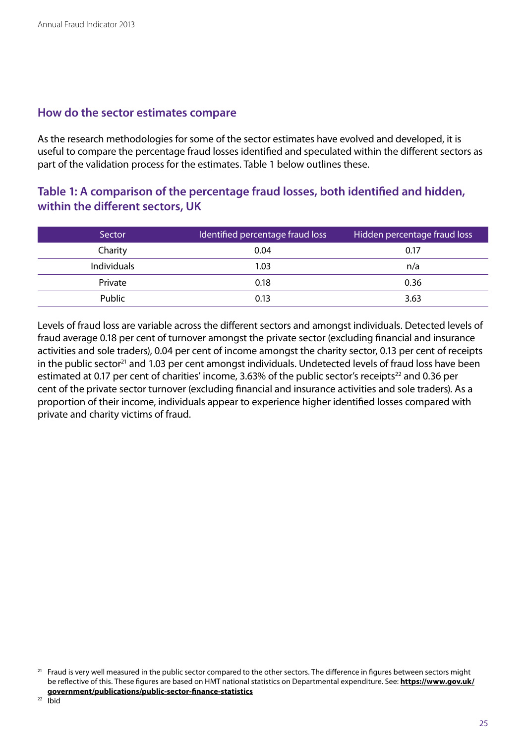## How do the sector estimates compare

As the research methodologies for some of the sector estimates have evolved and developed, it is useful to compare the percentage fraud losses identified and speculated within the different sectors as part of the validation process for the estimates. Table 1 below outlines these.

### Table 1: A comparison of the percentage fraud losses, both identified and hidden, within the different sectors, UK

| Sector | Identified percentage fraud loss | Hidden percentage fraud loss |
|---|---|---|
| Charity | 0.04 | 0.17 |
| Individuals | 1.03 | n/a |
| Private | 0.18 | 0.36 |
| Public | 0.13 | 3.63 |

Levels of fraud loss are variable across the different sectors and amongst individuals. Detected levels of fraud average 0.18 per cent of turnover amongst the private sector (excluding financial and insurance activities and sole traders), 0.04 per cent of income amongst the charity sector, 0.13 per cent of receipts in the public sector[21] and 1.03 per cent amongst individuals. Undetected levels of fraud loss have been estimated at 0.17 per cent of charities' income, 3.63% of the public sector's receipts[22] and 0.36 per cent of the private sector turnover (excluding financial and insurance activities and sole traders). As a proportion of their income, individuals appear to experience higher identified losses compared with private and charity victims of fraud.

[21] Fraud is very well measured in the public sector compared to the other sectors. The difference in figures between sectors might be reflective of this. These figures are based on HMT national statistics on Departmental expenditure. See: **https://www.gov.uk/government/publications/public-sector-finance-statistics**

[22] Ibid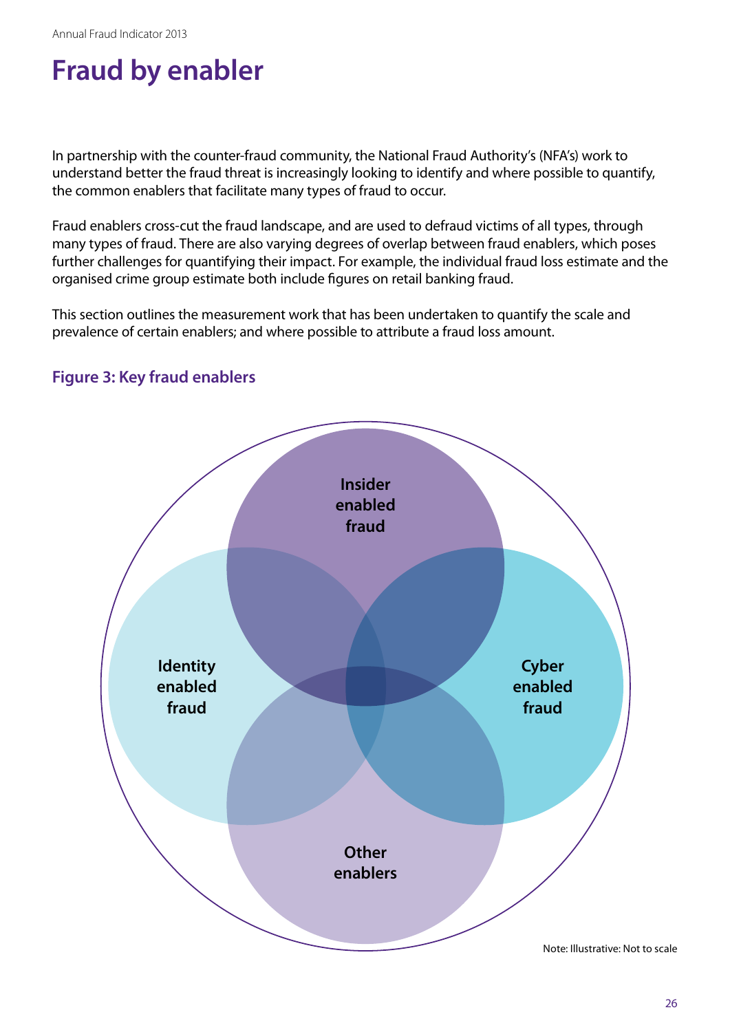# Fraud by enabler

In partnership with the counter-fraud community, the National Fraud Authority's (NFA's) work to understand better the fraud threat is increasingly looking to identify and where possible to quantify, the common enablers that facilitate many types of fraud to occur.

Fraud enablers cross-cut the fraud landscape, and are used to defraud victims of all types, through many types of fraud. There are also varying degrees of overlap between fraud enablers, which poses further challenges for quantifying their impact. For example, the individual fraud loss estimate and the organised crime group estimate both include figures on retail banking fraud.

This section outlines the measurement work that has been undertaken to quantify the scale and prevalence of certain enablers; and where possible to attribute a fraud loss amount.

### Figure 3: Key fraud enablers

Insider enabled fraud

Identity enabled fraud

Cyber enabled fraud

Other enablers

Note: Illustrative: Not to scale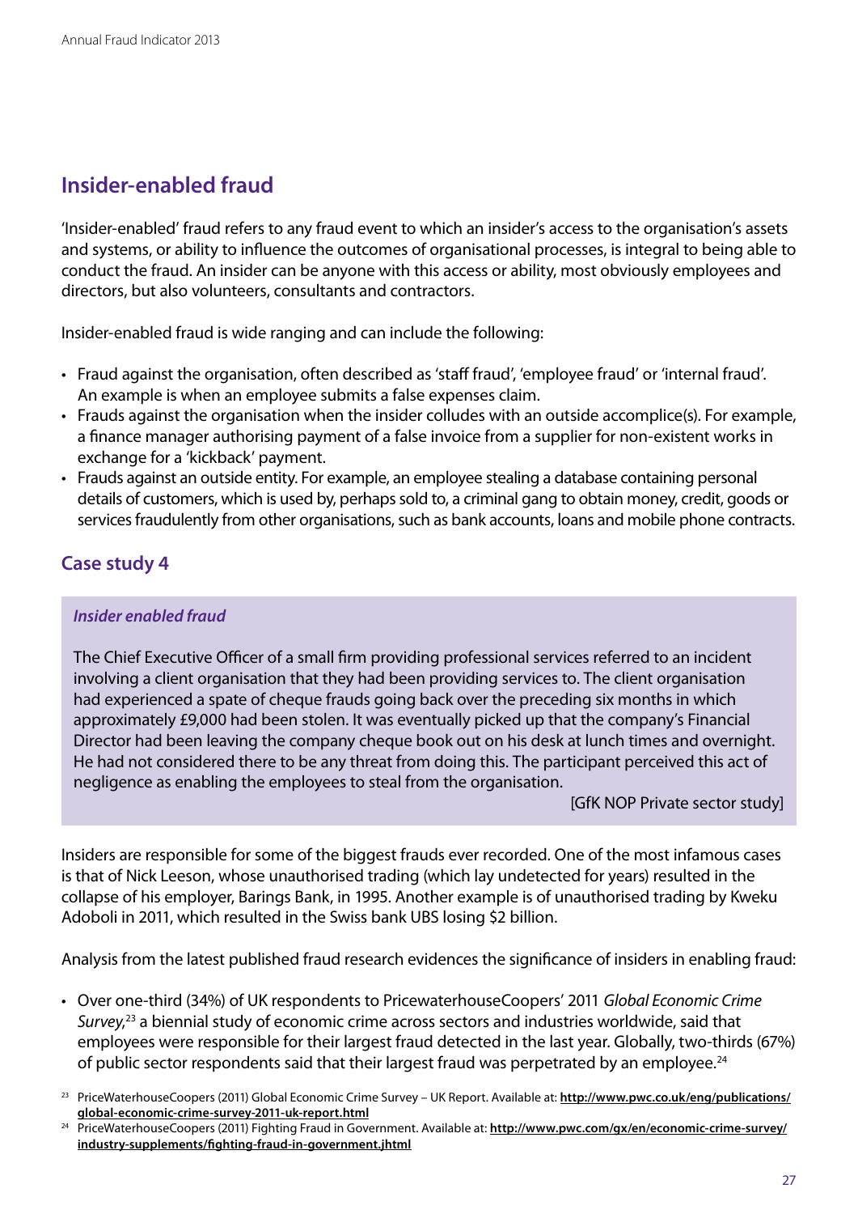## Insider-enabled fraud

'Insider-enabled' fraud refers to any fraud event to which an insider's access to the organisation's assets and systems, or ability to influence the outcomes of organisational processes, is integral to being able to conduct the fraud. An insider can be anyone with this access or ability, most obviously employees and directors, but also volunteers, consultants and contractors.

Insider-enabled fraud is wide ranging and can include the following:

- Fraud against the organisation, often described as 'staff fraud', 'employee fraud' or 'internal fraud'. An example is when an employee submits a false expenses claim.
- Frauds against the organisation when the insider colludes with an outside accomplice(s). For example, a finance manager authorising payment of a false invoice from a supplier for non-existent works in exchange for a 'kickback' payment.
- Frauds against an outside entity. For example, an employee stealing a database containing personal details of customers, which is used by, perhaps sold to, a criminal gang to obtain money, credit, goods or services fraudulently from other organisations, such as bank accounts, loans and mobile phone contracts.

### Case study 4

***Insider enabled fraud***

The Chief Executive Officer of a small firm providing professional services referred to an incident involving a client organisation that they had been providing services to. The client organisation had experienced a spate of cheque frauds going back over the preceding six months in which approximately £9,000 had been stolen. It was eventually picked up that the company's Financial Director had been leaving the company cheque book out on his desk at lunch times and overnight. He had not considered there to be any threat from doing this. The participant perceived this act of negligence as enabling the employees to steal from the organisation.

[GfK NOP Private sector study]

Insiders are responsible for some of the biggest frauds ever recorded. One of the most infamous cases is that of Nick Leeson, whose unauthorised trading (which lay undetected for years) resulted in the collapse of his employer, Barings Bank, in 1995. Another example is of unauthorised trading by Kweku Adoboli in 2011, which resulted in the Swiss bank UBS losing $2 billion.

Analysis from the latest published fraud research evidences the significance of insiders in enabling fraud:

- Over one-third (34%) of UK respondents to PricewaterhouseCoopers' 2011 *Global Economic Crime Survey*,[23] a biennial study of economic crime across sectors and industries worldwide, said that employees were responsible for their largest fraud detected in the last year. Globally, two-thirds (67%) of public sector respondents said that their largest fraud was perpetrated by an employee.[24]

[23] PriceWaterhouseCoopers (2011) Global Economic Crime Survey – UK Report. Available at: **http://www.pwc.co.uk/eng/publications/global-economic-crime-survey-2011-uk-report.html**

[24] PriceWaterhouseCoopers (2011) Fighting Fraud in Government. Available at: **http://www.pwc.com/gx/en/economic-crime-survey/industry-supplements/fighting-fraud-in-government.jhtml**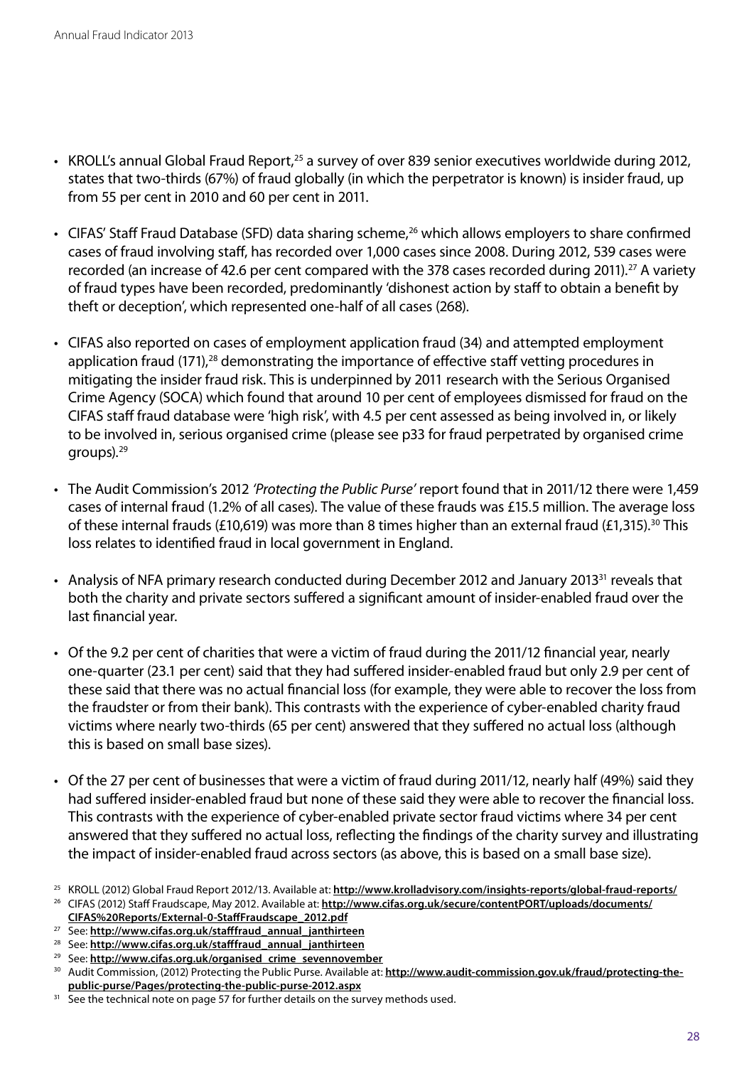- KROLL's annual Global Fraud Report,[25] a survey of over 839 senior executives worldwide during 2012, states that two-thirds (67%) of fraud globally (in which the perpetrator is known) is insider fraud, up from 55 per cent in 2010 and 60 per cent in 2011.

- CIFAS' Staff Fraud Database (SFD) data sharing scheme,[26] which allows employers to share confirmed cases of fraud involving staff, has recorded over 1,000 cases since 2008. During 2012, 539 cases were recorded (an increase of 42.6 per cent compared with the 378 cases recorded during 2011).[27] A variety of fraud types have been recorded, predominantly 'dishonest action by staff to obtain a benefit by theft or deception', which represented one-half of all cases (268).

- CIFAS also reported on cases of employment application fraud (34) and attempted employment application fraud (171),[28] demonstrating the importance of effective staff vetting procedures in mitigating the insider fraud risk. This is underpinned by 2011 research with the Serious Organised Crime Agency (SOCA) which found that around 10 per cent of employees dismissed for fraud on the CIFAS staff fraud database were 'high risk', with 4.5 per cent assessed as being involved in, or likely to be involved in, serious organised crime (please see p33 for fraud perpetrated by organised crime groups).[29]

- The Audit Commission's 2012 *'Protecting the Public Purse'* report found that in 2011/12 there were 1,459 cases of internal fraud (1.2% of all cases). The value of these frauds was £15.5 million. The average loss of these internal frauds (£10,619) was more than 8 times higher than an external fraud (£1,315).[30] This loss relates to identified fraud in local government in England.

- Analysis of NFA primary research conducted during December 2012 and January 2013[31] reveals that both the charity and private sectors suffered a significant amount of insider-enabled fraud over the last financial year.

- Of the 9.2 per cent of charities that were a victim of fraud during the 2011/12 financial year, nearly one-quarter (23.1 per cent) said that they had suffered insider-enabled fraud but only 2.9 per cent of these said that there was no actual financial loss (for example, they were able to recover the loss from the fraudster or from their bank). This contrasts with the experience of cyber-enabled charity fraud victims where nearly two-thirds (65 per cent) answered that they suffered no actual loss (although this is based on small base sizes).

- Of the 27 per cent of businesses that were a victim of fraud during 2011/12, nearly half (49%) said they had suffered insider-enabled fraud but none of these said they were able to recover the financial loss. This contrasts with the experience of cyber-enabled private sector fraud victims where 34 per cent answered that they suffered no actual loss, reflecting the findings of the charity survey and illustrating the impact of insider-enabled fraud across sectors (as above, this is based on a small base size).

[25] KROLL (2012) Global Fraud Report 2012/13. Available at: **http://www.krolladvisory.com/insights-reports/global-fraud-reports/**

[26] CIFAS (2012) Staff Fraudscape, May 2012. Available at: **http://www.cifas.org.uk/secure/contentPORT/uploads/documents/CIFAS%20Reports/External-0-StaffFraudscape_2012.pdf**

[27] See: **http://www.cifas.org.uk/stafffraud_annual_janthirteen**

[28] See: **http://www.cifas.org.uk/stafffraud_annual_janthirteen**

[29] See: **http://www.cifas.org.uk/organised_crime_sevennovember**

[30] Audit Commission, (2012) Protecting the Public Purse. Available at: **http://www.audit-commission.gov.uk/fraud/protecting-the-public-purse/Pages/protecting-the-public-purse-2012.aspx**

[31] See the technical note on page 57 for further details on the survey methods used.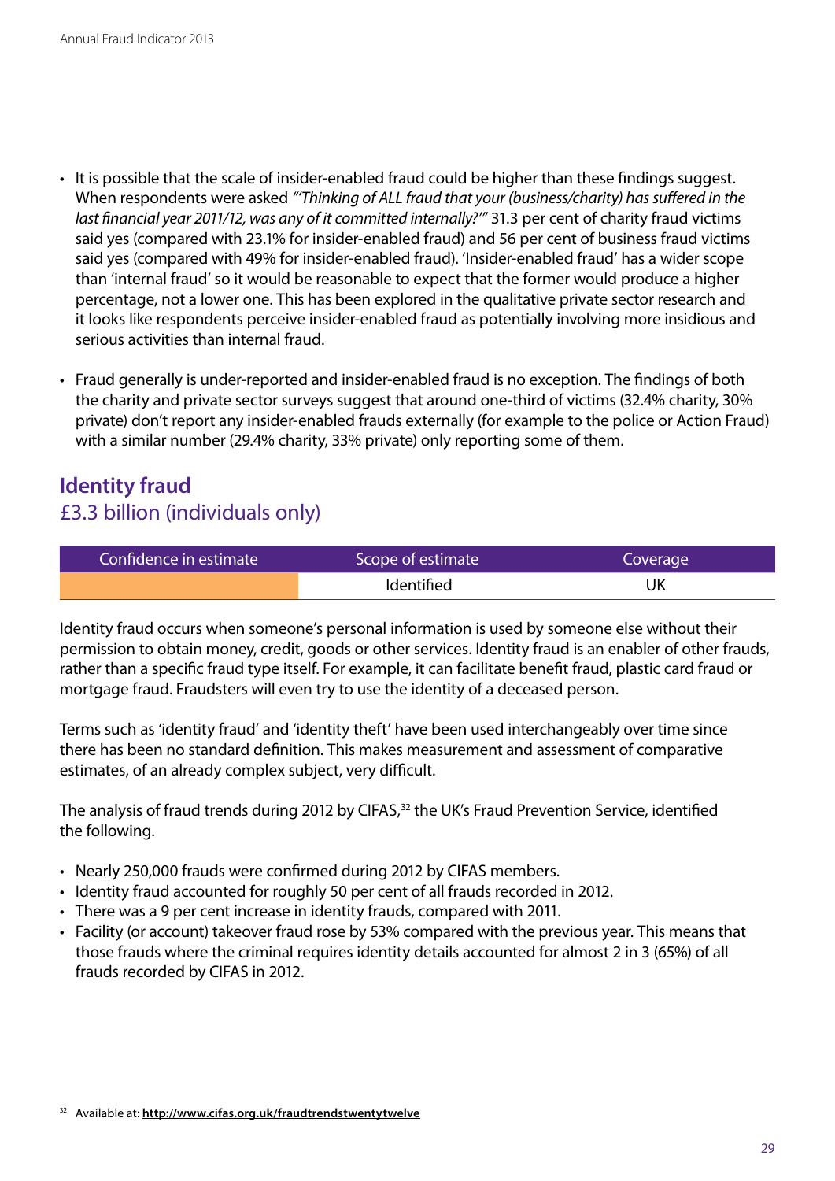- It is possible that the scale of insider-enabled fraud could be higher than these findings suggest. When respondents were asked *"'Thinking of ALL fraud that your (business/charity) has suffered in the last financial year 2011/12, was any of it committed internally?'"* 31.3 per cent of charity fraud victims said yes (compared with 23.1% for insider-enabled fraud) and 56 per cent of business fraud victims said yes (compared with 49% for insider-enabled fraud). 'Insider-enabled fraud' has a wider scope than 'internal fraud' so it would be reasonable to expect that the former would produce a higher percentage, not a lower one. This has been explored in the qualitative private sector research and it looks like respondents perceive insider-enabled fraud as potentially involving more insidious and serious activities than internal fraud.
- Fraud generally is under-reported and insider-enabled fraud is no exception. The findings of both the charity and private sector surveys suggest that around one-third of victims (32.4% charity, 30% private) don't report any insider-enabled frauds externally (for example to the police or Action Fraud) with a similar number (29.4% charity, 33% private) only reporting some of them.

## Identity fraud
### £3.3 billion (individuals only)

| Confidence in estimate | Scope of estimate | Coverage |
|---|---|---|
| | Identified | UK |

Identity fraud occurs when someone's personal information is used by someone else without their permission to obtain money, credit, goods or other services. Identity fraud is an enabler of other frauds, rather than a specific fraud type itself. For example, it can facilitate benefit fraud, plastic card fraud or mortgage fraud. Fraudsters will even try to use the identity of a deceased person.

Terms such as 'identity fraud' and 'identity theft' have been used interchangeably over time since there has been no standard definition. This makes measurement and assessment of comparative estimates, of an already complex subject, very difficult.

The analysis of fraud trends during 2012 by CIFAS,[32] the UK's Fraud Prevention Service, identified the following.

- Nearly 250,000 frauds were confirmed during 2012 by CIFAS members.
- Identity fraud accounted for roughly 50 per cent of all frauds recorded in 2012.
- There was a 9 per cent increase in identity frauds, compared with 2011.
- Facility (or account) takeover fraud rose by 53% compared with the previous year. This means that those frauds where the criminal requires identity details accounted for almost 2 in 3 (65%) of all frauds recorded by CIFAS in 2012.

[32] Available at: **http://www.cifas.org.uk/fraudtrendstwentytwelve**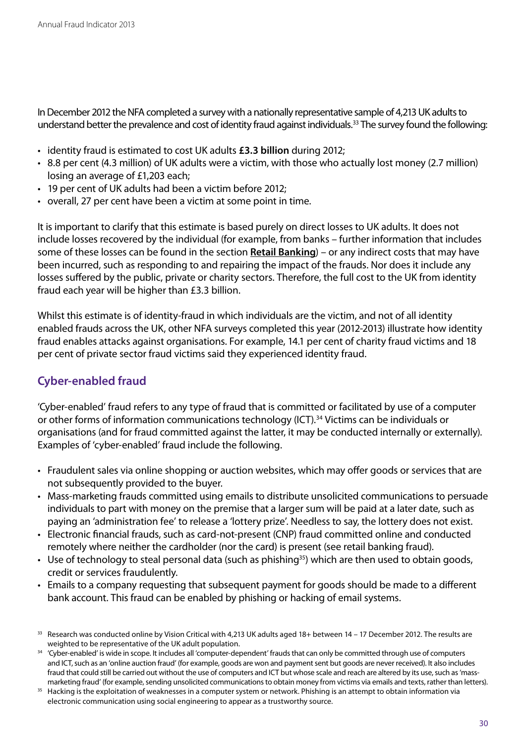In December 2012 the NFA completed a survey with a nationally representative sample of 4,213 UK adults to understand better the prevalence and cost of identity fraud against individuals.[33] The survey found the following:

- identity fraud is estimated to cost UK adults **£3.3 billion** during 2012;
- 8.8 per cent (4.3 million) of UK adults were a victim, with those who actually lost money (2.7 million) losing an average of £1,203 each;
- 19 per cent of UK adults had been a victim before 2012;
- overall, 27 per cent have been a victim at some point in time.

It is important to clarify that this estimate is based purely on direct losses to UK adults. It does not include losses recovered by the individual (for example, from banks – further information that includes some of these losses can be found in the section **Retail Banking**) – or any indirect costs that may have been incurred, such as responding to and repairing the impact of the frauds. Nor does it include any losses suffered by the public, private or charity sectors. Therefore, the full cost to the UK from identity fraud each year will be higher than £3.3 billion.

Whilst this estimate is of identity-fraud in which individuals are the victim, and not of all identity enabled frauds across the UK, other NFA surveys completed this year (2012-2013) illustrate how identity fraud enables attacks against organisations. For example, 14.1 per cent of charity fraud victims and 18 per cent of private sector fraud victims said they experienced identity fraud.

## Cyber-enabled fraud

'Cyber-enabled' fraud refers to any type of fraud that is committed or facilitated by use of a computer or other forms of information communications technology (ICT).[34] Victims can be individuals or organisations (and for fraud committed against the latter, it may be conducted internally or externally). Examples of 'cyber-enabled' fraud include the following.

- Fraudulent sales via online shopping or auction websites, which may offer goods or services that are not subsequently provided to the buyer.
- Mass-marketing frauds committed using emails to distribute unsolicited communications to persuade individuals to part with money on the premise that a larger sum will be paid at a later date, such as paying an 'administration fee' to release a 'lottery prize'. Needless to say, the lottery does not exist.
- Electronic financial frauds, such as card-not-present (CNP) fraud committed online and conducted remotely where neither the cardholder (nor the card) is present (see retail banking fraud).
- Use of technology to steal personal data (such as phishing[35]) which are then used to obtain goods, credit or services fraudulently.
- Emails to a company requesting that subsequent payment for goods should be made to a different bank account. This fraud can be enabled by phishing or hacking of email systems.

[33] Research was conducted online by Vision Critical with 4,213 UK adults aged 18+ between 14 – 17 December 2012. The results are weighted to be representative of the UK adult population.

[34] 'Cyber-enabled' is wide in scope. It includes all 'computer-dependent' frauds that can only be committed through use of computers and ICT, such as an 'online auction fraud' (for example, goods are won and payment sent but goods are never received). It also includes fraud that could still be carried out without the use of computers and ICT but whose scale and reach are altered by its use, such as 'mass-marketing fraud' (for example, sending unsolicited communications to obtain money from victims via emails and texts, rather than letters).

[35] Hacking is the exploitation of weaknesses in a computer system or network. Phishing is an attempt to obtain information via electronic communication using social engineering to appear as a trustworthy source.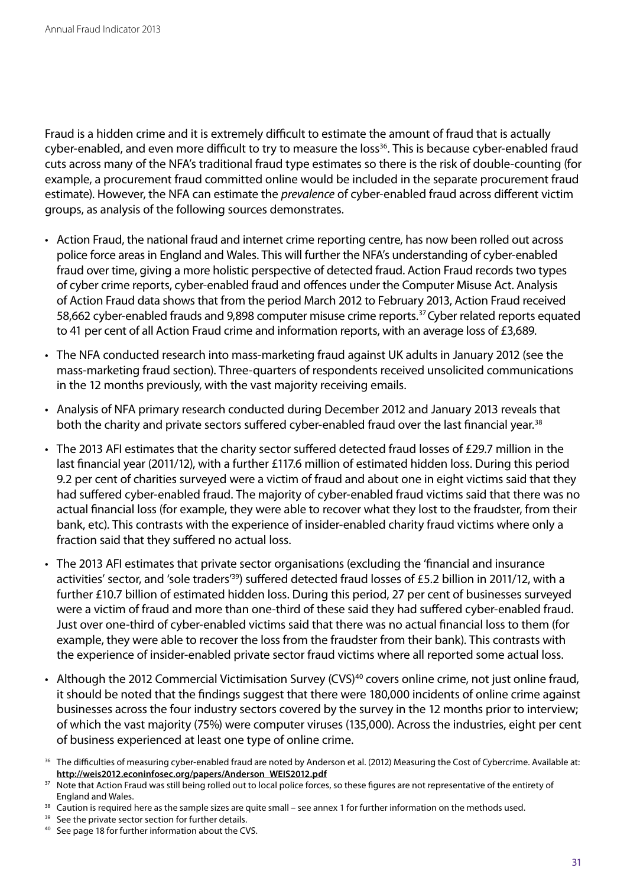Fraud is a hidden crime and it is extremely difficult to estimate the amount of fraud that is actually cyber-enabled, and even more difficult to try to measure the loss[36]. This is because cyber-enabled fraud cuts across many of the NFA's traditional fraud type estimates so there is the risk of double-counting (for example, a procurement fraud committed online would be included in the separate procurement fraud estimate). However, the NFA can estimate the *prevalence* of cyber-enabled fraud across different victim groups, as analysis of the following sources demonstrates.

- Action Fraud, the national fraud and internet crime reporting centre, has now been rolled out across police force areas in England and Wales. This will further the NFA's understanding of cyber-enabled fraud over time, giving a more holistic perspective of detected fraud. Action Fraud records two types of cyber crime reports, cyber-enabled fraud and offences under the Computer Misuse Act. Analysis of Action Fraud data shows that from the period March 2012 to February 2013, Action Fraud received 58,662 cyber-enabled frauds and 9,898 computer misuse crime reports.[37] Cyber related reports equated to 41 per cent of all Action Fraud crime and information reports, with an average loss of £3,689.
- The NFA conducted research into mass-marketing fraud against UK adults in January 2012 (see the mass-marketing fraud section). Three-quarters of respondents received unsolicited communications in the 12 months previously, with the vast majority receiving emails.
- Analysis of NFA primary research conducted during December 2012 and January 2013 reveals that both the charity and private sectors suffered cyber-enabled fraud over the last financial year.[38]
- The 2013 AFI estimates that the charity sector suffered detected fraud losses of £29.7 million in the last financial year (2011/12), with a further £117.6 million of estimated hidden loss. During this period 9.2 per cent of charities surveyed were a victim of fraud and about one in eight victims said that they had suffered cyber-enabled fraud. The majority of cyber-enabled fraud victims said that there was no actual financial loss (for example, they were able to recover what they lost to the fraudster, from their bank, etc). This contrasts with the experience of insider-enabled charity fraud victims where only a fraction said that they suffered no actual loss.
- The 2013 AFI estimates that private sector organisations (excluding the 'financial and insurance activities' sector, and 'sole traders'[39]) suffered detected fraud losses of £5.2 billion in 2011/12, with a further £10.7 billion of estimated hidden loss. During this period, 27 per cent of businesses surveyed were a victim of fraud and more than one-third of these said they had suffered cyber-enabled fraud. Just over one-third of cyber-enabled victims said that there was no actual financial loss to them (for example, they were able to recover the loss from the fraudster from their bank). This contrasts with the experience of insider-enabled private sector fraud victims where all reported some actual loss.
- Although the 2012 Commercial Victimisation Survey (CVS)[40] covers online crime, not just online fraud, it should be noted that the findings suggest that there were 180,000 incidents of online crime against businesses across the four industry sectors covered by the survey in the 12 months prior to interview; of which the vast majority (75%) were computer viruses (135,000). Across the industries, eight per cent of business experienced at least one type of online crime.

[36] The difficulties of measuring cyber-enabled fraud are noted by Anderson et al. (2012) Measuring the Cost of Cybercrime. Available at: **http://weis2012.econinfosec.org/papers/Anderson_WEIS2012.pdf**

[37] Note that Action Fraud was still being rolled out to local police forces, so these figures are not representative of the entirety of England and Wales.

[38] Caution is required here as the sample sizes are quite small – see annex 1 for further information on the methods used.

[39] See the private sector section for further details.

[40] See page 18 for further information about the CVS.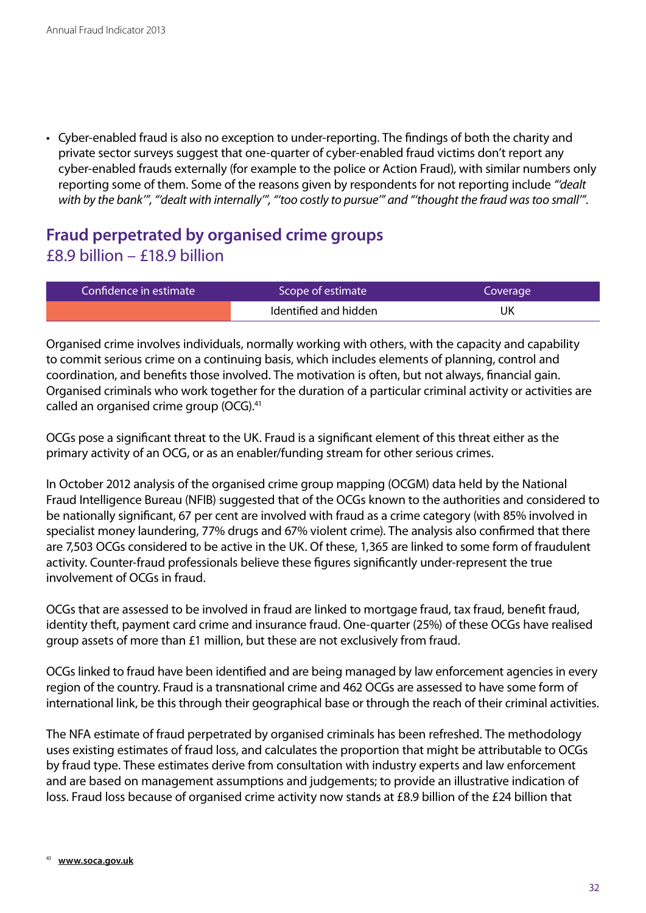- Cyber-enabled fraud is also no exception to under-reporting. The findings of both the charity and private sector surveys suggest that one-quarter of cyber-enabled fraud victims don't report any cyber-enabled frauds externally (for example to the police or Action Fraud), with similar numbers only reporting some of them. Some of the reasons given by respondents for not reporting include *"'dealt with by the bank'", "'dealt internally'", "'too costly to pursue'" and "'thought the fraud was too small'".*

## Fraud perpetrated by organised crime groups

£8.9 billion – £18.9 billion

| Confidence in estimate | Scope of estimate | Coverage |
|---|---|---|
| | Identified and hidden | UK |

Organised crime involves individuals, normally working with others, with the capacity and capability to commit serious crime on a continuing basis, which includes elements of planning, control and coordination, and benefits those involved. The motivation is often, but not always, financial gain. Organised criminals who work together for the duration of a particular criminal activity or activities are called an organised crime group (OCG).[41]

OCGs pose a significant threat to the UK. Fraud is a significant element of this threat either as the primary activity of an OCG, or as an enabler/funding stream for other serious crimes.

In October 2012 analysis of the organised crime group mapping (OCGM) data held by the National Fraud Intelligence Bureau (NFIB) suggested that of the OCGs known to the authorities and considered to be nationally significant, 67 per cent are involved with fraud as a crime category (with 85% involved in specialist money laundering, 77% drugs and 67% violent crime). The analysis also confirmed that there are 7,503 OCGs considered to be active in the UK. Of these, 1,365 are linked to some form of fraudulent activity. Counter-fraud professionals believe these figures significantly under-represent the true involvement of OCGs in fraud.

OCGs that are assessed to be involved in fraud are linked to mortgage fraud, tax fraud, benefit fraud, identity theft, payment card crime and insurance fraud. One-quarter (25%) of these OCGs have realised group assets of more than £1 million, but these are not exclusively from fraud.

OCGs linked to fraud have been identified and are being managed by law enforcement agencies in every region of the country. Fraud is a transnational crime and 462 OCGs are assessed to have some form of international link, be this through their geographical base or through the reach of their criminal activities.

The NFA estimate of fraud perpetrated by organised criminals has been refreshed. The methodology uses existing estimates of fraud loss, and calculates the proportion that might be attributable to OCGs by fraud type. These estimates derive from consultation with industry experts and law enforcement and are based on management assumptions and judgements; to provide an illustrative indication of loss. Fraud loss because of organised crime activity now stands at £8.9 billion of the £24 billion that

[41] **www.soca.gov.uk**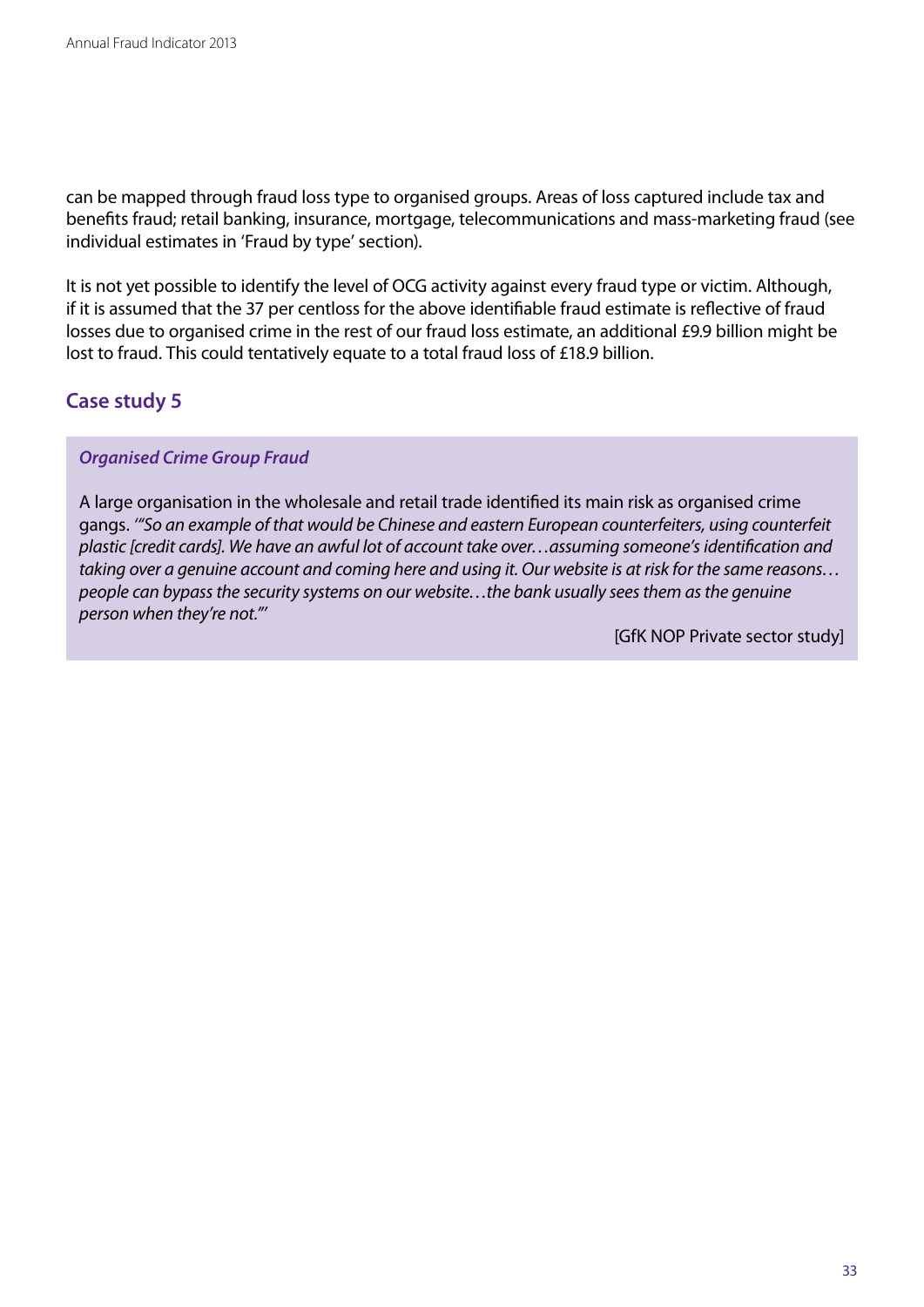can be mapped through fraud loss type to organised groups. Areas of loss captured include tax and benefits fraud; retail banking, insurance, mortgage, telecommunications and mass-marketing fraud (see individual estimates in 'Fraud by type' section).

It is not yet possible to identify the level of OCG activity against every fraud type or victim. Although, if it is assumed that the 37 per centloss for the above identifiable fraud estimate is reflective of fraud losses due to organised crime in the rest of our fraud loss estimate, an additional £9.9 billion might be lost to fraud. This could tentatively equate to a total fraud loss of £18.9 billion.

## Case study 5

***Organised Crime Group Fraud***

A large organisation in the wholesale and retail trade identified its main risk as organised crime gangs. *'"So an example of that would be Chinese and eastern European counterfeiters, using counterfeit plastic [credit cards]. We have an awful lot of account take over…assuming someone's identification and taking over a genuine account and coming here and using it. Our website is at risk for the same reasons…people can bypass the security systems on our website…the bank usually sees them as the genuine person when they're not."'*

[GfK NOP Private sector study]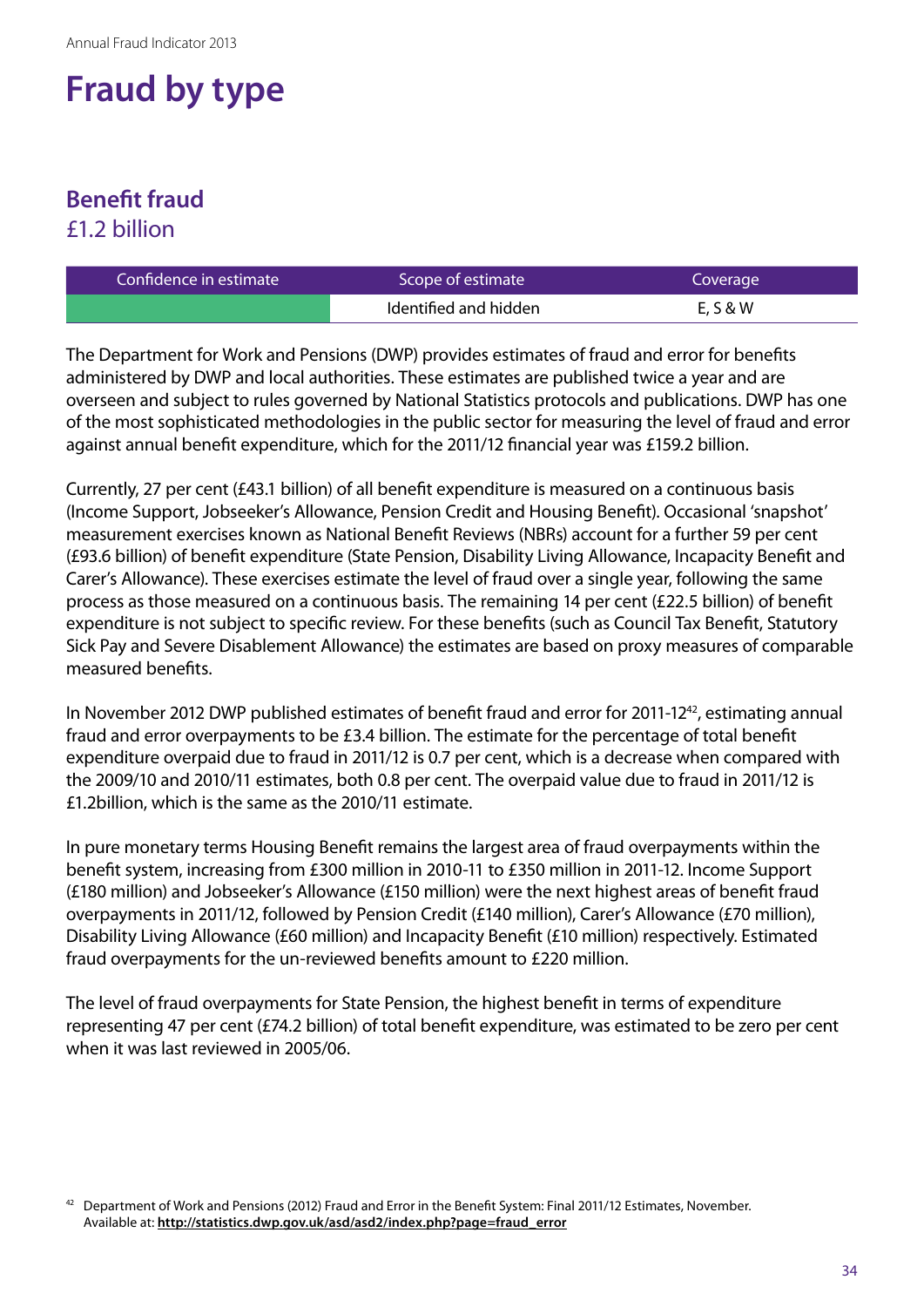# Fraud by type

## Benefit fraud

£1.2 billion

| Confidence in estimate | Scope of estimate | Coverage |
|---|---|---|
| | Identified and hidden | E, S & W |

The Department for Work and Pensions (DWP) provides estimates of fraud and error for benefits administered by DWP and local authorities. These estimates are published twice a year and are overseen and subject to rules governed by National Statistics protocols and publications. DWP has one of the most sophisticated methodologies in the public sector for measuring the level of fraud and error against annual benefit expenditure, which for the 2011/12 financial year was £159.2 billion.

Currently, 27 per cent (£43.1 billion) of all benefit expenditure is measured on a continuous basis (Income Support, Jobseeker's Allowance, Pension Credit and Housing Benefit). Occasional 'snapshot' measurement exercises known as National Benefit Reviews (NBRs) account for a further 59 per cent (£93.6 billion) of benefit expenditure (State Pension, Disability Living Allowance, Incapacity Benefit and Carer's Allowance). These exercises estimate the level of fraud over a single year, following the same process as those measured on a continuous basis. The remaining 14 per cent (£22.5 billion) of benefit expenditure is not subject to specific review. For these benefits (such as Council Tax Benefit, Statutory Sick Pay and Severe Disablement Allowance) the estimates are based on proxy measures of comparable measured benefits.

In November 2012 DWP published estimates of benefit fraud and error for 2011-12[42], estimating annual fraud and error overpayments to be £3.4 billion. The estimate for the percentage of total benefit expenditure overpaid due to fraud in 2011/12 is 0.7 per cent, which is a decrease when compared with the 2009/10 and 2010/11 estimates, both 0.8 per cent. The overpaid value due to fraud in 2011/12 is £1.2billion, which is the same as the 2010/11 estimate.

In pure monetary terms Housing Benefit remains the largest area of fraud overpayments within the benefit system, increasing from £300 million in 2010-11 to £350 million in 2011-12. Income Support (£180 million) and Jobseeker's Allowance (£150 million) were the next highest areas of benefit fraud overpayments in 2011/12, followed by Pension Credit (£140 million), Carer's Allowance (£70 million), Disability Living Allowance (£60 million) and Incapacity Benefit (£10 million) respectively. Estimated fraud overpayments for the un-reviewed benefits amount to £220 million.

The level of fraud overpayments for State Pension, the highest benefit in terms of expenditure representing 47 per cent (£74.2 billion) of total benefit expenditure, was estimated to be zero per cent when it was last reviewed in 2005/06.

[42] Department of Work and Pensions (2012) Fraud and Error in the Benefit System: Final 2011/12 Estimates, November. Available at: **http://statistics.dwp.gov.uk/asd/asd2/index.php?page=fraud_error**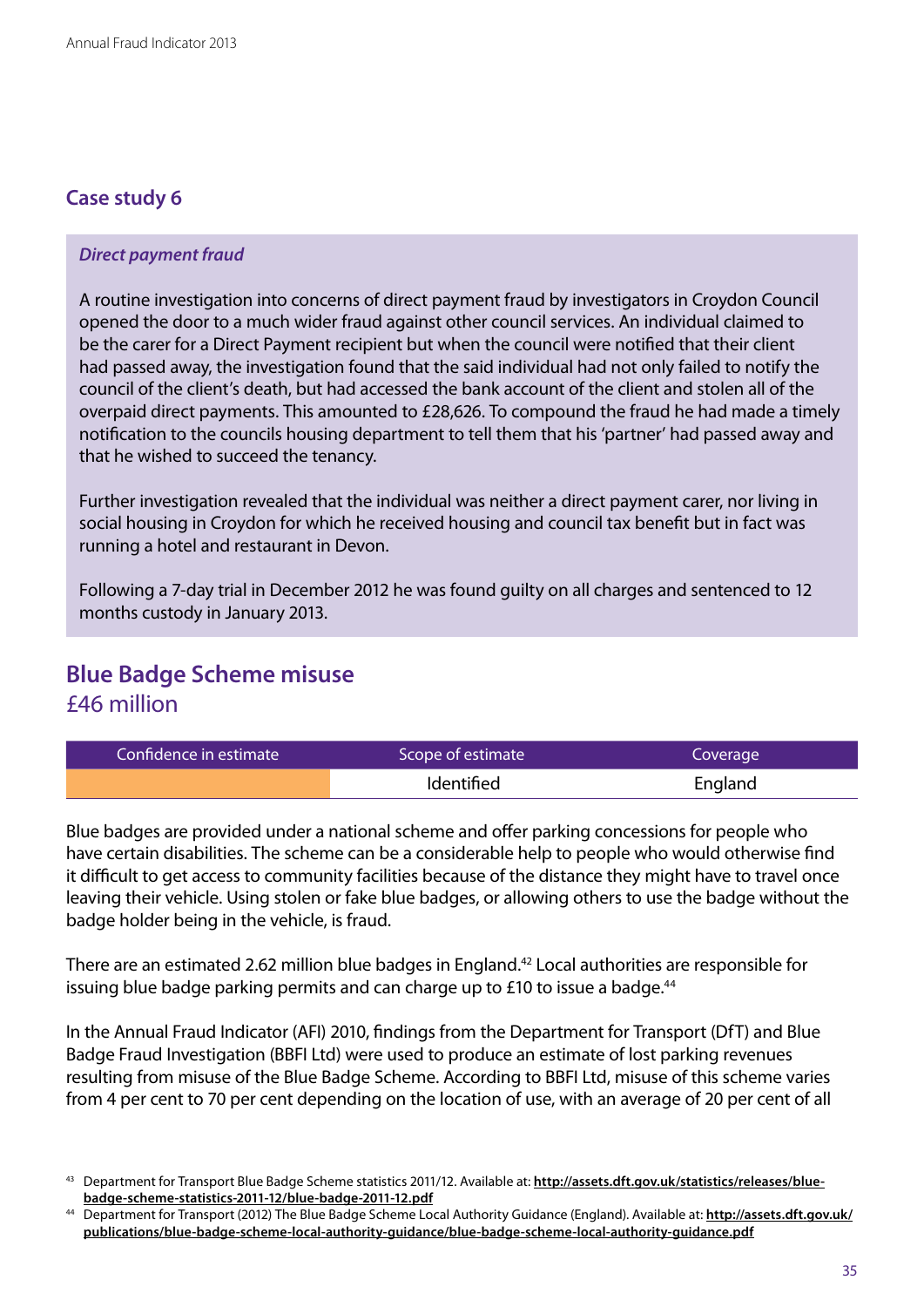### Case study 6

***Direct payment fraud***

A routine investigation into concerns of direct payment fraud by investigators in Croydon Council opened the door to a much wider fraud against other council services. An individual claimed to be the carer for a Direct Payment recipient but when the council were notified that their client had passed away, the investigation found that the said individual had not only failed to notify the council of the client's death, but had accessed the bank account of the client and stolen all of the overpaid direct payments. This amounted to £28,626. To compound the fraud he had made a timely notification to the councils housing department to tell them that his 'partner' had passed away and that he wished to succeed the tenancy.

Further investigation revealed that the individual was neither a direct payment carer, nor living in social housing in Croydon for which he received housing and council tax benefit but in fact was running a hotel and restaurant in Devon.

Following a 7-day trial in December 2012 he was found guilty on all charges and sentenced to 12 months custody in January 2013.

## Blue Badge Scheme misuse
£46 million

| Confidence in estimate | Scope of estimate | Coverage |
|---|---|---|
| | Identified | England |

Blue badges are provided under a national scheme and offer parking concessions for people who have certain disabilities. The scheme can be a considerable help to people who would otherwise find it difficult to get access to community facilities because of the distance they might have to travel once leaving their vehicle. Using stolen or fake blue badges, or allowing others to use the badge without the badge holder being in the vehicle, is fraud.

There are an estimated 2.62 million blue badges in England.[42] Local authorities are responsible for issuing blue badge parking permits and can charge up to £10 to issue a badge.[44]

In the Annual Fraud Indicator (AFI) 2010, findings from the Department for Transport (DfT) and Blue Badge Fraud Investigation (BBFI Ltd) were used to produce an estimate of lost parking revenues resulting from misuse of the Blue Badge Scheme. According to BBFI Ltd, misuse of this scheme varies from 4 per cent to 70 per cent depending on the location of use, with an average of 20 per cent of all

[43] Department for Transport Blue Badge Scheme statistics 2011/12. Available at: **http://assets.dft.gov.uk/statistics/releases/blue-badge-scheme-statistics-2011-12/blue-badge-2011-12.pdf**

[44] Department for Transport (2012) The Blue Badge Scheme Local Authority Guidance (England). Available at: **http://assets.dft.gov.uk/publications/blue-badge-scheme-local-authority-guidance/blue-badge-scheme-local-authority-guidance.pdf**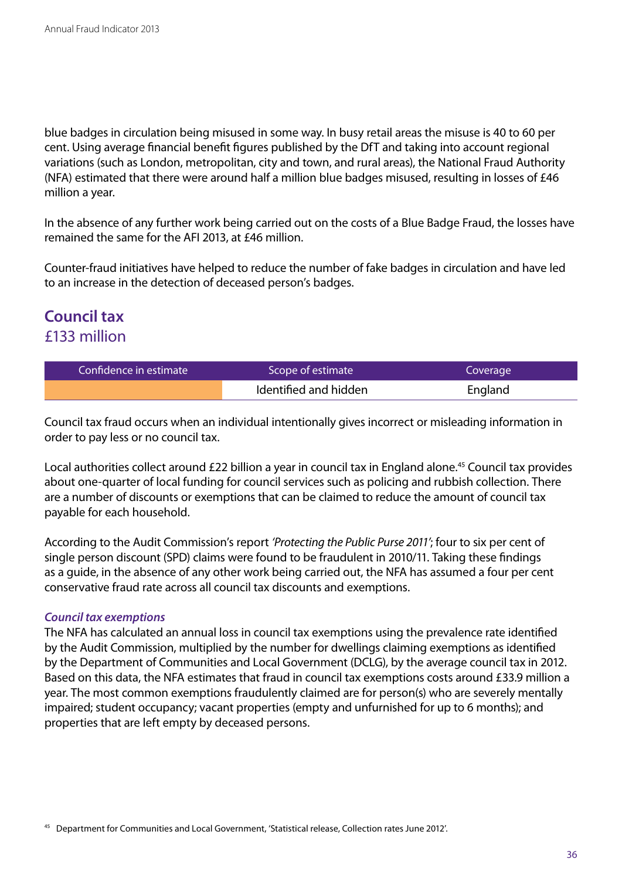blue badges in circulation being misused in some way. In busy retail areas the misuse is 40 to 60 per cent. Using average financial benefit figures published by the DfT and taking into account regional variations (such as London, metropolitan, city and town, and rural areas), the National Fraud Authority (NFA) estimated that there were around half a million blue badges misused, resulting in losses of £46 million a year.

In the absence of any further work being carried out on the costs of a Blue Badge Fraud, the losses have remained the same for the AFI 2013, at £46 million.

Counter-fraud initiatives have helped to reduce the number of fake badges in circulation and have led to an increase in the detection of deceased person's badges.

## Council tax
£133 million

| Confidence in estimate | Scope of estimate | Coverage |
|---|---|---|
| | Identified and hidden | England |

Council tax fraud occurs when an individual intentionally gives incorrect or misleading information in order to pay less or no council tax.

Local authorities collect around £22 billion a year in council tax in England alone.[45] Council tax provides about one-quarter of local funding for council services such as policing and rubbish collection. There are a number of discounts or exemptions that can be claimed to reduce the amount of council tax payable for each household.

According to the Audit Commission's report *'Protecting the Public Purse 2011'*; four to six per cent of single person discount (SPD) claims were found to be fraudulent in 2010/11. Taking these findings as a guide, in the absence of any other work being carried out, the NFA has assumed a four per cent conservative fraud rate across all council tax discounts and exemptions.

### *Council tax exemptions*

The NFA has calculated an annual loss in council tax exemptions using the prevalence rate identified by the Audit Commission, multiplied by the number for dwellings claiming exemptions as identified by the Department of Communities and Local Government (DCLG), by the average council tax in 2012. Based on this data, the NFA estimates that fraud in council tax exemptions costs around £33.9 million a year. The most common exemptions fraudulently claimed are for person(s) who are severely mentally impaired; student occupancy; vacant properties (empty and unfurnished for up to 6 months); and properties that are left empty by deceased persons.

[45] Department for Communities and Local Government, 'Statistical release, Collection rates June 2012'.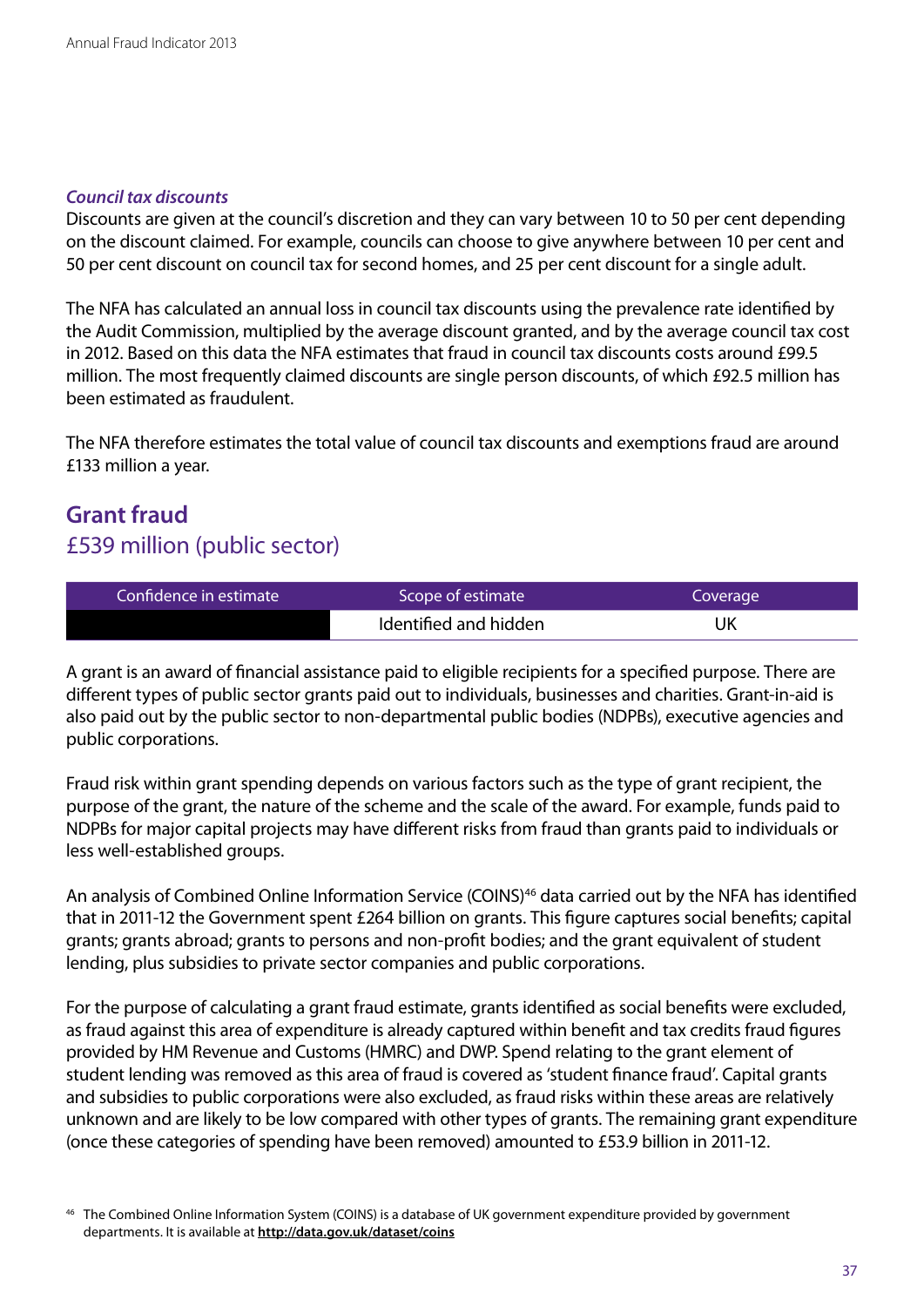***Council tax discounts***

Discounts are given at the council's discretion and they can vary between 10 to 50 per cent depending on the discount claimed. For example, councils can choose to give anywhere between 10 per cent and 50 per cent discount on council tax for second homes, and 25 per cent discount for a single adult.

The NFA has calculated an annual loss in council tax discounts using the prevalence rate identified by the Audit Commission, multiplied by the average discount granted, and by the average council tax cost in 2012. Based on this data the NFA estimates that fraud in council tax discounts costs around £99.5 million. The most frequently claimed discounts are single person discounts, of which £92.5 million has been estimated as fraudulent.

The NFA therefore estimates the total value of council tax discounts and exemptions fraud are around £133 million a year.

## Grant fraud

£539 million (public sector)

| Confidence in estimate | Scope of estimate | Coverage |
|---|---|---|
| | Identified and hidden | UK |

A grant is an award of financial assistance paid to eligible recipients for a specified purpose. There are different types of public sector grants paid out to individuals, businesses and charities. Grant-in-aid is also paid out by the public sector to non-departmental public bodies (NDPBs), executive agencies and public corporations.

Fraud risk within grant spending depends on various factors such as the type of grant recipient, the purpose of the grant, the nature of the scheme and the scale of the award. For example, funds paid to NDPBs for major capital projects may have different risks from fraud than grants paid to individuals or less well-established groups.

An analysis of Combined Online Information Service (COINS)[46] data carried out by the NFA has identified that in 2011-12 the Government spent £264 billion on grants. This figure captures social benefits; capital grants; grants abroad; grants to persons and non-profit bodies; and the grant equivalent of student lending, plus subsidies to private sector companies and public corporations.

For the purpose of calculating a grant fraud estimate, grants identified as social benefits were excluded, as fraud against this area of expenditure is already captured within benefit and tax credits fraud figures provided by HM Revenue and Customs (HMRC) and DWP. Spend relating to the grant element of student lending was removed as this area of fraud is covered as 'student finance fraud'. Capital grants and subsidies to public corporations were also excluded, as fraud risks within these areas are relatively unknown and are likely to be low compared with other types of grants. The remaining grant expenditure (once these categories of spending have been removed) amounted to £53.9 billion in 2011-12.

[46] The Combined Online Information System (COINS) is a database of UK government expenditure provided by government departments. It is available at **http://data.gov.uk/dataset/coins**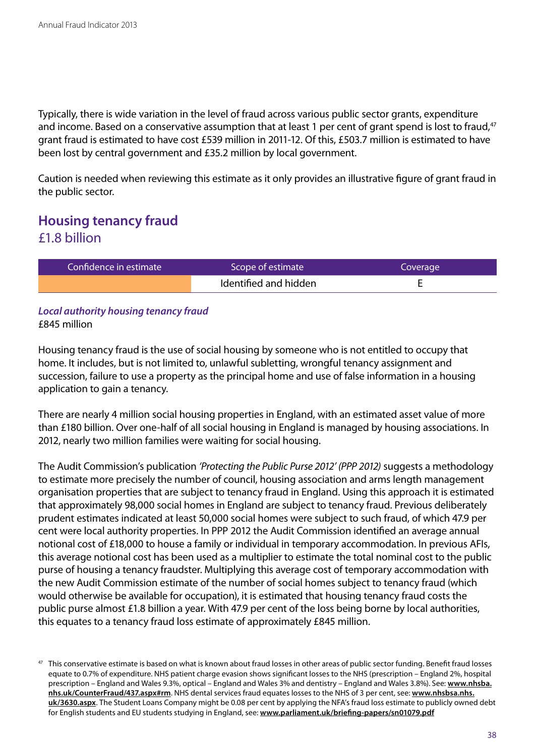Typically, there is wide variation in the level of fraud across various public sector grants, expenditure and income. Based on a conservative assumption that at least 1 per cent of grant spend is lost to fraud,[47] grant fraud is estimated to have cost £539 million in 2011-12. Of this, £503.7 million is estimated to have been lost by central government and £35.2 million by local government.

Caution is needed when reviewing this estimate as it only provides an illustrative figure of grant fraud in the public sector.

## Housing tenancy fraud
£1.8 billion

| Confidence in estimate | Scope of estimate | Coverage |
|---|---|---|
| | Identified and hidden | E |

***Local authority housing tenancy fraud***
£845 million

Housing tenancy fraud is the use of social housing by someone who is not entitled to occupy that home. It includes, but is not limited to, unlawful subletting, wrongful tenancy assignment and succession, failure to use a property as the principal home and use of false information in a housing application to gain a tenancy.

There are nearly 4 million social housing properties in England, with an estimated asset value of more than £180 billion. Over one-half of all social housing in England is managed by housing associations. In 2012, nearly two million families were waiting for social housing.

The Audit Commission's publication *'Protecting the Public Purse 2012' (PPP 2012)* suggests a methodology to estimate more precisely the number of council, housing association and arms length management organisation properties that are subject to tenancy fraud in England. Using this approach it is estimated that approximately 98,000 social homes in England are subject to tenancy fraud. Previous deliberately prudent estimates indicated at least 50,000 social homes were subject to such fraud, of which 47.9 per cent were local authority properties. In PPP 2012 the Audit Commission identified an average annual notional cost of £18,000 to house a family or individual in temporary accommodation. In previous AFIs, this average notional cost has been used as a multiplier to estimate the total nominal cost to the public purse of housing a tenancy fraudster. Multiplying this average cost of temporary accommodation with the new Audit Commission estimate of the number of social homes subject to tenancy fraud (which would otherwise be available for occupation), it is estimated that housing tenancy fraud costs the public purse almost £1.8 billion a year. With 47.9 per cent of the loss being borne by local authorities, this equates to a tenancy fraud loss estimate of approximately £845 million.

[47] This conservative estimate is based on what is known about fraud losses in other areas of public sector funding. Benefit fraud losses equate to 0.7% of expenditure. NHS patient charge evasion shows significant losses to the NHS (prescription – England 2%, hospital prescription – England and Wales 9.3%, optical – England and Wales 3% and dentistry – England and Wales 3.8%). See: **www.nhsba.nhs.uk/CounterFraud/437.aspx#rm**. NHS dental services fraud equates losses to the NHS of 3 per cent, see: **www.nhsbsa.nhs.uk/3630.aspx**. The Student Loans Company might be 0.08 per cent by applying the NFA's fraud loss estimate to publicly owned debt for English students and EU students studying in England, see: **www.parliament.uk/briefing-papers/sn01079.pdf**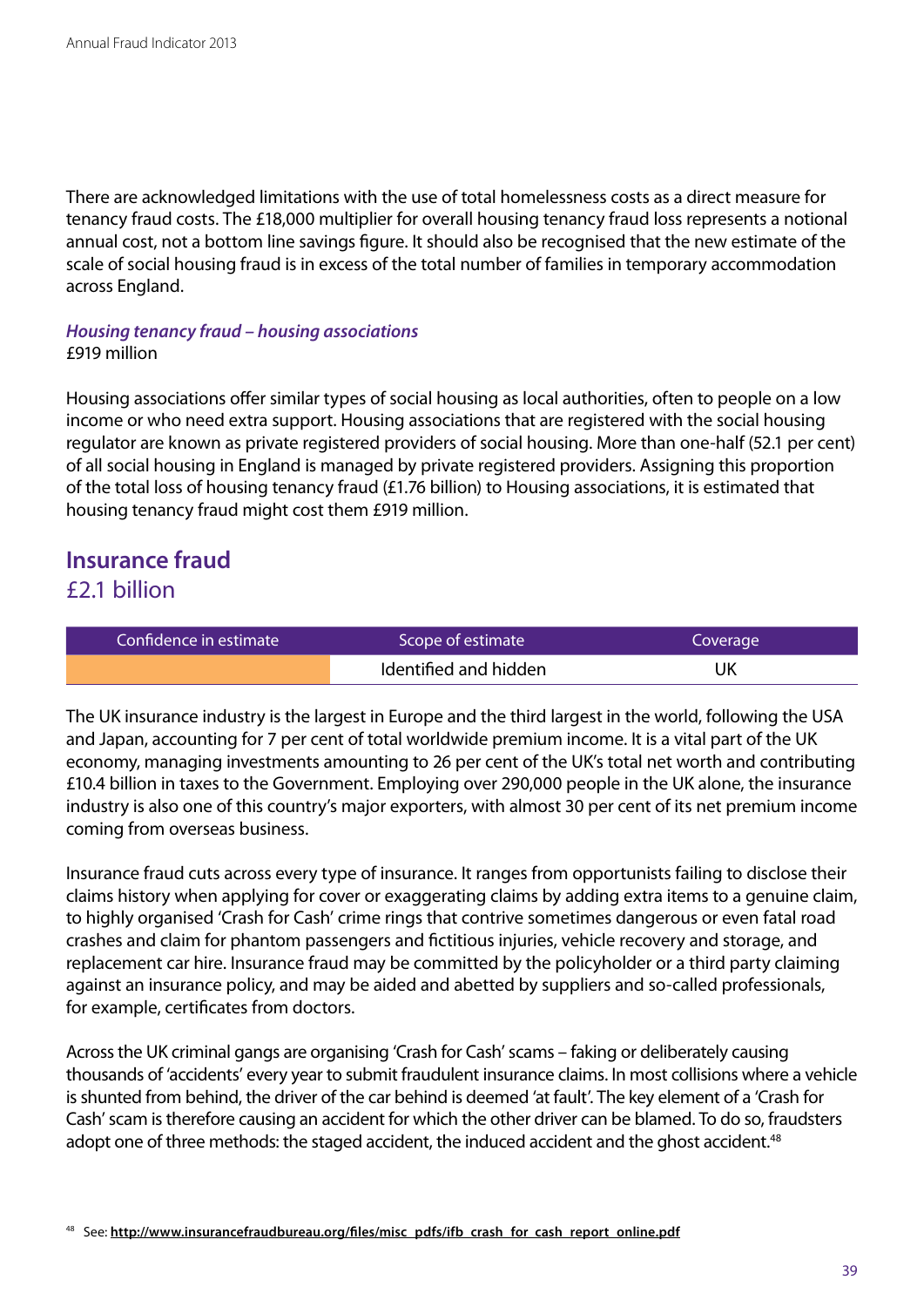There are acknowledged limitations with the use of total homelessness costs as a direct measure for tenancy fraud costs. The £18,000 multiplier for overall housing tenancy fraud loss represents a notional annual cost, not a bottom line savings figure. It should also be recognised that the new estimate of the scale of social housing fraud is in excess of the total number of families in temporary accommodation across England.

***Housing tenancy fraud – housing associations***
£919 million

Housing associations offer similar types of social housing as local authorities, often to people on a low income or who need extra support. Housing associations that are registered with the social housing regulator are known as private registered providers of social housing. More than one-half (52.1 per cent) of all social housing in England is managed by private registered providers. Assigning this proportion of the total loss of housing tenancy fraud (£1.76 billion) to Housing associations, it is estimated that housing tenancy fraud might cost them £919 million.

## Insurance fraud
£2.1 billion

| Confidence in estimate | Scope of estimate | Coverage |
|---|---|---|
| | Identified and hidden | UK |

The UK insurance industry is the largest in Europe and the third largest in the world, following the USA and Japan, accounting for 7 per cent of total worldwide premium income. It is a vital part of the UK economy, managing investments amounting to 26 per cent of the UK's total net worth and contributing £10.4 billion in taxes to the Government. Employing over 290,000 people in the UK alone, the insurance industry is also one of this country's major exporters, with almost 30 per cent of its net premium income coming from overseas business.

Insurance fraud cuts across every type of insurance. It ranges from opportunists failing to disclose their claims history when applying for cover or exaggerating claims by adding extra items to a genuine claim, to highly organised 'Crash for Cash' crime rings that contrive sometimes dangerous or even fatal road crashes and claim for phantom passengers and fictitious injuries, vehicle recovery and storage, and replacement car hire. Insurance fraud may be committed by the policyholder or a third party claiming against an insurance policy, and may be aided and abetted by suppliers and so-called professionals, for example, certificates from doctors.

Across the UK criminal gangs are organising 'Crash for Cash' scams – faking or deliberately causing thousands of 'accidents' every year to submit fraudulent insurance claims. In most collisions where a vehicle is shunted from behind, the driver of the car behind is deemed 'at fault'. The key element of a 'Crash for Cash' scam is therefore causing an accident for which the other driver can be blamed. To do so, fraudsters adopt one of three methods: the staged accident, the induced accident and the ghost accident.[48]

[48] See: **http://www.insurancefraudbureau.org/files/misc_pdfs/ifb_crash_for_cash_report_online.pdf**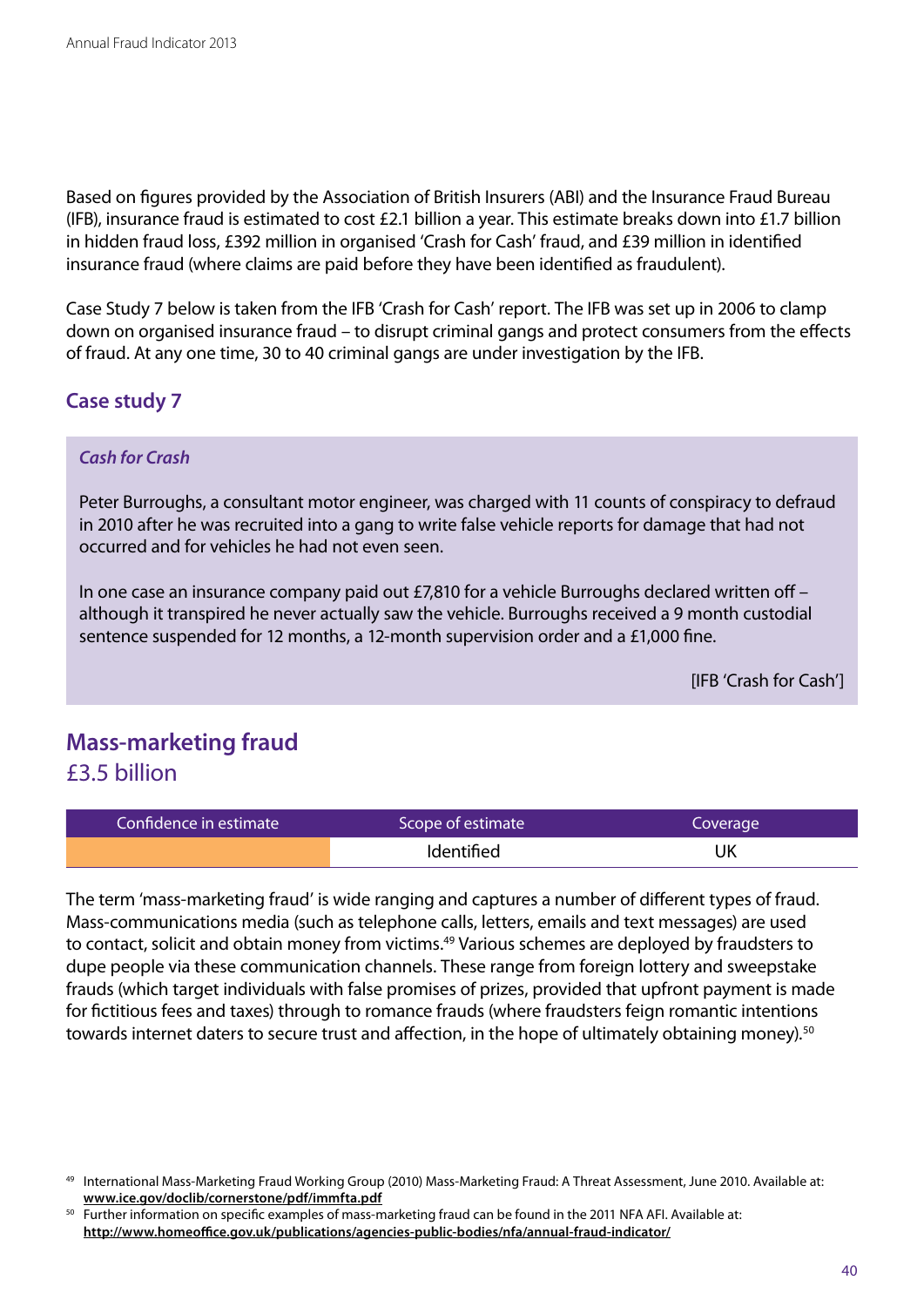Based on figures provided by the Association of British Insurers (ABI) and the Insurance Fraud Bureau (IFB), insurance fraud is estimated to cost £2.1 billion a year. This estimate breaks down into £1.7 billion in hidden fraud loss, £392 million in organised 'Crash for Cash' fraud, and £39 million in identified insurance fraud (where claims are paid before they have been identified as fraudulent).

Case Study 7 below is taken from the IFB 'Crash for Cash' report. The IFB was set up in 2006 to clamp down on organised insurance fraud – to disrupt criminal gangs and protect consumers from the effects of fraud. At any one time, 30 to 40 criminal gangs are under investigation by the IFB.

### Case study 7

***Cash for Crash***

Peter Burroughs, a consultant motor engineer, was charged with 11 counts of conspiracy to defraud in 2010 after he was recruited into a gang to write false vehicle reports for damage that had not occurred and for vehicles he had not even seen.

In one case an insurance company paid out £7,810 for a vehicle Burroughs declared written off – although it transpired he never actually saw the vehicle. Burroughs received a 9 month custodial sentence suspended for 12 months, a 12-month supervision order and a £1,000 fine.

[IFB 'Crash for Cash']

## Mass-marketing fraud
£3.5 billion

| Confidence in estimate | Scope of estimate | Coverage |
|---|---|---|
| | Identified | UK |

The term 'mass-marketing fraud' is wide ranging and captures a number of different types of fraud. Mass-communications media (such as telephone calls, letters, emails and text messages) are used to contact, solicit and obtain money from victims.[49] Various schemes are deployed by fraudsters to dupe people via these communication channels. These range from foreign lottery and sweepstake frauds (which target individuals with false promises of prizes, provided that upfront payment is made for fictitious fees and taxes) through to romance frauds (where fraudsters feign romantic intentions towards internet daters to secure trust and affection, in the hope of ultimately obtaining money).[50]

[49] International Mass-Marketing Fraud Working Group (2010) Mass-Marketing Fraud: A Threat Assessment, June 2010. Available at: **www.ice.gov/doclib/cornerstone/pdf/immfta.pdf**

[50] Further information on specific examples of mass-marketing fraud can be found in the 2011 NFA AFI. Available at: **http://www.homeoffice.gov.uk/publications/agencies-public-bodies/nfa/annual-fraud-indicator/**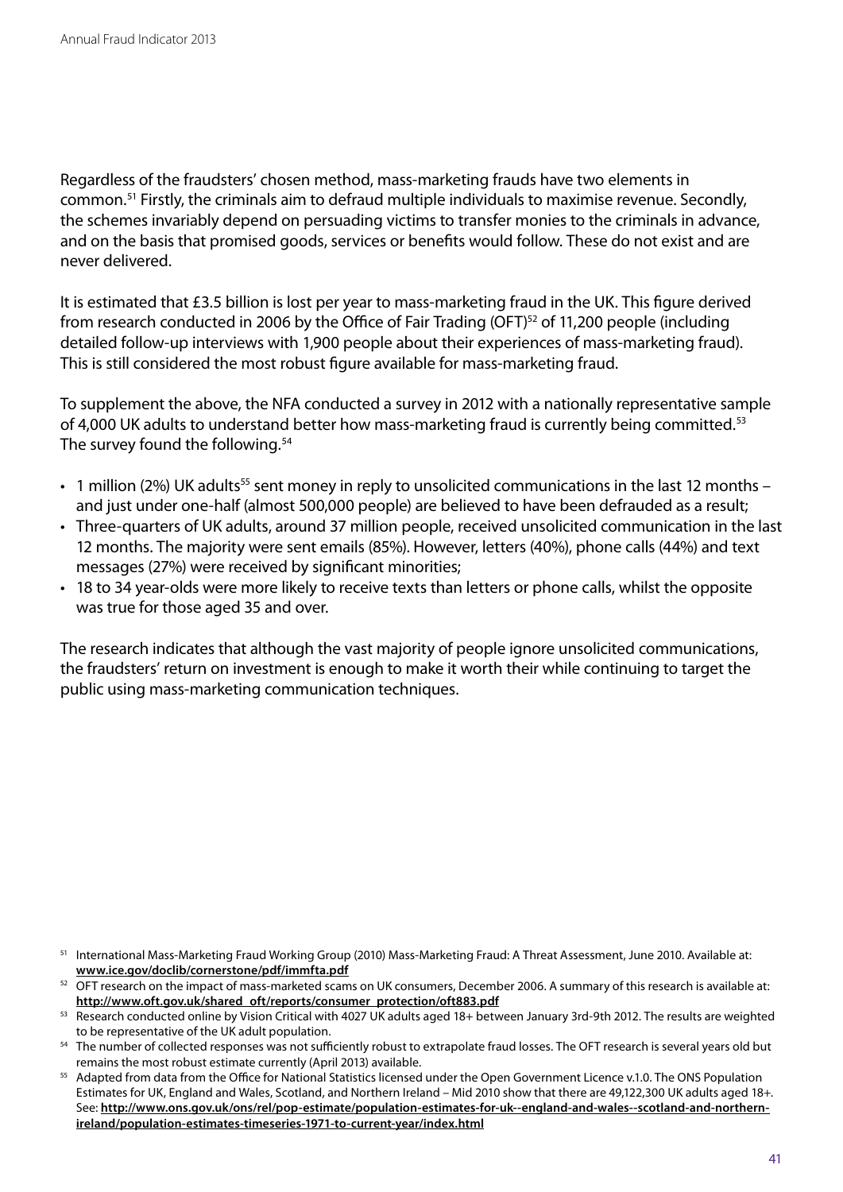Regardless of the fraudsters' chosen method, mass-marketing frauds have two elements in common.[51] Firstly, the criminals aim to defraud multiple individuals to maximise revenue. Secondly, the schemes invariably depend on persuading victims to transfer monies to the criminals in advance, and on the basis that promised goods, services or benefits would follow. These do not exist and are never delivered.

It is estimated that £3.5 billion is lost per year to mass-marketing fraud in the UK. This figure derived from research conducted in 2006 by the Office of Fair Trading (OFT)[52] of 11,200 people (including detailed follow-up interviews with 1,900 people about their experiences of mass-marketing fraud). This is still considered the most robust figure available for mass-marketing fraud.

To supplement the above, the NFA conducted a survey in 2012 with a nationally representative sample of 4,000 UK adults to understand better how mass-marketing fraud is currently being committed.[53] The survey found the following.[54]

- 1 million (2%) UK adults[55] sent money in reply to unsolicited communications in the last 12 months – and just under one-half (almost 500,000 people) are believed to have been defrauded as a result;
- Three-quarters of UK adults, around 37 million people, received unsolicited communication in the last 12 months. The majority were sent emails (85%). However, letters (40%), phone calls (44%) and text messages (27%) were received by significant minorities;
- 18 to 34 year-olds were more likely to receive texts than letters or phone calls, whilst the opposite was true for those aged 35 and over.

The research indicates that although the vast majority of people ignore unsolicited communications, the fraudsters' return on investment is enough to make it worth their while continuing to target the public using mass-marketing communication techniques.

[51] International Mass-Marketing Fraud Working Group (2010) Mass-Marketing Fraud: A Threat Assessment, June 2010. Available at: **www.ice.gov/doclib/cornerstone/pdf/immfta.pdf**

[52] OFT research on the impact of mass-marketed scams on UK consumers, December 2006. A summary of this research is available at: **http://www.oft.gov.uk/shared_oft/reports/consumer_protection/oft883.pdf**

[53] Research conducted online by Vision Critical with 4027 UK adults aged 18+ between January 3rd-9th 2012. The results are weighted to be representative of the UK adult population.

[54] The number of collected responses was not sufficiently robust to extrapolate fraud losses. The OFT research is several years old but remains the most robust estimate currently (April 2013) available.

[55] Adapted from data from the Office for National Statistics licensed under the Open Government Licence v.1.0. The ONS Population Estimates for UK, England and Wales, Scotland, and Northern Ireland – Mid 2010 show that there are 49,122,300 UK adults aged 18+. See: **http://www.ons.gov.uk/ons/rel/pop-estimate/population-estimates-for-uk--england-and-wales--scotland-and-northern-ireland/population-estimates-timeseries-1971-to-current-year/index.html**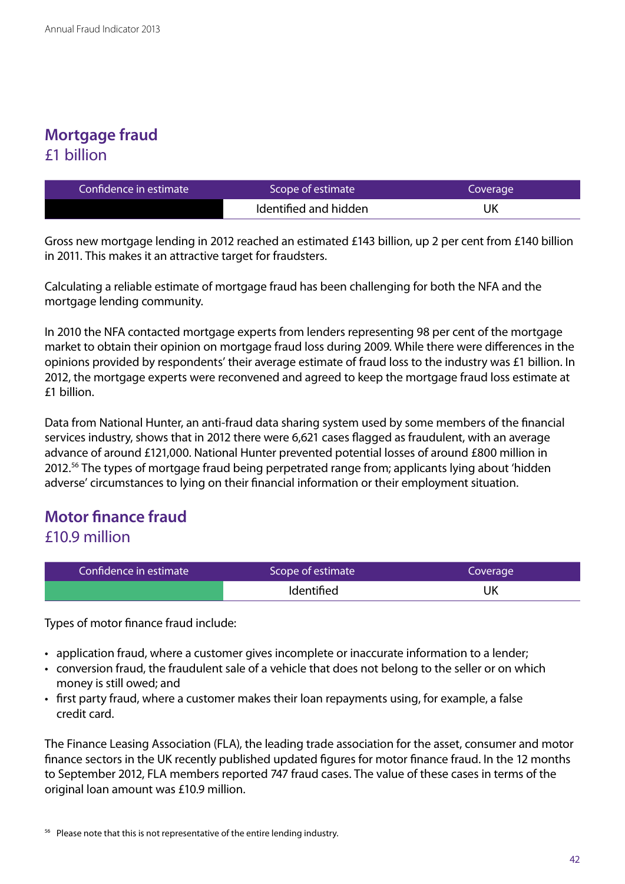## Mortgage fraud
£1 billion

| Confidence in estimate | Scope of estimate | Coverage |
|---|---|---|
| | Identified and hidden | UK |

Gross new mortgage lending in 2012 reached an estimated £143 billion, up 2 per cent from £140 billion in 2011. This makes it an attractive target for fraudsters.

Calculating a reliable estimate of mortgage fraud has been challenging for both the NFA and the mortgage lending community.

In 2010 the NFA contacted mortgage experts from lenders representing 98 per cent of the mortgage market to obtain their opinion on mortgage fraud loss during 2009. While there were differences in the opinions provided by respondents' their average estimate of fraud loss to the industry was £1 billion. In 2012, the mortgage experts were reconvened and agreed to keep the mortgage fraud loss estimate at £1 billion.

Data from National Hunter, an anti-fraud data sharing system used by some members of the financial services industry, shows that in 2012 there were 6,621 cases flagged as fraudulent, with an average advance of around £121,000. National Hunter prevented potential losses of around £800 million in 2012.[56] The types of mortgage fraud being perpetrated range from; applicants lying about 'hidden adverse' circumstances to lying on their financial information or their employment situation.

## Motor finance fraud
£10.9 million

| Confidence in estimate | Scope of estimate | Coverage |
|---|---|---|
| | Identified | UK |

Types of motor finance fraud include:

- application fraud, where a customer gives incomplete or inaccurate information to a lender;
- conversion fraud, the fraudulent sale of a vehicle that does not belong to the seller or on which money is still owed; and
- first party fraud, where a customer makes their loan repayments using, for example, a false credit card.

The Finance Leasing Association (FLA), the leading trade association for the asset, consumer and motor finance sectors in the UK recently published updated figures for motor finance fraud. In the 12 months to September 2012, FLA members reported 747 fraud cases. The value of these cases in terms of the original loan amount was £10.9 million.

[56] Please note that this is not representative of the entire lending industry.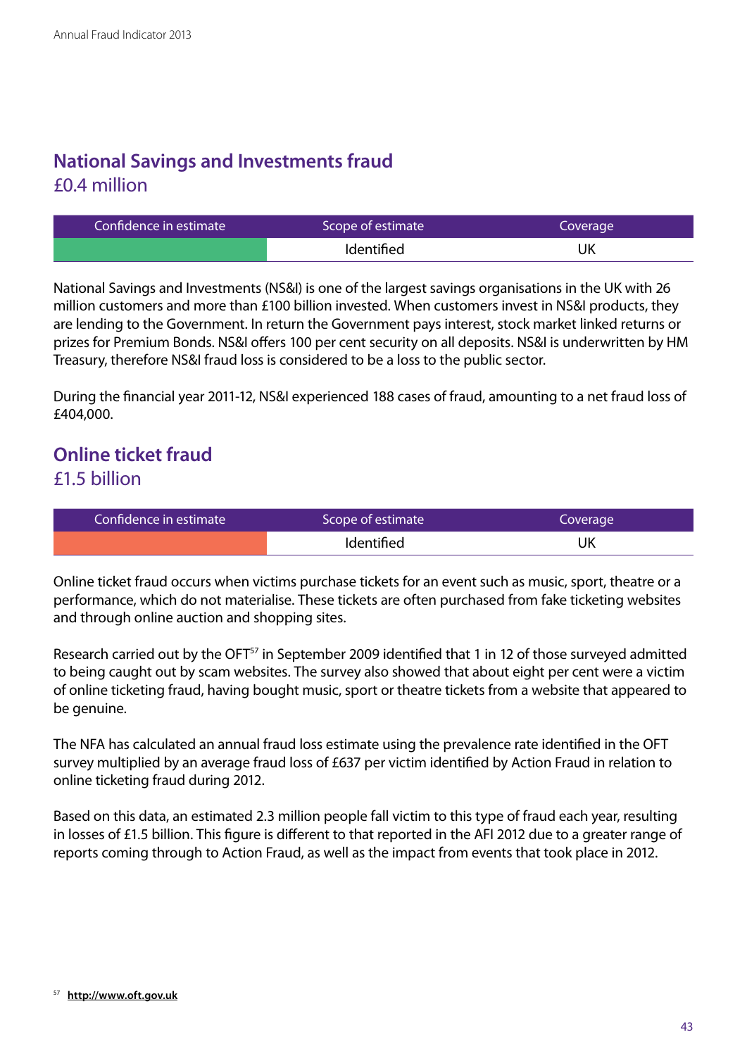## National Savings and Investments fraud
£0.4 million

| Confidence in estimate | Scope of estimate | Coverage |
|---|---|---|
| | Identified | UK |

National Savings and Investments (NS&I) is one of the largest savings organisations in the UK with 26 million customers and more than £100 billion invested. When customers invest in NS&I products, they are lending to the Government. In return the Government pays interest, stock market linked returns or prizes for Premium Bonds. NS&I offers 100 per cent security on all deposits. NS&I is underwritten by HM Treasury, therefore NS&I fraud loss is considered to be a loss to the public sector.

During the financial year 2011-12, NS&I experienced 188 cases of fraud, amounting to a net fraud loss of £404,000.

## Online ticket fraud
£1.5 billion

| Confidence in estimate | Scope of estimate | Coverage |
|---|---|---|
| | Identified | UK |

Online ticket fraud occurs when victims purchase tickets for an event such as music, sport, theatre or a performance, which do not materialise. These tickets are often purchased from fake ticketing websites and through online auction and shopping sites.

Research carried out by the OFT[57] in September 2009 identified that 1 in 12 of those surveyed admitted to being caught out by scam websites. The survey also showed that about eight per cent were a victim of online ticketing fraud, having bought music, sport or theatre tickets from a website that appeared to be genuine.

The NFA has calculated an annual fraud loss estimate using the prevalence rate identified in the OFT survey multiplied by an average fraud loss of £637 per victim identified by Action Fraud in relation to online ticketing fraud during 2012.

Based on this data, an estimated 2.3 million people fall victim to this type of fraud each year, resulting in losses of £1.5 billion. This figure is different to that reported in the AFI 2012 due to a greater range of reports coming through to Action Fraud, as well as the impact from events that took place in 2012.

[57] http://www.oft.gov.uk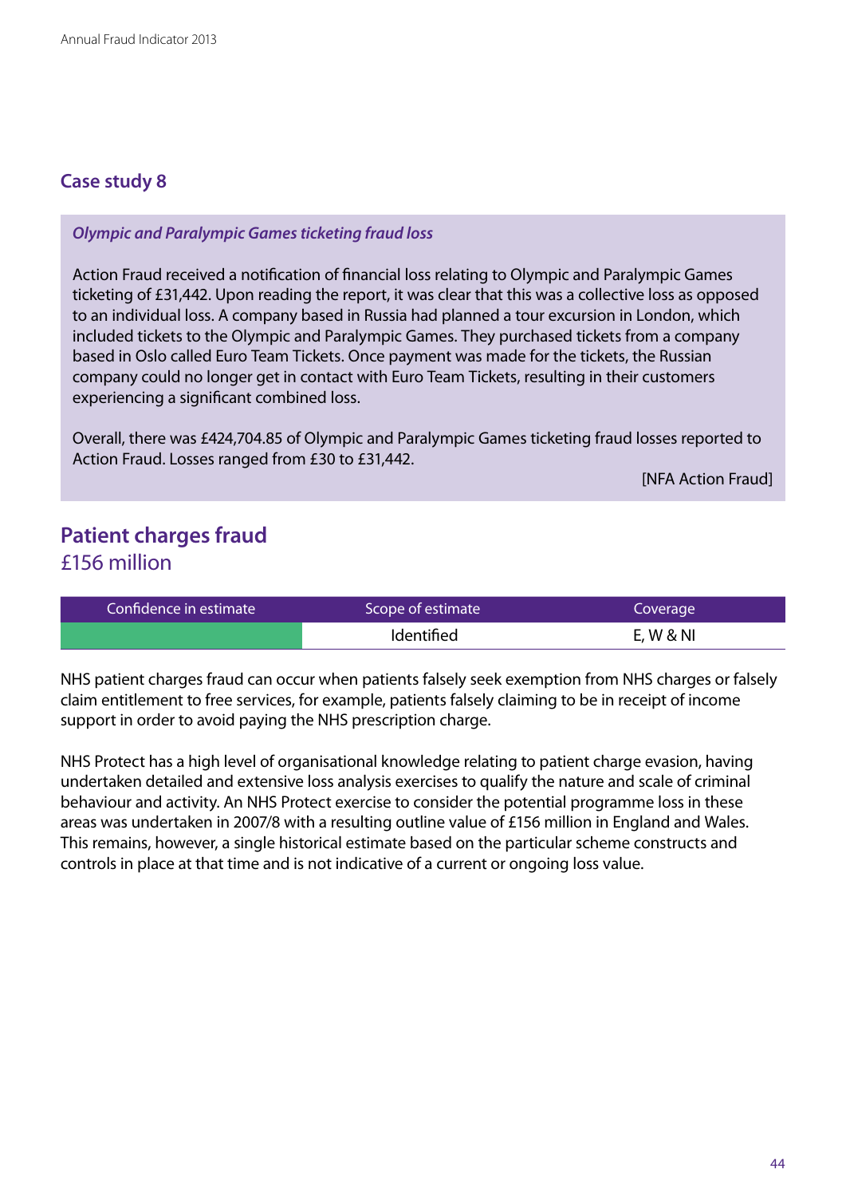### Case study 8

***Olympic and Paralympic Games ticketing fraud loss***

Action Fraud received a notification of financial loss relating to Olympic and Paralympic Games ticketing of £31,442. Upon reading the report, it was clear that this was a collective loss as opposed to an individual loss. A company based in Russia had planned a tour excursion in London, which included tickets to the Olympic and Paralympic Games. They purchased tickets from a company based in Oslo called Euro Team Tickets. Once payment was made for the tickets, the Russian company could no longer get in contact with Euro Team Tickets, resulting in their customers experiencing a significant combined loss.

Overall, there was £424,704.85 of Olympic and Paralympic Games ticketing fraud losses reported to Action Fraud. Losses ranged from £30 to £31,442.

[NFA Action Fraud]

## Patient charges fraud
£156 million

| Confidence in estimate | Scope of estimate | Coverage |
|---|---|---|
| | Identified | E, W & NI |

NHS patient charges fraud can occur when patients falsely seek exemption from NHS charges or falsely claim entitlement to free services, for example, patients falsely claiming to be in receipt of income support in order to avoid paying the NHS prescription charge.

NHS Protect has a high level of organisational knowledge relating to patient charge evasion, having undertaken detailed and extensive loss analysis exercises to qualify the nature and scale of criminal behaviour and activity. An NHS Protect exercise to consider the potential programme loss in these areas was undertaken in 2007/8 with a resulting outline value of £156 million in England and Wales. This remains, however, a single historical estimate based on the particular scheme constructs and controls in place at that time and is not indicative of a current or ongoing loss value.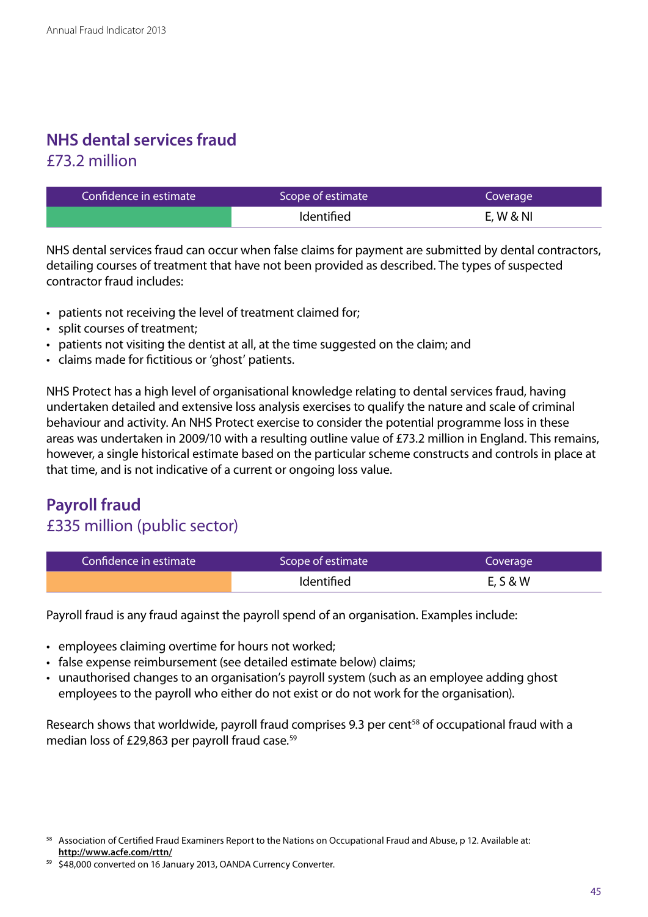## NHS dental services fraud

£73.2 million

| Confidence in estimate | Scope of estimate | Coverage |
|---|---|---|
| | Identified | E, W & NI |

NHS dental services fraud can occur when false claims for payment are submitted by dental contractors, detailing courses of treatment that have not been provided as described. The types of suspected contractor fraud includes:

- patients not receiving the level of treatment claimed for;
- split courses of treatment;
- patients not visiting the dentist at all, at the time suggested on the claim; and
- claims made for fictitious or 'ghost' patients.

NHS Protect has a high level of organisational knowledge relating to dental services fraud, having undertaken detailed and extensive loss analysis exercises to qualify the nature and scale of criminal behaviour and activity. An NHS Protect exercise to consider the potential programme loss in these areas was undertaken in 2009/10 with a resulting outline value of £73.2 million in England. This remains, however, a single historical estimate based on the particular scheme constructs and controls in place at that time, and is not indicative of a current or ongoing loss value.

## Payroll fraud

£335 million (public sector)

| Confidence in estimate | Scope of estimate | Coverage |
|---|---|---|
| | Identified | E, S & W |

Payroll fraud is any fraud against the payroll spend of an organisation. Examples include:

- employees claiming overtime for hours not worked;
- false expense reimbursement (see detailed estimate below) claims;
- unauthorised changes to an organisation's payroll system (such as an employee adding ghost employees to the payroll who either do not exist or do not work for the organisation).

Research shows that worldwide, payroll fraud comprises 9.3 per cent[58] of occupational fraud with a median loss of £29,863 per payroll fraud case.[59]

[58] Association of Certified Fraud Examiners Report to the Nations on Occupational Fraud and Abuse, p 12. Available at: **http://www.acfe.com/rttn/**

[59] $48,000 converted on 16 January 2013, OANDA Currency Converter.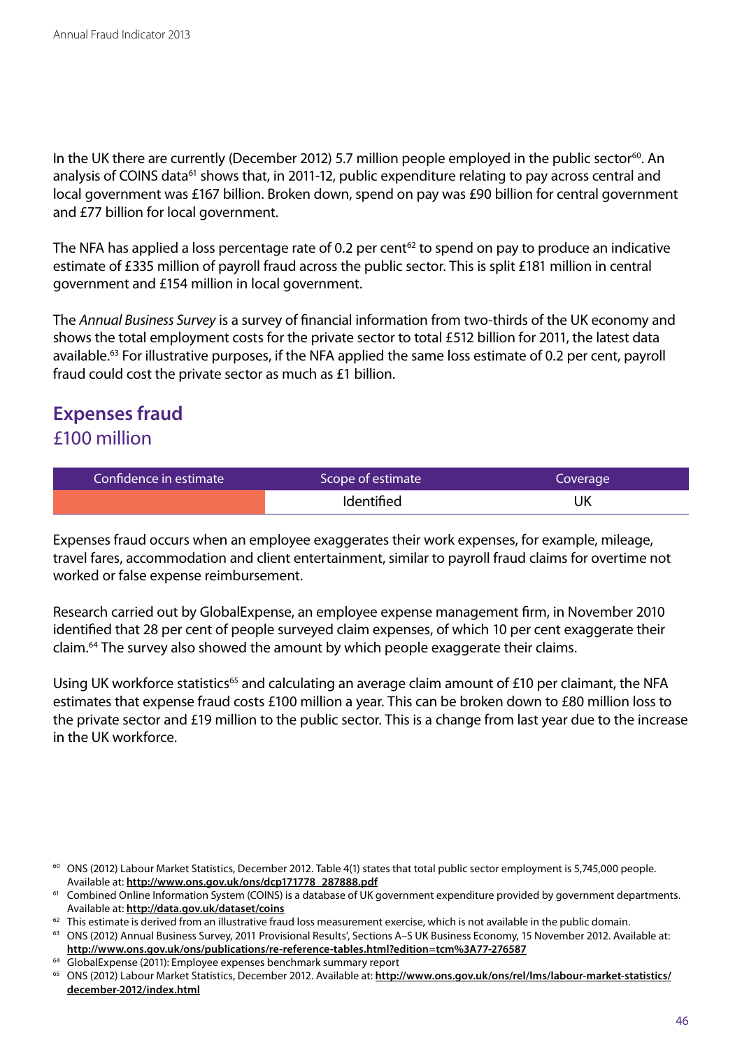In the UK there are currently (December 2012) 5.7 million people employed in the public sector[60]. An analysis of COINS data[61] shows that, in 2011-12, public expenditure relating to pay across central and local government was £167 billion. Broken down, spend on pay was £90 billion for central government and £77 billion for local government.

The NFA has applied a loss percentage rate of 0.2 per cent[62] to spend on pay to produce an indicative estimate of £335 million of payroll fraud across the public sector. This is split £181 million in central government and £154 million in local government.

The *Annual Business Survey* is a survey of financial information from two-thirds of the UK economy and shows the total employment costs for the private sector to total £512 billion for 2011, the latest data available.[63] For illustrative purposes, if the NFA applied the same loss estimate of 0.2 per cent, payroll fraud could cost the private sector as much as £1 billion.

## Expenses fraud

£100 million

| Confidence in estimate | Scope of estimate | Coverage |
|---|---|---|
| | Identified | UK |

Expenses fraud occurs when an employee exaggerates their work expenses, for example, mileage, travel fares, accommodation and client entertainment, similar to payroll fraud claims for overtime not worked or false expense reimbursement.

Research carried out by GlobalExpense, an employee expense management firm, in November 2010 identified that 28 per cent of people surveyed claim expenses, of which 10 per cent exaggerate their claim.[64] The survey also showed the amount by which people exaggerate their claims.

Using UK workforce statistics[65] and calculating an average claim amount of £10 per claimant, the NFA estimates that expense fraud costs £100 million a year. This can be broken down to £80 million loss to the private sector and £19 million to the public sector. This is a change from last year due to the increase in the UK workforce.

---

[60] ONS (2012) Labour Market Statistics, December 2012. Table 4(1) states that total public sector employment is 5,745,000 people. Available at: **http://www.ons.gov.uk/ons/dcp171778_287888.pdf**

[61] Combined Online Information System (COINS) is a database of UK government expenditure provided by government departments. Available at: **http://data.gov.uk/dataset/coins**

[62] This estimate is derived from an illustrative fraud loss measurement exercise, which is not available in the public domain.

[63] ONS (2012) Annual Business Survey, 2011 Provisional Results', Sections A–S UK Business Economy, 15 November 2012. Available at: **http://www.ons.gov.uk/ons/publications/re-reference-tables.html?edition=tcm%3A77-276587**

[64] GlobalExpense (2011): Employee expenses benchmark summary report

[65] ONS (2012) Labour Market Statistics, December 2012. Available at: **http://www.ons.gov.uk/ons/rel/lms/labour-market-statistics/december-2012/index.html**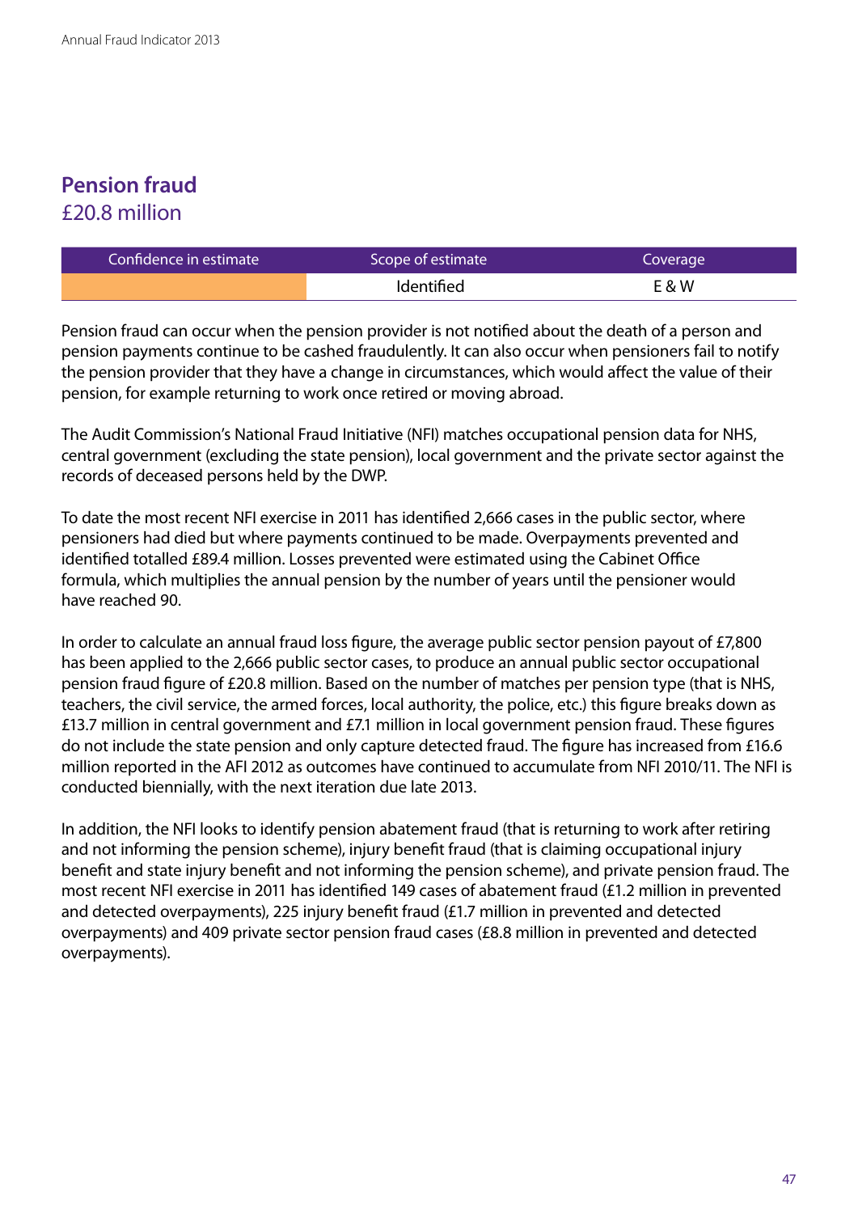## Pension fraud
£20.8 million

| Confidence in estimate | Scope of estimate | Coverage |
|---|---|---|
| | Identified | E & W |

Pension fraud can occur when the pension provider is not notified about the death of a person and pension payments continue to be cashed fraudulently. It can also occur when pensioners fail to notify the pension provider that they have a change in circumstances, which would affect the value of their pension, for example returning to work once retired or moving abroad.

The Audit Commission's National Fraud Initiative (NFI) matches occupational pension data for NHS, central government (excluding the state pension), local government and the private sector against the records of deceased persons held by the DWP.

To date the most recent NFI exercise in 2011 has identified 2,666 cases in the public sector, where pensioners had died but where payments continued to be made. Overpayments prevented and identified totalled £89.4 million. Losses prevented were estimated using the Cabinet Office formula, which multiplies the annual pension by the number of years until the pensioner would have reached 90.

In order to calculate an annual fraud loss figure, the average public sector pension payout of £7,800 has been applied to the 2,666 public sector cases, to produce an annual public sector occupational pension fraud figure of £20.8 million. Based on the number of matches per pension type (that is NHS, teachers, the civil service, the armed forces, local authority, the police, etc.) this figure breaks down as £13.7 million in central government and £7.1 million in local government pension fraud. These figures do not include the state pension and only capture detected fraud. The figure has increased from £16.6 million reported in the AFI 2012 as outcomes have continued to accumulate from NFI 2010/11. The NFI is conducted biennially, with the next iteration due late 2013.

In addition, the NFI looks to identify pension abatement fraud (that is returning to work after retiring and not informing the pension scheme), injury benefit fraud (that is claiming occupational injury benefit and state injury benefit and not informing the pension scheme), and private pension fraud. The most recent NFI exercise in 2011 has identified 149 cases of abatement fraud (£1.2 million in prevented and detected overpayments), 225 injury benefit fraud (£1.7 million in prevented and detected overpayments) and 409 private sector pension fraud cases (£8.8 million in prevented and detected overpayments).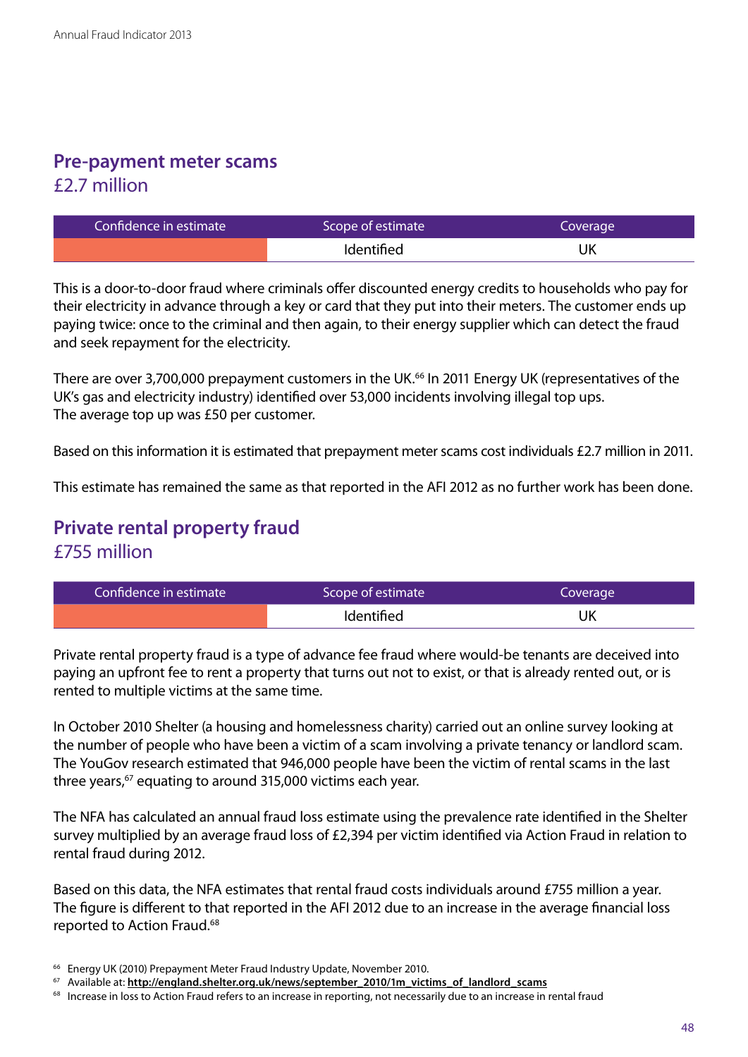## Pre-payment meter scams

£2.7 million

| Confidence in estimate | Scope of estimate | Coverage |
|---|---|---|
| | Identified | UK |

This is a door-to-door fraud where criminals offer discounted energy credits to households who pay for their electricity in advance through a key or card that they put into their meters. The customer ends up paying twice: once to the criminal and then again, to their energy supplier which can detect the fraud and seek repayment for the electricity.

There are over 3,700,000 prepayment customers in the UK.[66] In 2011 Energy UK (representatives of the UK's gas and electricity industry) identified over 53,000 incidents involving illegal top ups. The average top up was £50 per customer.

Based on this information it is estimated that prepayment meter scams cost individuals £2.7 million in 2011.

This estimate has remained the same as that reported in the AFI 2012 as no further work has been done.

## Private rental property fraud

£755 million

| Confidence in estimate | Scope of estimate | Coverage |
|---|---|---|
| | Identified | UK |

Private rental property fraud is a type of advance fee fraud where would-be tenants are deceived into paying an upfront fee to rent a property that turns out not to exist, or that is already rented out, or is rented to multiple victims at the same time.

In October 2010 Shelter (a housing and homelessness charity) carried out an online survey looking at the number of people who have been a victim of a scam involving a private tenancy or landlord scam. The YouGov research estimated that 946,000 people have been the victim of rental scams in the last three years,[67] equating to around 315,000 victims each year.

The NFA has calculated an annual fraud loss estimate using the prevalence rate identified in the Shelter survey multiplied by an average fraud loss of £2,394 per victim identified via Action Fraud in relation to rental fraud during 2012.

Based on this data, the NFA estimates that rental fraud costs individuals around £755 million a year. The figure is different to that reported in the AFI 2012 due to an increase in the average financial loss reported to Action Fraud.[68]

[66] Energy UK (2010) Prepayment Meter Fraud Industry Update, November 2010.

[67] Available at: **http://england.shelter.org.uk/news/september_2010/1m_victims_of_landlord_scams**

[68] Increase in loss to Action Fraud refers to an increase in reporting, not necessarily due to an increase in rental fraud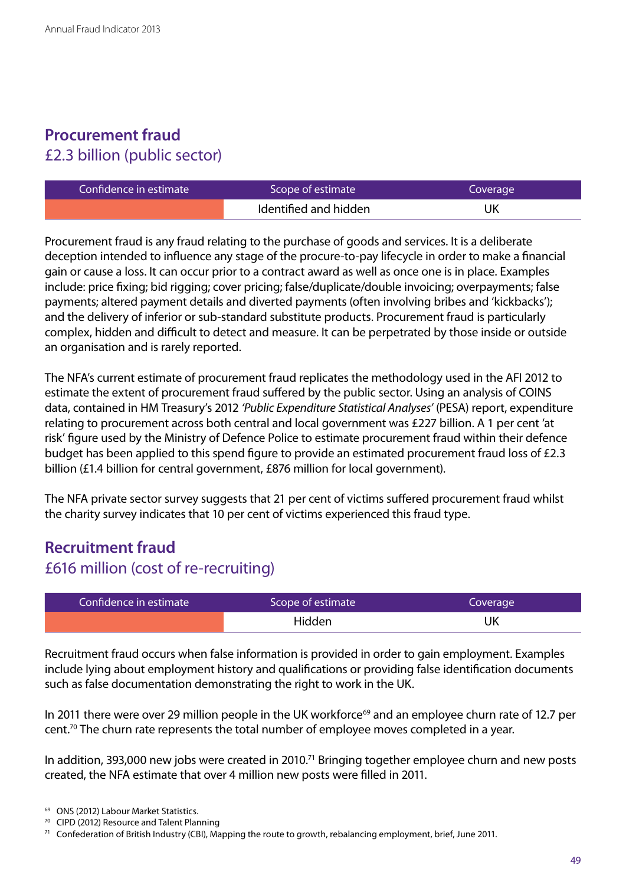## Procurement fraud
£2.3 billion (public sector)

| Confidence in estimate | Scope of estimate | Coverage |
|---|---|---|
| | Identified and hidden | UK |

Procurement fraud is any fraud relating to the purchase of goods and services. It is a deliberate deception intended to influence any stage of the procure-to-pay lifecycle in order to make a financial gain or cause a loss. It can occur prior to a contract award as well as once one is in place. Examples include: price fixing; bid rigging; cover pricing; false/duplicate/double invoicing; overpayments; false payments; altered payment details and diverted payments (often involving bribes and 'kickbacks'); and the delivery of inferior or sub-standard substitute products. Procurement fraud is particularly complex, hidden and difficult to detect and measure. It can be perpetrated by those inside or outside an organisation and is rarely reported.

The NFA's current estimate of procurement fraud replicates the methodology used in the AFI 2012 to estimate the extent of procurement fraud suffered by the public sector. Using an analysis of COINS data, contained in HM Treasury's 2012 *'Public Expenditure Statistical Analyses'* (PESA) report, expenditure relating to procurement across both central and local government was £227 billion. A 1 per cent 'at risk' figure used by the Ministry of Defence Police to estimate procurement fraud within their defence budget has been applied to this spend figure to provide an estimated procurement fraud loss of £2.3 billion (£1.4 billion for central government, £876 million for local government).

The NFA private sector survey suggests that 21 per cent of victims suffered procurement fraud whilst the charity survey indicates that 10 per cent of victims experienced this fraud type.

## Recruitment fraud
£616 million (cost of re-recruiting)

| Confidence in estimate | Scope of estimate | Coverage |
|---|---|---|
| | Hidden | UK |

Recruitment fraud occurs when false information is provided in order to gain employment. Examples include lying about employment history and qualifications or providing false identification documents such as false documentation demonstrating the right to work in the UK.

In 2011 there were over 29 million people in the UK workforce[69] and an employee churn rate of 12.7 per cent.[70] The churn rate represents the total number of employee moves completed in a year.

In addition, 393,000 new jobs were created in 2010.[71] Bringing together employee churn and new posts created, the NFA estimate that over 4 million new posts were filled in 2011.

[69] ONS (2012) Labour Market Statistics.
[70] CIPD (2012) Resource and Talent Planning
[71] Confederation of British Industry (CBI), Mapping the route to growth, rebalancing employment, brief, June 2011.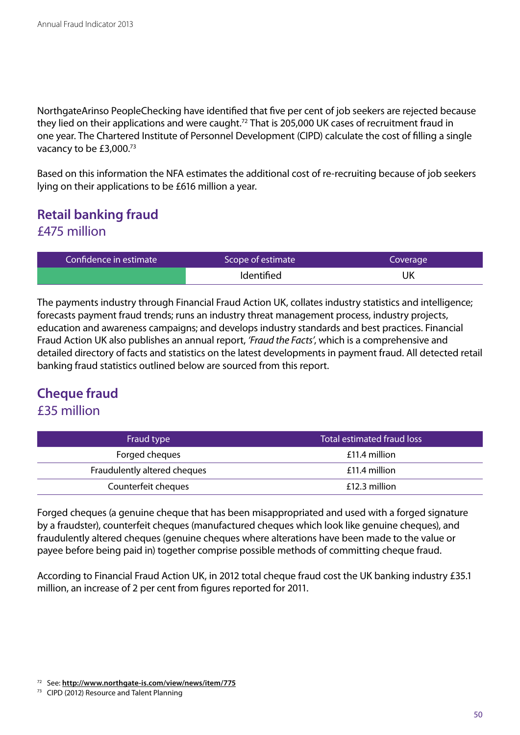NorthgateArinso PeopleChecking have identified that five per cent of job seekers are rejected because they lied on their applications and were caught.[72] That is 205,000 UK cases of recruitment fraud in one year. The Chartered Institute of Personnel Development (CIPD) calculate the cost of filling a single vacancy to be £3,000.[73]

Based on this information the NFA estimates the additional cost of re-recruiting because of job seekers lying on their applications to be £616 million a year.

## Retail banking fraud
£475 million

| Confidence in estimate | Scope of estimate | Coverage |
|---|---|---|
| | Identified | UK |

The payments industry through Financial Fraud Action UK, collates industry statistics and intelligence; forecasts payment fraud trends; runs an industry threat management process, industry projects, education and awareness campaigns; and develops industry standards and best practices. Financial Fraud Action UK also publishes an annual report, *'Fraud the Facts'*, which is a comprehensive and detailed directory of facts and statistics on the latest developments in payment fraud. All detected retail banking fraud statistics outlined below are sourced from this report.

## Cheque fraud
£35 million

| Fraud type | Total estimated fraud loss |
|---|---|
| Forged cheques | £11.4 million |
| Fraudulently altered cheques | £11.4 million |
| Counterfeit cheques | £12.3 million |

Forged cheques (a genuine cheque that has been misappropriated and used with a forged signature by a fraudster), counterfeit cheques (manufactured cheques which look like genuine cheques), and fraudulently altered cheques (genuine cheques where alterations have been made to the value or payee before being paid in) together comprise possible methods of committing cheque fraud.

According to Financial Fraud Action UK, in 2012 total cheque fraud cost the UK banking industry £35.1 million, an increase of 2 per cent from figures reported for 2011.

[72] See: **http://www.northgate-is.com/view/news/item/775**
[73] CIPD (2012) Resource and Talent Planning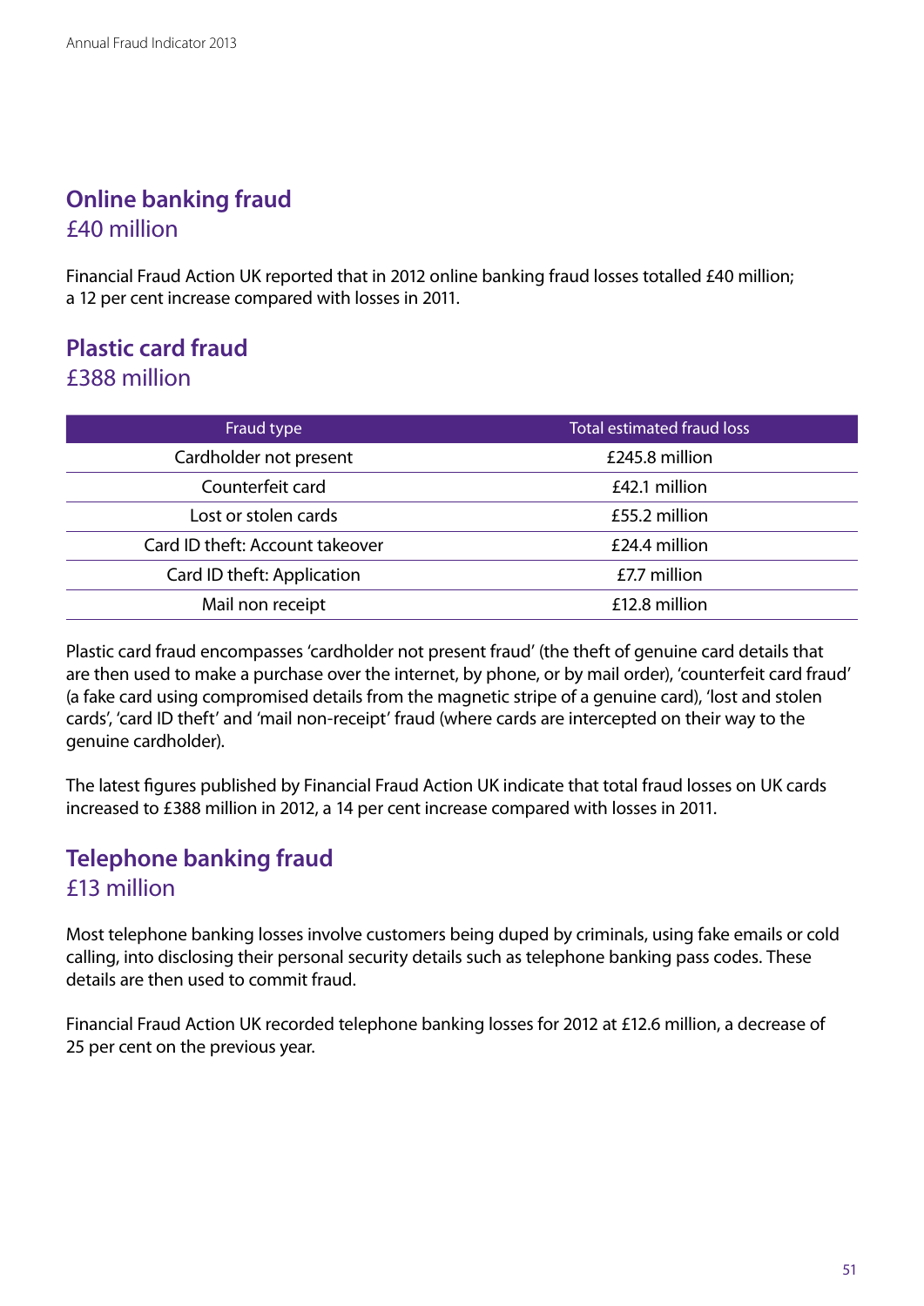## Online banking fraud

£40 million

Financial Fraud Action UK reported that in 2012 online banking fraud losses totalled £40 million; a 12 per cent increase compared with losses in 2011.

## Plastic card fraud

£388 million

| Fraud type | Total estimated fraud loss |
|---|---|
| Cardholder not present | £245.8 million |
| Counterfeit card | £42.1 million |
| Lost or stolen cards | £55.2 million |
| Card ID theft: Account takeover | £24.4 million |
| Card ID theft: Application | £7.7 million |
| Mail non receipt | £12.8 million |

Plastic card fraud encompasses 'cardholder not present fraud' (the theft of genuine card details that are then used to make a purchase over the internet, by phone, or by mail order), 'counterfeit card fraud' (a fake card using compromised details from the magnetic stripe of a genuine card), 'lost and stolen cards', 'card ID theft' and 'mail non-receipt' fraud (where cards are intercepted on their way to the genuine cardholder).

The latest figures published by Financial Fraud Action UK indicate that total fraud losses on UK cards increased to £388 million in 2012, a 14 per cent increase compared with losses in 2011.

## Telephone banking fraud

£13 million

Most telephone banking losses involve customers being duped by criminals, using fake emails or cold calling, into disclosing their personal security details such as telephone banking pass codes. These details are then used to commit fraud.

Financial Fraud Action UK recorded telephone banking losses for 2012 at £12.6 million, a decrease of 25 per cent on the previous year.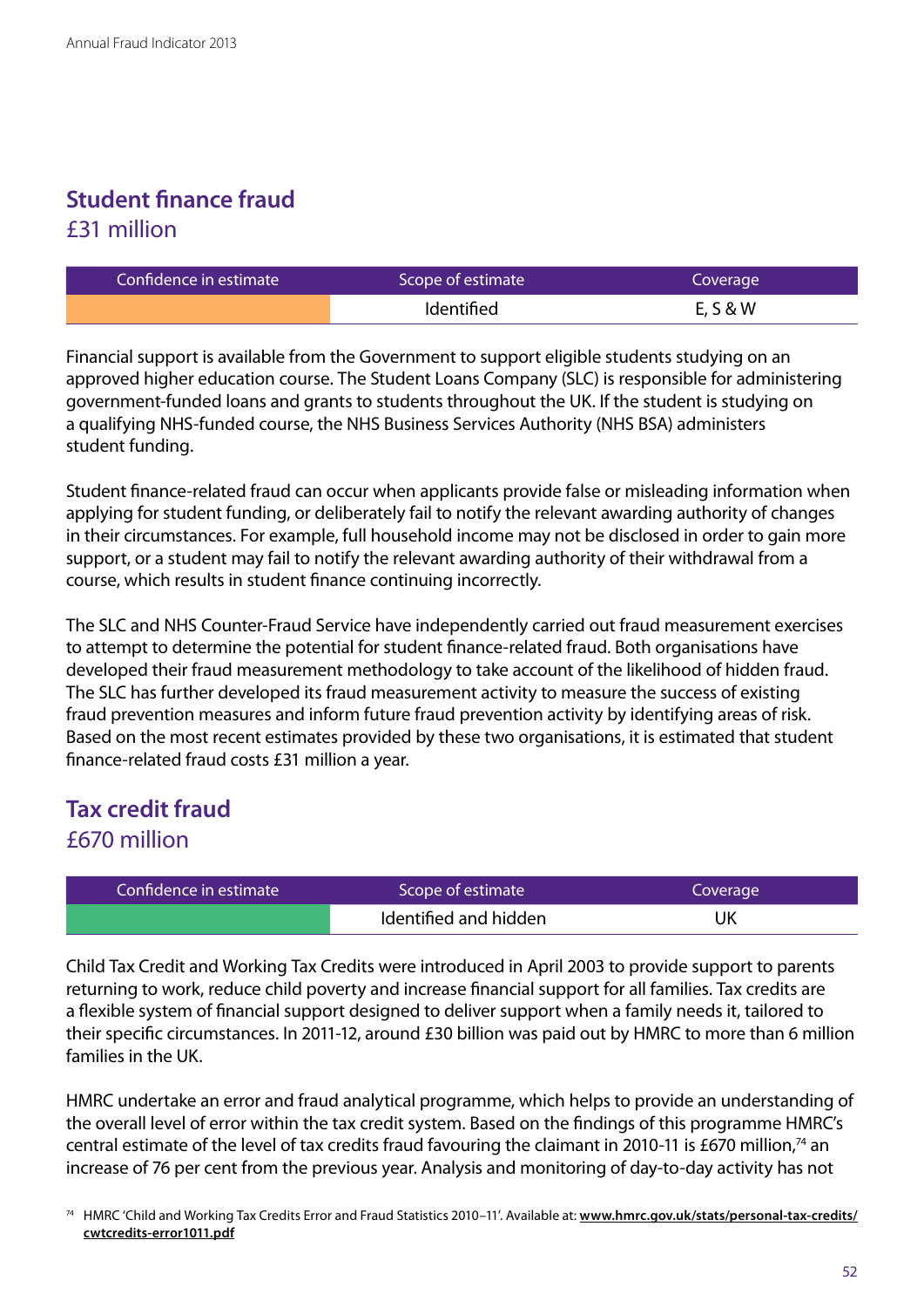## Student finance fraud
£31 million

| Confidence in estimate | Scope of estimate | Coverage |
|---|---|---|
| | Identified | E, S & W |

Financial support is available from the Government to support eligible students studying on an approved higher education course. The Student Loans Company (SLC) is responsible for administering government-funded loans and grants to students throughout the UK. If the student is studying on a qualifying NHS-funded course, the NHS Business Services Authority (NHS BSA) administers student funding.

Student finance-related fraud can occur when applicants provide false or misleading information when applying for student funding, or deliberately fail to notify the relevant awarding authority of changes in their circumstances. For example, full household income may not be disclosed in order to gain more support, or a student may fail to notify the relevant awarding authority of their withdrawal from a course, which results in student finance continuing incorrectly.

The SLC and NHS Counter-Fraud Service have independently carried out fraud measurement exercises to attempt to determine the potential for student finance-related fraud. Both organisations have developed their fraud measurement methodology to take account of the likelihood of hidden fraud. The SLC has further developed its fraud measurement activity to measure the success of existing fraud prevention measures and inform future fraud prevention activity by identifying areas of risk. Based on the most recent estimates provided by these two organisations, it is estimated that student finance-related fraud costs £31 million a year.

## Tax credit fraud
£670 million

| Confidence in estimate | Scope of estimate | Coverage |
|---|---|---|
| | Identified and hidden | UK |

Child Tax Credit and Working Tax Credits were introduced in April 2003 to provide support to parents returning to work, reduce child poverty and increase financial support for all families. Tax credits are a flexible system of financial support designed to deliver support when a family needs it, tailored to their specific circumstances. In 2011-12, around £30 billion was paid out by HMRC to more than 6 million families in the UK.

HMRC undertake an error and fraud analytical programme, which helps to provide an understanding of the overall level of error within the tax credit system. Based on the findings of this programme HMRC's central estimate of the level of tax credits fraud favouring the claimant in 2010-11 is £670 million,[74] an increase of 76 per cent from the previous year. Analysis and monitoring of day-to-day activity has not

[74] HMRC 'Child and Working Tax Credits Error and Fraud Statistics 2010–11'. Available at: **www.hmrc.gov.uk/stats/personal-tax-credits/cwtcredits-error1011.pdf**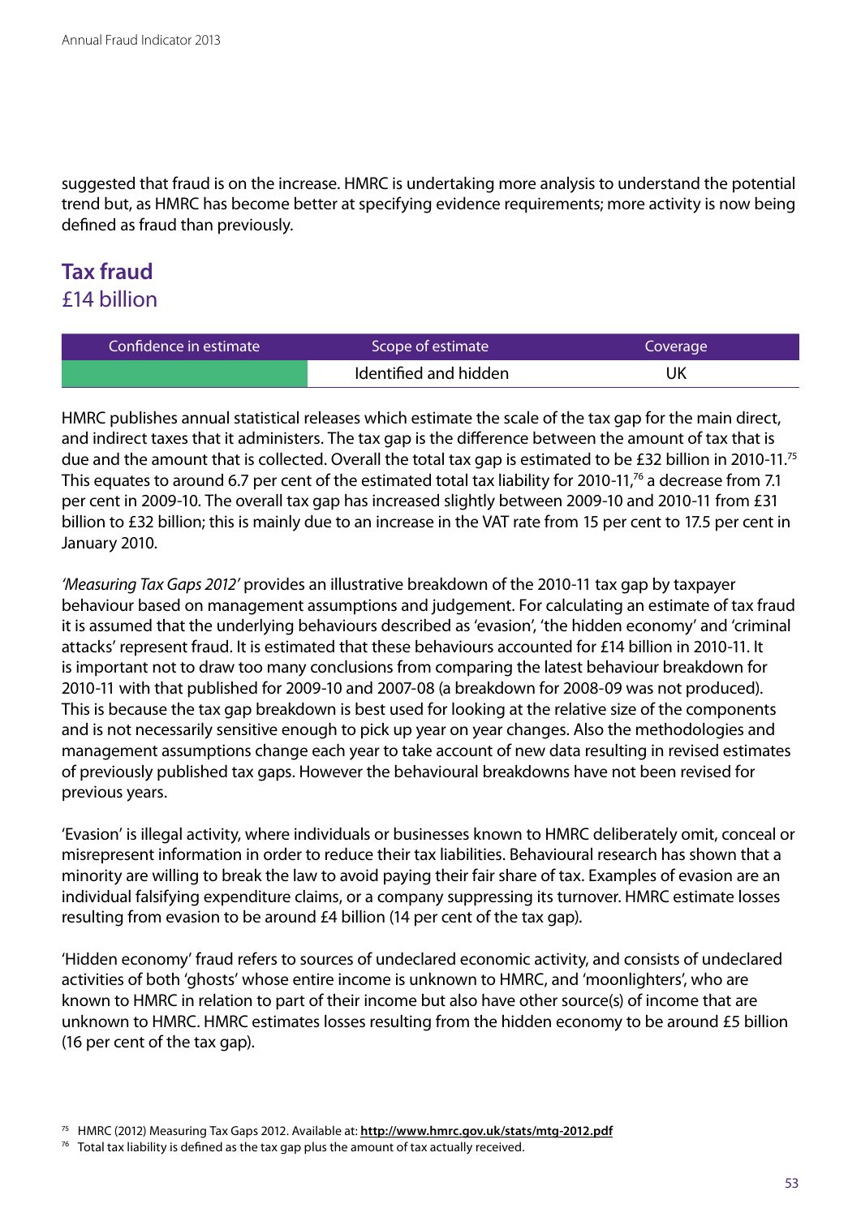suggested that fraud is on the increase. HMRC is undertaking more analysis to understand the potential trend but, as HMRC has become better at specifying evidence requirements; more activity is now being defined as fraud than previously.

## Tax fraud
£14 billion

| Confidence in estimate | Scope of estimate | Coverage |
|---|---|---|
| | Identified and hidden | UK |

HMRC publishes annual statistical releases which estimate the scale of the tax gap for the main direct, and indirect taxes that it administers. The tax gap is the difference between the amount of tax that is due and the amount that is collected. Overall the total tax gap is estimated to be £32 billion in 2010-11.[75] This equates to around 6.7 per cent of the estimated total tax liability for 2010-11,[76] a decrease from 7.1 per cent in 2009-10. The overall tax gap has increased slightly between 2009-10 and 2010-11 from £31 billion to £32 billion; this is mainly due to an increase in the VAT rate from 15 per cent to 17.5 per cent in January 2010.

*'Measuring Tax Gaps 2012'* provides an illustrative breakdown of the 2010-11 tax gap by taxpayer behaviour based on management assumptions and judgement. For calculating an estimate of tax fraud it is assumed that the underlying behaviours described as 'evasion', 'the hidden economy' and 'criminal attacks' represent fraud. It is estimated that these behaviours accounted for £14 billion in 2010-11. It is important not to draw too many conclusions from comparing the latest behaviour breakdown for 2010-11 with that published for 2009-10 and 2007-08 (a breakdown for 2008-09 was not produced). This is because the tax gap breakdown is best used for looking at the relative size of the components and is not necessarily sensitive enough to pick up year on year changes. Also the methodologies and management assumptions change each year to take account of new data resulting in revised estimates of previously published tax gaps. However the behavioural breakdowns have not been revised for previous years.

'Evasion' is illegal activity, where individuals or businesses known to HMRC deliberately omit, conceal or misrepresent information in order to reduce their tax liabilities. Behavioural research has shown that a minority are willing to break the law to avoid paying their fair share of tax. Examples of evasion are an individual falsifying expenditure claims, or a company suppressing its turnover. HMRC estimate losses resulting from evasion to be around £4 billion (14 per cent of the tax gap).

'Hidden economy' fraud refers to sources of undeclared economic activity, and consists of undeclared activities of both 'ghosts' whose entire income is unknown to HMRC, and 'moonlighters', who are known to HMRC in relation to part of their income but also have other source(s) of income that are unknown to HMRC. HMRC estimates losses resulting from the hidden economy to be around £5 billion (16 per cent of the tax gap).

[75] HMRC (2012) Measuring Tax Gaps 2012. Available at: **http://www.hmrc.gov.uk/stats/mtg-2012.pdf**

[76] Total tax liability is defined as the tax gap plus the amount of tax actually received.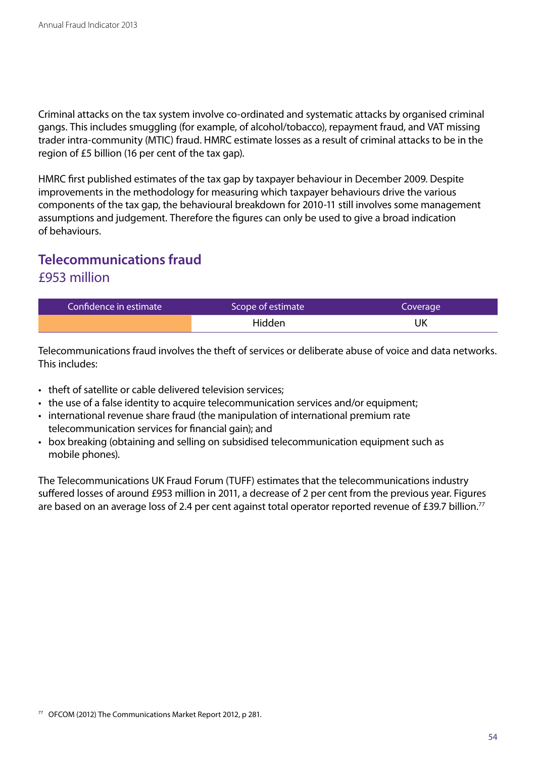Criminal attacks on the tax system involve co-ordinated and systematic attacks by organised criminal gangs. This includes smuggling (for example, of alcohol/tobacco), repayment fraud, and VAT missing trader intra-community (MTIC) fraud. HMRC estimate losses as a result of criminal attacks to be in the region of £5 billion (16 per cent of the tax gap).

HMRC first published estimates of the tax gap by taxpayer behaviour in December 2009. Despite improvements in the methodology for measuring which taxpayer behaviours drive the various components of the tax gap, the behavioural breakdown for 2010-11 still involves some management assumptions and judgement. Therefore the figures can only be used to give a broad indication of behaviours.

## Telecommunications fraud
£953 million

| Confidence in estimate | Scope of estimate | Coverage |
|---|---|---|
| | Hidden | UK |

Telecommunications fraud involves the theft of services or deliberate abuse of voice and data networks. This includes:

- theft of satellite or cable delivered television services;
- the use of a false identity to acquire telecommunication services and/or equipment;
- international revenue share fraud (the manipulation of international premium rate telecommunication services for financial gain); and
- box breaking (obtaining and selling on subsidised telecommunication equipment such as mobile phones).

The Telecommunications UK Fraud Forum (TUFF) estimates that the telecommunications industry suffered losses of around £953 million in 2011, a decrease of 2 per cent from the previous year. Figures are based on an average loss of 2.4 per cent against total operator reported revenue of £39.7 billion.[77]

[77] OFCOM (2012) The Communications Market Report 2012, p 281.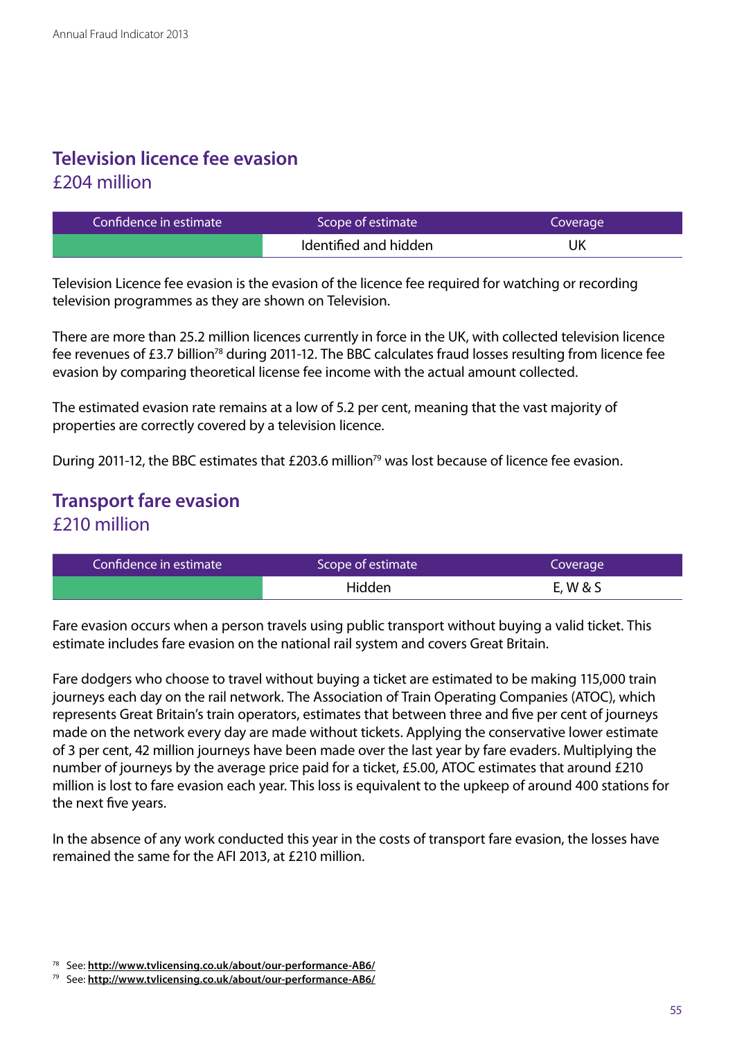## Television licence fee evasion

£204 million

| Confidence in estimate | Scope of estimate | Coverage |
|---|---|---|
| | Identified and hidden | UK |

Television Licence fee evasion is the evasion of the licence fee required for watching or recording television programmes as they are shown on Television.

There are more than 25.2 million licences currently in force in the UK, with collected television licence fee revenues of £3.7 billion[78] during 2011-12. The BBC calculates fraud losses resulting from licence fee evasion by comparing theoretical license fee income with the actual amount collected.

The estimated evasion rate remains at a low of 5.2 per cent, meaning that the vast majority of properties are correctly covered by a television licence.

During 2011-12, the BBC estimates that £203.6 million[79] was lost because of licence fee evasion.

## Transport fare evasion

£210 million

| Confidence in estimate | Scope of estimate | Coverage |
|---|---|---|
| | Hidden | E, W & S |

Fare evasion occurs when a person travels using public transport without buying a valid ticket. This estimate includes fare evasion on the national rail system and covers Great Britain.

Fare dodgers who choose to travel without buying a ticket are estimated to be making 115,000 train journeys each day on the rail network. The Association of Train Operating Companies (ATOC), which represents Great Britain's train operators, estimates that between three and five per cent of journeys made on the network every day are made without tickets. Applying the conservative lower estimate of 3 per cent, 42 million journeys have been made over the last year by fare evaders. Multiplying the number of journeys by the average price paid for a ticket, £5.00, ATOC estimates that around £210 million is lost to fare evasion each year. This loss is equivalent to the upkeep of around 400 stations for the next five years.

In the absence of any work conducted this year in the costs of transport fare evasion, the losses have remained the same for the AFI 2013, at £210 million.

---

[78] See: **http://www.tvlicensing.co.uk/about/our-performance-AB6/**

[79] See: **http://www.tvlicensing.co.uk/about/our-performance-AB6/**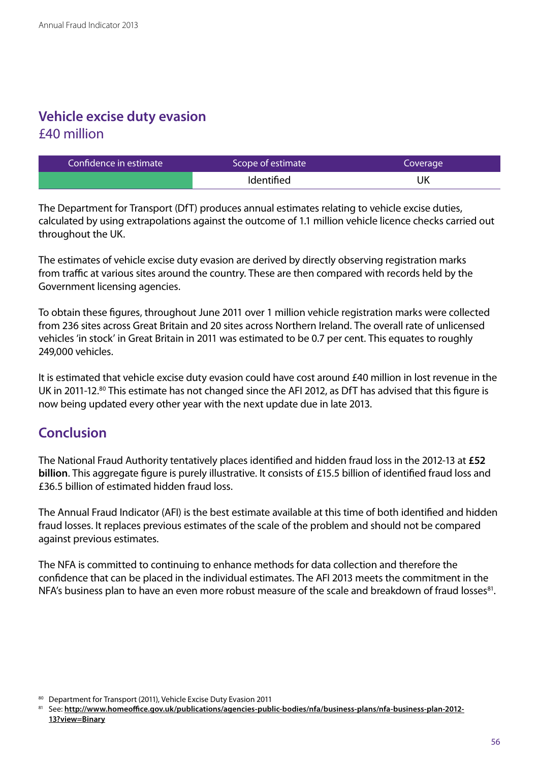## Vehicle excise duty evasion
£40 million

| Confidence in estimate | Scope of estimate | Coverage |
|---|---|---|
| | Identified | UK |

The Department for Transport (DfT) produces annual estimates relating to vehicle excise duties, calculated by using extrapolations against the outcome of 1.1 million vehicle licence checks carried out throughout the UK.

The estimates of vehicle excise duty evasion are derived by directly observing registration marks from traffic at various sites around the country. These are then compared with records held by the Government licensing agencies.

To obtain these figures, throughout June 2011 over 1 million vehicle registration marks were collected from 236 sites across Great Britain and 20 sites across Northern Ireland. The overall rate of unlicensed vehicles 'in stock' in Great Britain in 2011 was estimated to be 0.7 per cent. This equates to roughly 249,000 vehicles.

It is estimated that vehicle excise duty evasion could have cost around £40 million in lost revenue in the UK in 2011-12.[80] This estimate has not changed since the AFI 2012, as DfT has advised that this figure is now being updated every other year with the next update due in late 2013.

## Conclusion

The National Fraud Authority tentatively places identified and hidden fraud loss in the 2012-13 at **£52 billion**. This aggregate figure is purely illustrative. It consists of £15.5 billion of identified fraud loss and £36.5 billion of estimated hidden fraud loss.

The Annual Fraud Indicator (AFI) is the best estimate available at this time of both identified and hidden fraud losses. It replaces previous estimates of the scale of the problem and should not be compared against previous estimates.

The NFA is committed to continuing to enhance methods for data collection and therefore the confidence that can be placed in the individual estimates. The AFI 2013 meets the commitment in the NFA's business plan to have an even more robust measure of the scale and breakdown of fraud losses[81].

[80] Department for Transport (2011), Vehicle Excise Duty Evasion 2011

[81] See: **http://www.homeoffice.gov.uk/publications/agencies-public-bodies/nfa/business-plans/nfa-business-plan-2012-13?view=Binary**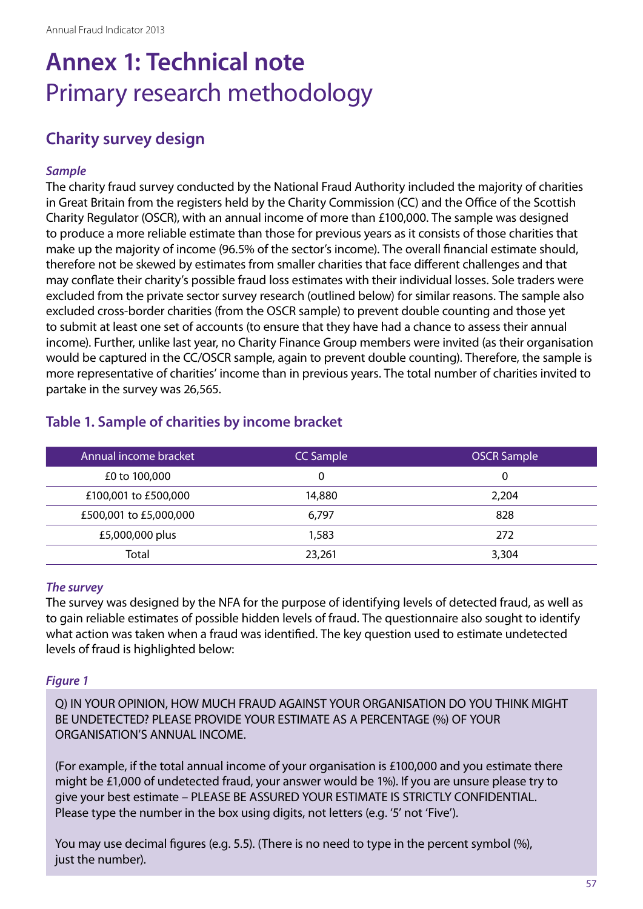# Annex 1: Technical note

## Primary research methodology

### Charity survey design

#### *Sample*

The charity fraud survey conducted by the National Fraud Authority included the majority of charities in Great Britain from the registers held by the Charity Commission (CC) and the Office of the Scottish Charity Regulator (OSCR), with an annual income of more than £100,000. The sample was designed to produce a more reliable estimate than those for previous years as it consists of those charities that make up the majority of income (96.5% of the sector's income). The overall financial estimate should, therefore not be skewed by estimates from smaller charities that face different challenges and that may conflate their charity's possible fraud loss estimates with their individual losses. Sole traders were excluded from the private sector survey research (outlined below) for similar reasons. The sample also excluded cross-border charities (from the OSCR sample) to prevent double counting and those yet to submit at least one set of accounts (to ensure that they have had a chance to assess their annual income). Further, unlike last year, no Charity Finance Group members were invited (as their organisation would be captured in the CC/OSCR sample, again to prevent double counting). Therefore, the sample is more representative of charities' income than in previous years. The total number of charities invited to partake in the survey was 26,565.

### Table 1. Sample of charities by income bracket

| Annual income bracket | CC Sample | OSCR Sample |
|---|---|---|
| £0 to 100,000 | 0 | 0 |
| £100,001 to £500,000 | 14,880 | 2,204 |
| £500,001 to £5,000,000 | 6,797 | 828 |
| £5,000,000 plus | 1,583 | 272 |
| Total | 23,261 | 3,304 |

#### *The survey*

The survey was designed by the NFA for the purpose of identifying levels of detected fraud, as well as to gain reliable estimates of possible hidden levels of fraud. The questionnaire also sought to identify what action was taken when a fraud was identified. The key question used to estimate undetected levels of fraud is highlighted below:

#### *Figure 1*

Q) IN YOUR OPINION, HOW MUCH FRAUD AGAINST YOUR ORGANISATION DO YOU THINK MIGHT BE UNDETECTED? PLEASE PROVIDE YOUR ESTIMATE AS A PERCENTAGE (%) OF YOUR ORGANISATION'S ANNUAL INCOME.

(For example, if the total annual income of your organisation is £100,000 and you estimate there might be £1,000 of undetected fraud, your answer would be 1%). If you are unsure please try to give your best estimate – PLEASE BE ASSURED YOUR ESTIMATE IS STRICTLY CONFIDENTIAL. Please type the number in the box using digits, not letters (e.g. '5' not 'Five').

You may use decimal figures (e.g. 5.5). (There is no need to type in the percent symbol (%), just the number).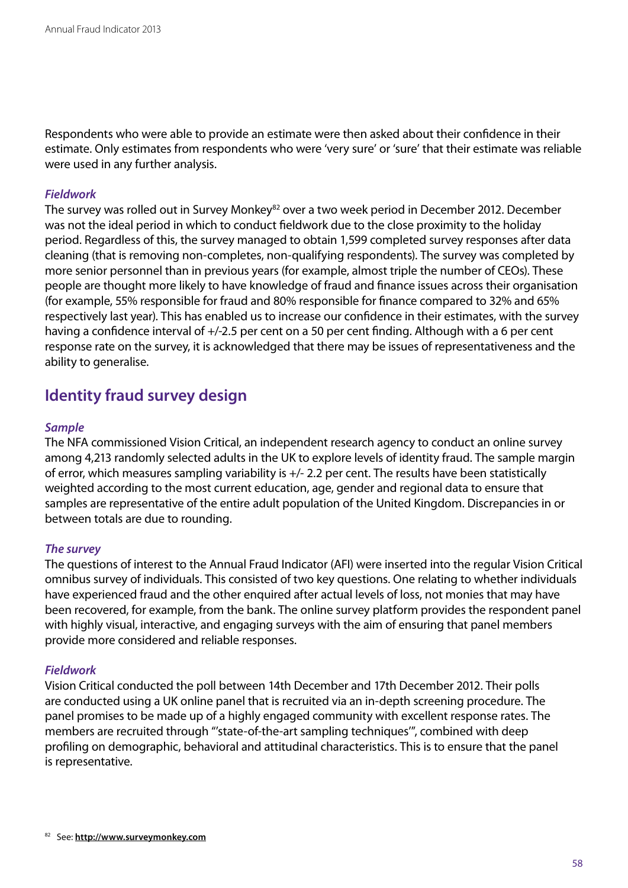Respondents who were able to provide an estimate were then asked about their confidence in their estimate. Only estimates from respondents who were 'very sure' or 'sure' that their estimate was reliable were used in any further analysis.

***Fieldwork***

The survey was rolled out in Survey Monkey[82] over a two week period in December 2012. December was not the ideal period in which to conduct fieldwork due to the close proximity to the holiday period. Regardless of this, the survey managed to obtain 1,599 completed survey responses after data cleaning (that is removing non-completes, non-qualifying respondents). The survey was completed by more senior personnel than in previous years (for example, almost triple the number of CEOs). These people are thought more likely to have knowledge of fraud and finance issues across their organisation (for example, 55% responsible for fraud and 80% responsible for finance compared to 32% and 65% respectively last year). This has enabled us to increase our confidence in their estimates, with the survey having a confidence interval of +/-2.5 per cent on a 50 per cent finding. Although with a 6 per cent response rate on the survey, it is acknowledged that there may be issues of representativeness and the ability to generalise.

## Identity fraud survey design

***Sample***

The NFA commissioned Vision Critical, an independent research agency to conduct an online survey among 4,213 randomly selected adults in the UK to explore levels of identity fraud. The sample margin of error, which measures sampling variability is +/- 2.2 per cent. The results have been statistically weighted according to the most current education, age, gender and regional data to ensure that samples are representative of the entire adult population of the United Kingdom. Discrepancies in or between totals are due to rounding.

***The survey***

The questions of interest to the Annual Fraud Indicator (AFI) were inserted into the regular Vision Critical omnibus survey of individuals. This consisted of two key questions. One relating to whether individuals have experienced fraud and the other enquired after actual levels of loss, not monies that may have been recovered, for example, from the bank. The online survey platform provides the respondent panel with highly visual, interactive, and engaging surveys with the aim of ensuring that panel members provide more considered and reliable responses.

***Fieldwork***

Vision Critical conducted the poll between 14th December and 17th December 2012. Their polls are conducted using a UK online panel that is recruited via an in-depth screening procedure. The panel promises to be made up of a highly engaged community with excellent response rates. The members are recruited through "'state-of-the-art sampling techniques'", combined with deep profiling on demographic, behavioral and attitudinal characteristics. This is to ensure that the panel is representative.

[82] See: **http://www.surveymonkey.com**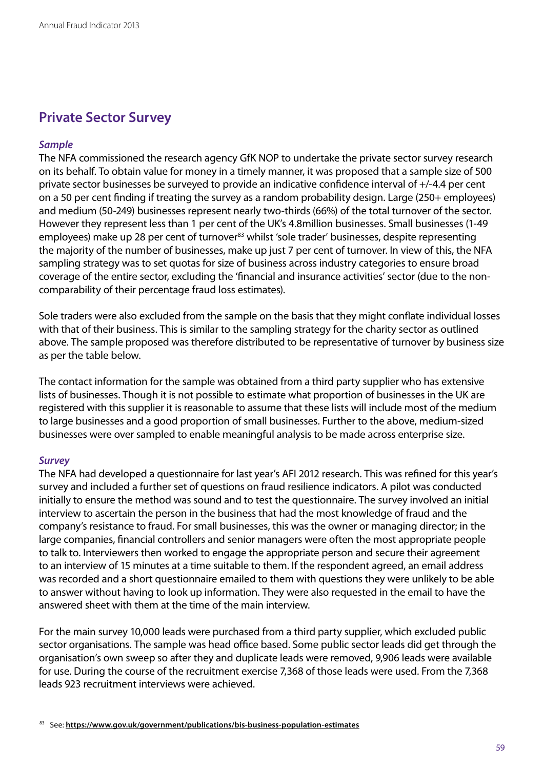## Private Sector Survey

### *Sample*

The NFA commissioned the research agency GfK NOP to undertake the private sector survey research on its behalf. To obtain value for money in a timely manner, it was proposed that a sample size of 500 private sector businesses be surveyed to provide an indicative confidence interval of +/-4.4 per cent on a 50 per cent finding if treating the survey as a random probability design. Large (250+ employees) and medium (50-249) businesses represent nearly two-thirds (66%) of the total turnover of the sector. However they represent less than 1 per cent of the UK's 4.8million businesses. Small businesses (1-49 employees) make up 28 per cent of turnover[83] whilst 'sole trader' businesses, despite representing the majority of the number of businesses, make up just 7 per cent of turnover. In view of this, the NFA sampling strategy was to set quotas for size of business across industry categories to ensure broad coverage of the entire sector, excluding the 'financial and insurance activities' sector (due to the non-comparability of their percentage fraud loss estimates).

Sole traders were also excluded from the sample on the basis that they might conflate individual losses with that of their business. This is similar to the sampling strategy for the charity sector as outlined above. The sample proposed was therefore distributed to be representative of turnover by business size as per the table below.

The contact information for the sample was obtained from a third party supplier who has extensive lists of businesses. Though it is not possible to estimate what proportion of businesses in the UK are registered with this supplier it is reasonable to assume that these lists will include most of the medium to large businesses and a good proportion of small businesses. Further to the above, medium-sized businesses were over sampled to enable meaningful analysis to be made across enterprise size.

### *Survey*

The NFA had developed a questionnaire for last year's AFI 2012 research. This was refined for this year's survey and included a further set of questions on fraud resilience indicators. A pilot was conducted initially to ensure the method was sound and to test the questionnaire. The survey involved an initial interview to ascertain the person in the business that had the most knowledge of fraud and the company's resistance to fraud. For small businesses, this was the owner or managing director; in the large companies, financial controllers and senior managers were often the most appropriate people to talk to. Interviewers then worked to engage the appropriate person and secure their agreement to an interview of 15 minutes at a time suitable to them. If the respondent agreed, an email address was recorded and a short questionnaire emailed to them with questions they were unlikely to be able to answer without having to look up information. They were also requested in the email to have the answered sheet with them at the time of the main interview.

For the main survey 10,000 leads were purchased from a third party supplier, which excluded public sector organisations. The sample was head office based. Some public sector leads did get through the organisation's own sweep so after they and duplicate leads were removed, 9,906 leads were available for use. During the course of the recruitment exercise 7,368 of those leads were used. From the 7,368 leads 923 recruitment interviews were achieved.

[83] See: **https://www.gov.uk/government/publications/bis-business-population-estimates**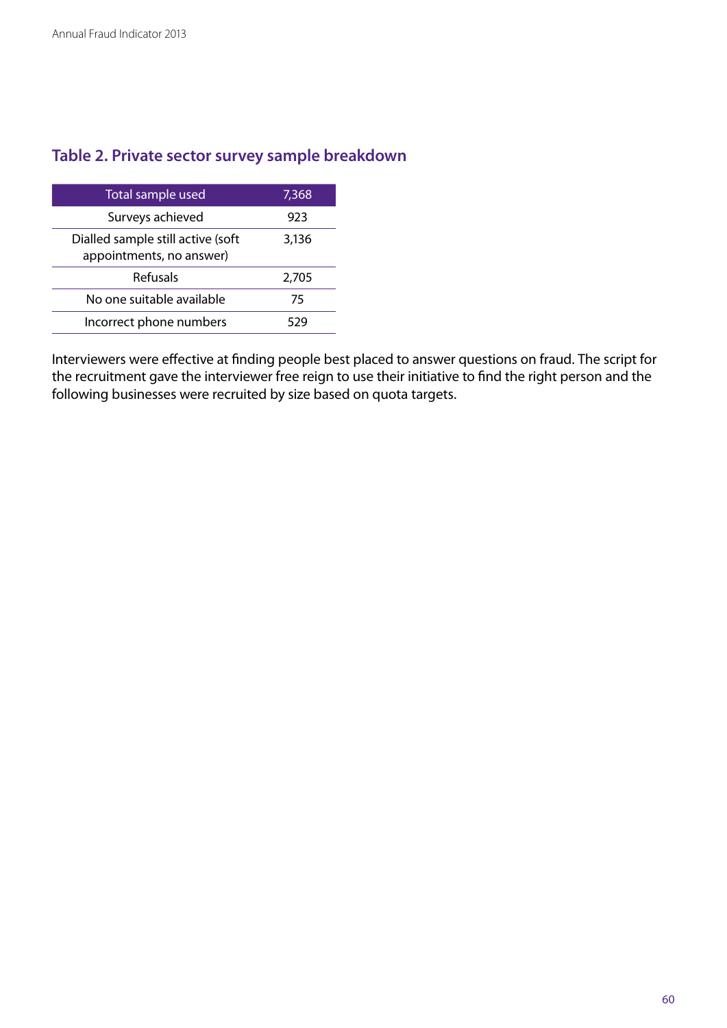### Table 2. Private sector survey sample breakdown

| Total sample used | 7,368 |
|---|---|
| Surveys achieved | 923 |
| Dialled sample still active (soft appointments, no answer) | 3,136 |
| Refusals | 2,705 |
| No one suitable available | 75 |
| Incorrect phone numbers | 529 |

Interviewers were effective at finding people best placed to answer questions on fraud. The script for the recruitment gave the interviewer free reign to use their initiative to find the right person and the following businesses were recruited by size based on quota targets.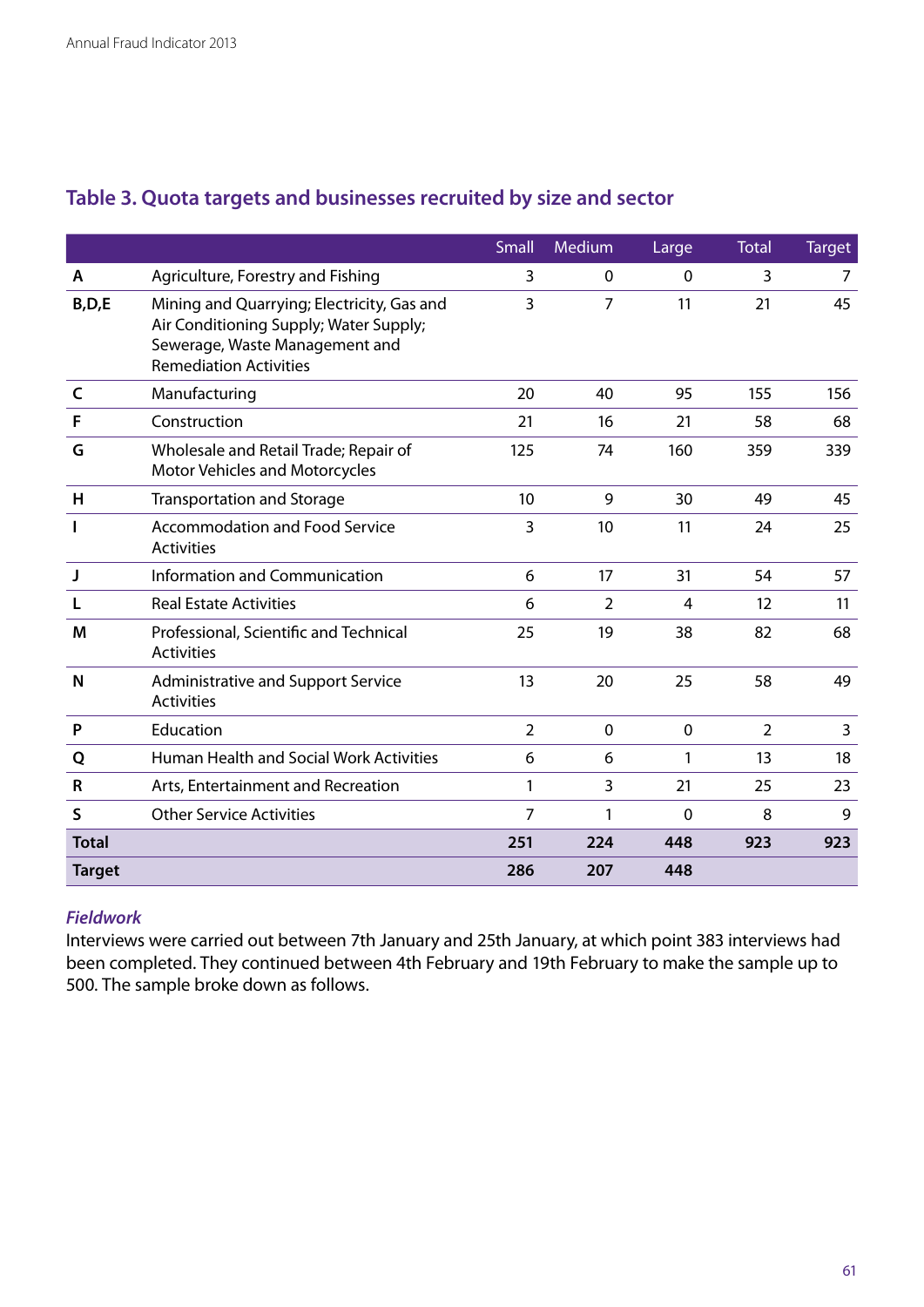## Table 3. Quota targets and businesses recruited by size and sector

| | | Small | Medium | Large | Total | Target |
|---|---|---|---|---|---|---|
| A | Agriculture, Forestry and Fishing | 3 | 0 | 0 | 3 | 7 |
| B,D,E | Mining and Quarrying; Electricity, Gas and Air Conditioning Supply; Water Supply; Sewerage, Waste Management and Remediation Activities | 3 | 7 | 11 | 21 | 45 |
| C | Manufacturing | 20 | 40 | 95 | 155 | 156 |
| F | Construction | 21 | 16 | 21 | 58 | 68 |
| G | Wholesale and Retail Trade; Repair of Motor Vehicles and Motorcycles | 125 | 74 | 160 | 359 | 339 |
| H | Transportation and Storage | 10 | 9 | 30 | 49 | 45 |
| I | Accommodation and Food Service Activities | 3 | 10 | 11 | 24 | 25 |
| J | Information and Communication | 6 | 17 | 31 | 54 | 57 |
| L | Real Estate Activities | 6 | 2 | 4 | 12 | 11 |
| M | Professional, Scientific and Technical Activities | 25 | 19 | 38 | 82 | 68 |
| N | Administrative and Support Service Activities | 13 | 20 | 25 | 58 | 49 |
| P | Education | 2 | 0 | 0 | 2 | 3 |
| Q | Human Health and Social Work Activities | 6 | 6 | 1 | 13 | 18 |
| R | Arts, Entertainment and Recreation | 1 | 3 | 21 | 25 | 23 |
| S | Other Service Activities | 7 | 1 | 0 | 8 | 9 |
| **Total** | | **251** | **224** | **448** | **923** | **923** |
| **Target** | | **286** | **207** | **448** | | |

### *Fieldwork*

Interviews were carried out between 7th January and 25th January, at which point 383 interviews had been completed. They continued between 4th February and 19th February to make the sample up to 500. The sample broke down as follows.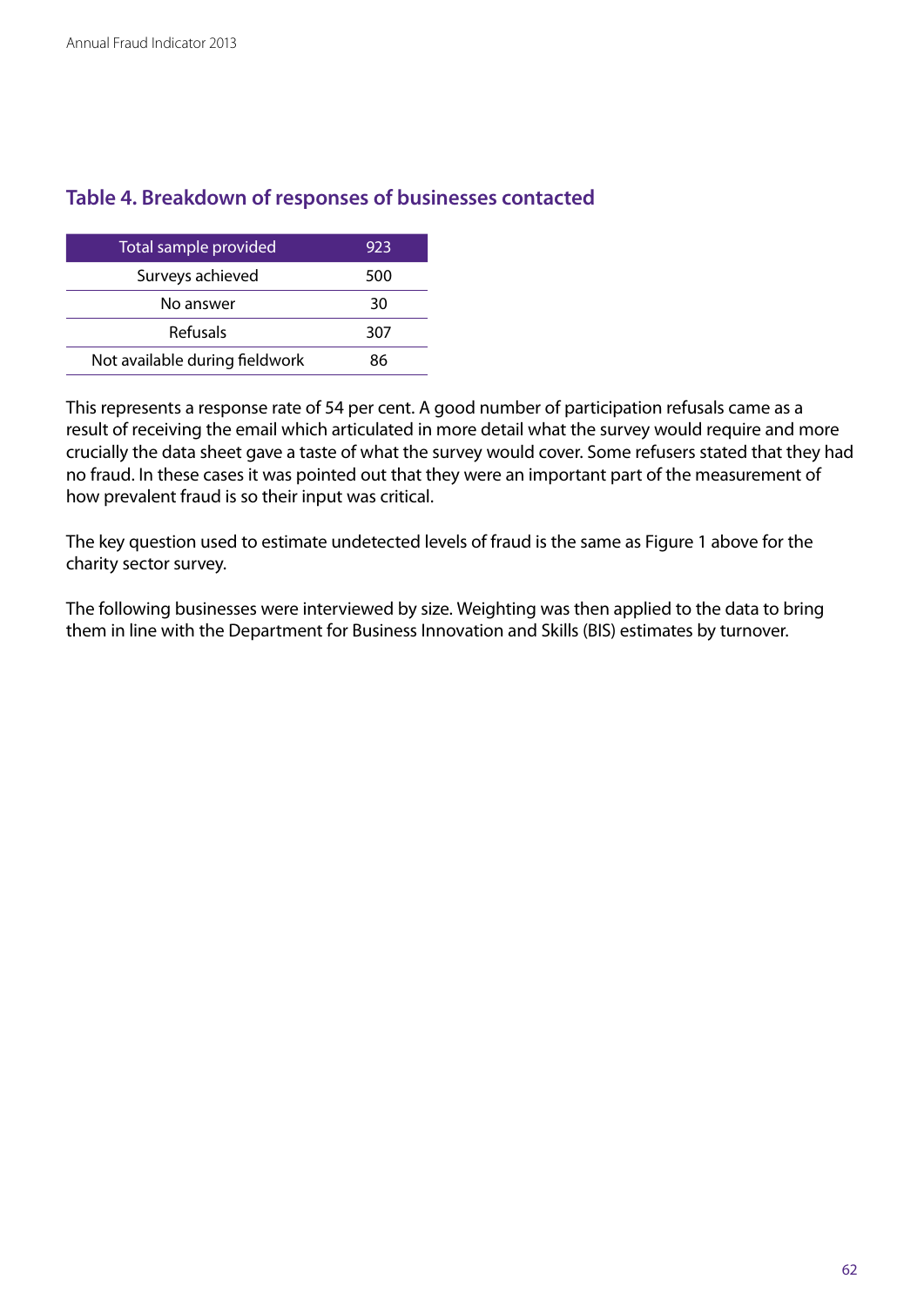## Table 4. Breakdown of responses of businesses contacted

| Total sample provided | 923 |
|---|---|
| Surveys achieved | 500 |
| No answer | 30 |
| Refusals | 307 |
| Not available during fieldwork | 86 |

This represents a response rate of 54 per cent. A good number of participation refusals came as a result of receiving the email which articulated in more detail what the survey would require and more crucially the data sheet gave a taste of what the survey would cover. Some refusers stated that they had no fraud. In these cases it was pointed out that they were an important part of the measurement of how prevalent fraud is so their input was critical.

The key question used to estimate undetected levels of fraud is the same as Figure 1 above for the charity sector survey.

The following businesses were interviewed by size. Weighting was then applied to the data to bring them in line with the Department for Business Innovation and Skills (BIS) estimates by turnover.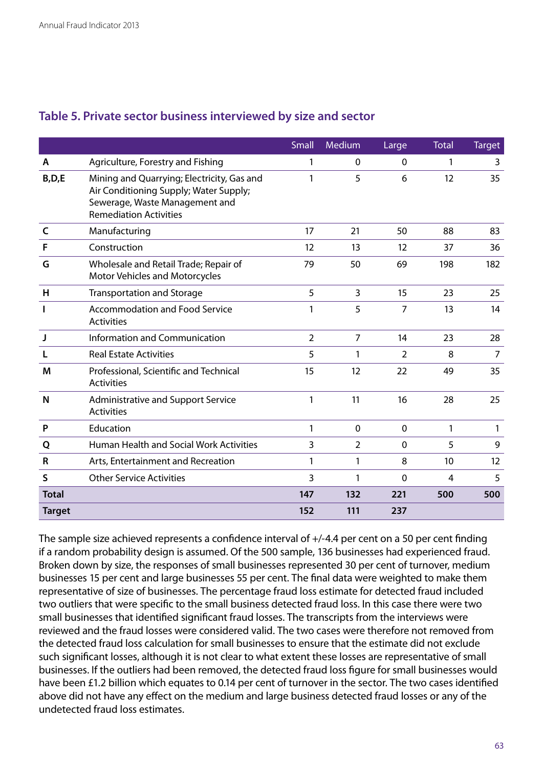### Table 5. Private sector business interviewed by size and sector

| | | Small | Medium | Large | Total | Target |
|---|---|---|---|---|---|---|
| **A** | Agriculture, Forestry and Fishing | 1 | 0 | 0 | 1 | 3 |
| **B,D,E** | Mining and Quarrying; Electricity, Gas and Air Conditioning Supply; Water Supply; Sewerage, Waste Management and Remediation Activities | 1 | 5 | 6 | 12 | 35 |
| **C** | Manufacturing | 17 | 21 | 50 | 88 | 83 |
| **F** | Construction | 12 | 13 | 12 | 37 | 36 |
| **G** | Wholesale and Retail Trade; Repair of Motor Vehicles and Motorcycles | 79 | 50 | 69 | 198 | 182 |
| **H** | Transportation and Storage | 5 | 3 | 15 | 23 | 25 |
| **I** | Accommodation and Food Service Activities | 1 | 5 | 7 | 13 | 14 |
| **J** | Information and Communication | 2 | 7 | 14 | 23 | 28 |
| **L** | Real Estate Activities | 5 | 1 | 2 | 8 | 7 |
| **M** | Professional, Scientific and Technical Activities | 15 | 12 | 22 | 49 | 35 |
| **N** | Administrative and Support Service Activities | 1 | 11 | 16 | 28 | 25 |
| **P** | Education | 1 | 0 | 0 | 1 | 1 |
| **Q** | Human Health and Social Work Activities | 3 | 2 | 0 | 5 | 9 |
| **R** | Arts, Entertainment and Recreation | 1 | 1 | 8 | 10 | 12 |
| **S** | Other Service Activities | 3 | 1 | 0 | 4 | 5 |
| **Total** | | **147** | **132** | **221** | **500** | **500** |
| **Target** | | **152** | **111** | **237** | | |

The sample size achieved represents a confidence interval of +/-4.4 per cent on a 50 per cent finding if a random probability design is assumed. Of the 500 sample, 136 businesses had experienced fraud. Broken down by size, the responses of small businesses represented 30 per cent of turnover, medium businesses 15 per cent and large businesses 55 per cent. The final data were weighted to make them representative of size of businesses. The percentage fraud loss estimate for detected fraud included two outliers that were specific to the small business detected fraud loss. In this case there were two small businesses that identified significant fraud losses. The transcripts from the interviews were reviewed and the fraud losses were considered valid. The two cases were therefore not removed from the detected fraud loss calculation for small businesses to ensure that the estimate did not exclude such significant losses, although it is not clear to what extent these losses are representative of small businesses. If the outliers had been removed, the detected fraud loss figure for small businesses would have been £1.2 billion which equates to 0.14 per cent of turnover in the sector. The two cases identified above did not have any effect on the medium and large business detected fraud losses or any of the undetected fraud loss estimates.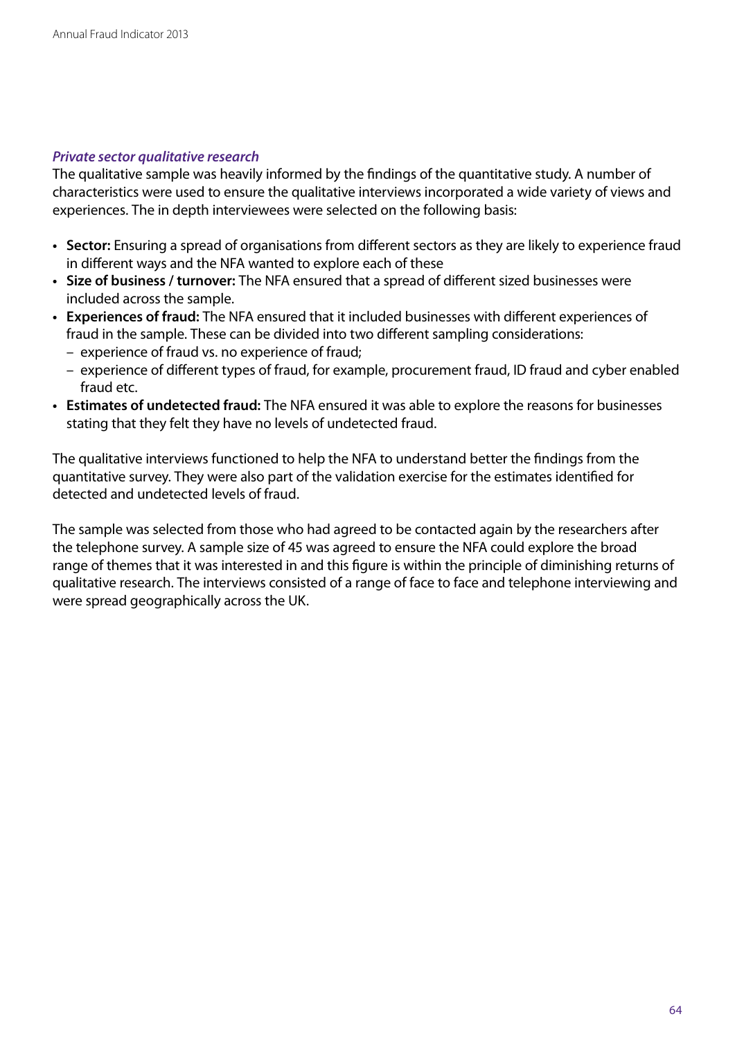***Private sector qualitative research***

The qualitative sample was heavily informed by the findings of the quantitative study. A number of characteristics were used to ensure the qualitative interviews incorporated a wide variety of views and experiences. The in depth interviewees were selected on the following basis:

- **Sector:** Ensuring a spread of organisations from different sectors as they are likely to experience fraud in different ways and the NFA wanted to explore each of these
- **Size of business / turnover:** The NFA ensured that a spread of different sized businesses were included across the sample.
- **Experiences of fraud:** The NFA ensured that it included businesses with different experiences of fraud in the sample. These can be divided into two different sampling considerations:
  - experience of fraud vs. no experience of fraud;
  - experience of different types of fraud, for example, procurement fraud, ID fraud and cyber enabled fraud etc.
- **Estimates of undetected fraud:** The NFA ensured it was able to explore the reasons for businesses stating that they felt they have no levels of undetected fraud.

The qualitative interviews functioned to help the NFA to understand better the findings from the quantitative survey. They were also part of the validation exercise for the estimates identified for detected and undetected levels of fraud.

The sample was selected from those who had agreed to be contacted again by the researchers after the telephone survey. A sample size of 45 was agreed to ensure the NFA could explore the broad range of themes that it was interested in and this figure is within the principle of diminishing returns of qualitative research. The interviews consisted of a range of face to face and telephone interviewing and were spread geographically across the UK.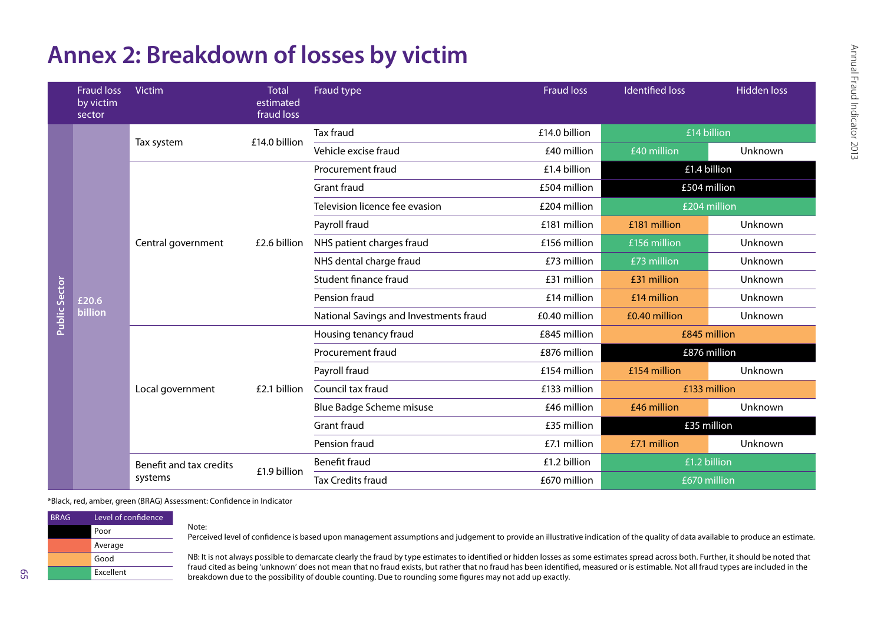# Annex 2: Breakdown of losses by victim

| | Fraud loss by victim sector | Victim | Total estimated fraud loss | Fraud type | Fraud loss | Identified loss | Hidden loss |
|---|---|---|---|---|---|---|---|
| Public Sector | £20.6 billion | Tax system | £14.0 billion | Tax fraud | £14.0 billion | £14 billion | |
| | | | | Vehicle excise fraud | £40 million | £40 million | Unknown |
| | | Central government | £2.6 billion | Procurement fraud | £1.4 billion | £1.4 billion | |
| | | | | Grant fraud | £504 million | £504 million | |
| | | | | Television licence fee evasion | £204 million | £204 million | |
| | | | | Payroll fraud | £181 million | £181 million | Unknown |
| | | | | NHS patient charges fraud | £156 million | £156 million | Unknown |
| | | | | NHS dental charge fraud | £73 million | £73 million | Unknown |
| | | | | Student finance fraud | £31 million | £31 million | Unknown |
| | | | | Pension fraud | £14 million | £14 million | Unknown |
| | | | | National Savings and Investments fraud | £0.40 million | £0.40 million | Unknown |
| | | Local government | £2.1 billion | Housing tenancy fraud | £845 million | £845 million | |
| | | | | Procurement fraud | £876 million | £876 million | |
| | | | | Payroll fraud | £154 million | £154 million | Unknown |
| | | | | Council tax fraud | £133 million | £133 million | |
| | | | | Blue Badge Scheme misuse | £46 million | £46 million | Unknown |
| | | | | Grant fraud | £35 million | £35 million | |
| | | | | Pension fraud | £7.1 million | £7.1 million | Unknown |
| | | Benefit and tax credits systems | £1.9 billion | Benefit fraud | £1.2 billion | £1.2 billion | |
| | | | | Tax Credits fraud | £670 million | £670 million | |

*Black, red, amber, green (BRAG) Assessment: Confidence in Indicator

| BRAG | Level of confidence |
|---|---|
| Black | Poor |
| Red | Average |
| Amber | Good |
| Green | Excellent |

Note:
Perceived level of confidence is based upon management assumptions and judgement to provide an illustrative indication of the quality of data available to produce an estimate.

NB: It is not always possible to demarcate clearly the fraud by type estimates to identified or hidden losses as some estimates spread across both. Further, it should be noted that fraud cited as being 'unknown' does not mean that no fraud exists, but rather that no fraud has been identified, measured or is estimable. Not all fraud types are included in the breakdown due to the possibility of double counting. Due to rounding some figures may not add up exactly.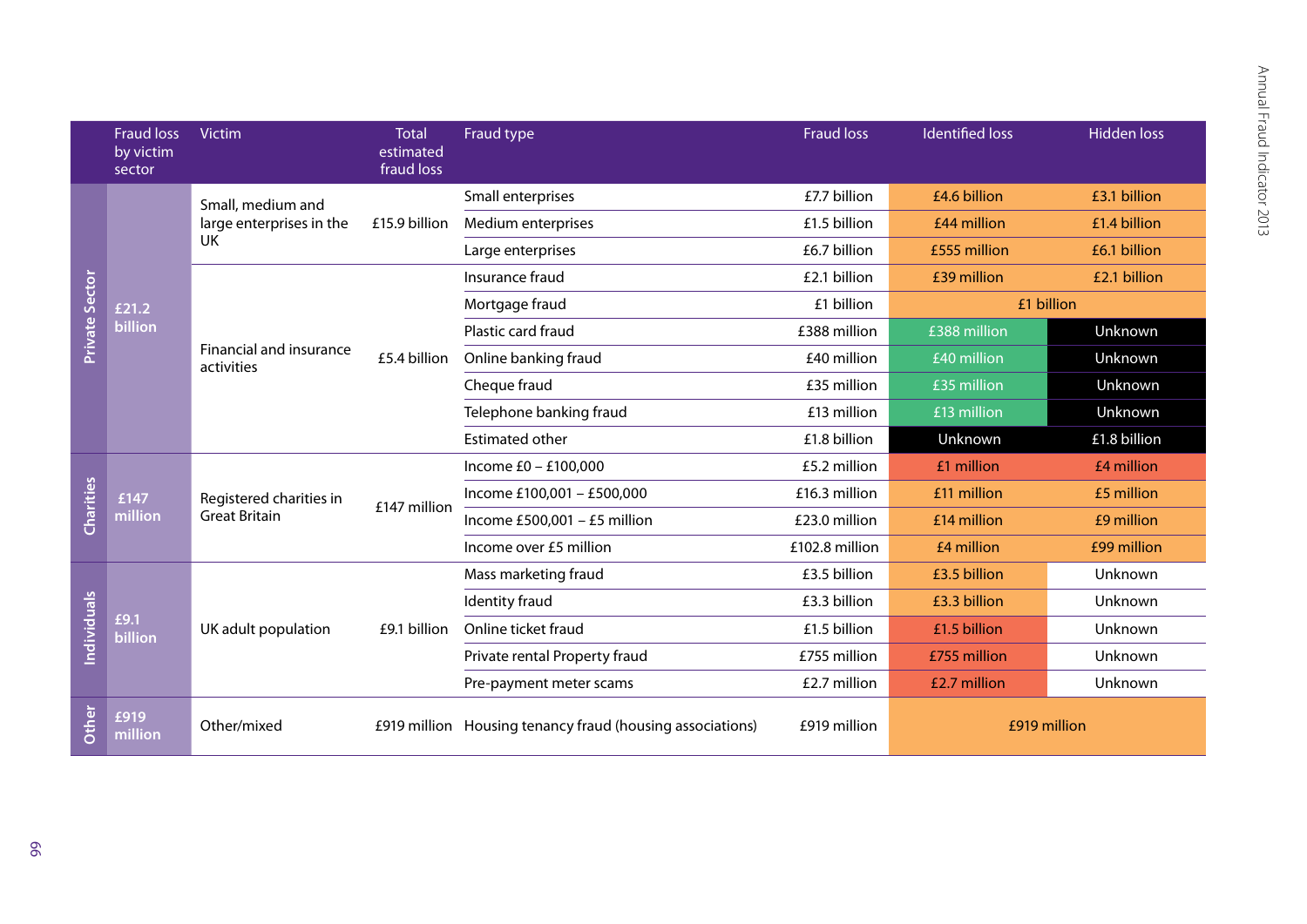| | Fraud loss by victim sector | Victim | Total estimated fraud loss | Fraud type | Fraud loss | Identified loss | Hidden loss |
|---|---|---|---|---|---|---|---|
| Private Sector | £21.2 billion | Small, medium and large enterprises in the UK | £15.9 billion | Small enterprises | £7.7 billion | £4.6 billion | £3.1 billion |
| | | | | Medium enterprises | £1.5 billion | £44 million | £1.4 billion |
| | | | | Large enterprises | £6.7 billion | £555 million | £6.1 billion |
| | | Financial and insurance activities | £5.4 billion | Insurance fraud | £2.1 billion | £39 million | £2.1 billion |
| | | | | Mortgage fraud | £1 billion | £1 billion | |
| | | | | Plastic card fraud | £388 million | £388 million | Unknown |
| | | | | Online banking fraud | £40 million | £40 million | Unknown |
| | | | | Cheque fraud | £35 million | £35 million | Unknown |
| | | | | Telephone banking fraud | £13 million | £13 million | Unknown |
| | | | | Estimated other | £1.8 billion | Unknown | £1.8 billion |
| Charities | £147 million | Registered charities in Great Britain | £147 million | Income £0 – £100,000 | £5.2 million | £1 million | £4 million |
| | | | | Income £100,001 – £500,000 | £16.3 million | £11 million | £5 million |
| | | | | Income £500,001 – £5 million | £23.0 million | £14 million | £9 million |
| | | | | Income over £5 million | £102.8 million | £4 million | £99 million |
| Individuals | £9.1 billion | UK adult population | £9.1 billion | Mass marketing fraud | £3.5 billion | £3.5 billion | Unknown |
| | | | | Identity fraud | £3.3 billion | £3.3 billion | Unknown |
| | | | | Online ticket fraud | £1.5 billion | £1.5 billion | Unknown |
| | | | | Private rental Property fraud | £755 million | £755 million | Unknown |
| | | | | Pre-payment meter scams | £2.7 million | £2.7 million | Unknown |
| Other | £919 million | Other/mixed | £919 million | Housing tenancy fraud (housing associations) | £919 million | £919 million | |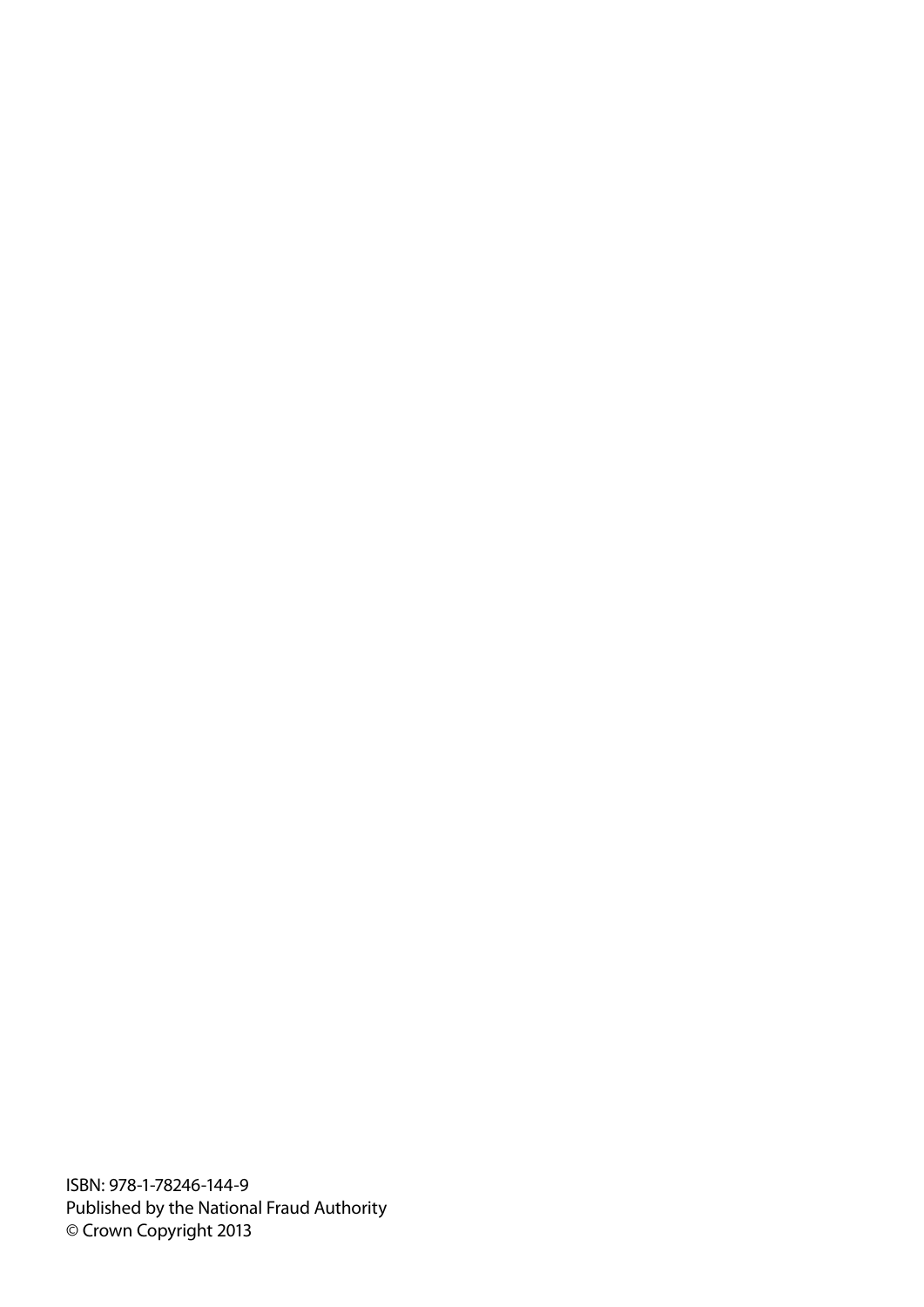ISBN: 978-1-78246-144-9
Published by the National Fraud Authority
© Crown Copyright 2013